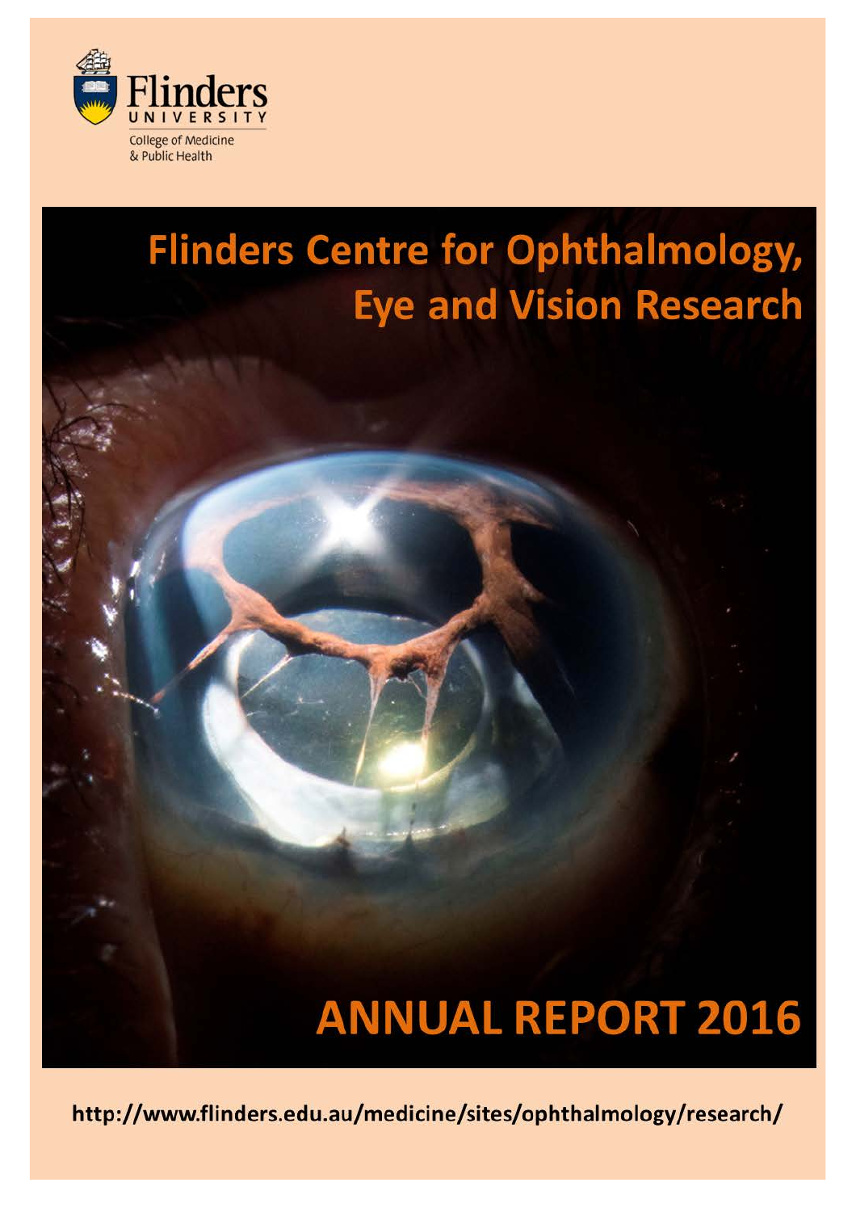Flinders UNIVERSITY

College of Medicine & Public Health

# Flinders Centre for Ophthalmology, Eye and Vision Research

# ANNUAL REPORT 2016

http://www.flinders.edu.au/medicine/sites/ophthalmology/research/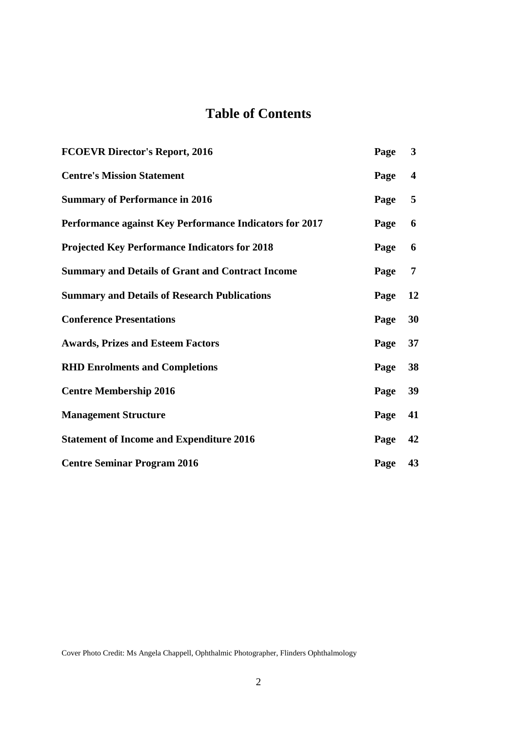# Table of Contents

| | | |
|---|---|---|
| **FCOEVR Director's Report, 2016** | **Page** | **3** |
| **Centre's Mission Statement** | **Page** | **4** |
| **Summary of Performance in 2016** | **Page** | **5** |
| **Performance against Key Performance Indicators for 2017** | **Page** | **6** |
| **Projected Key Performance Indicators for 2018** | **Page** | **6** |
| **Summary and Details of Grant and Contract Income** | **Page** | **7** |
| **Summary and Details of Research Publications** | **Page** | **12** |
| **Conference Presentations** | **Page** | **30** |
| **Awards, Prizes and Esteem Factors** | **Page** | **37** |
| **RHD Enrolments and Completions** | **Page** | **38** |
| **Centre Membership 2016** | **Page** | **39** |
| **Management Structure** | **Page** | **41** |
| **Statement of Income and Expenditure 2016** | **Page** | **42** |
| **Centre Seminar Program 2016** | **Page** | **43** |

Cover Photo Credit: Ms Angela Chappell, Ophthalmic Photographer, Flinders Ophthalmology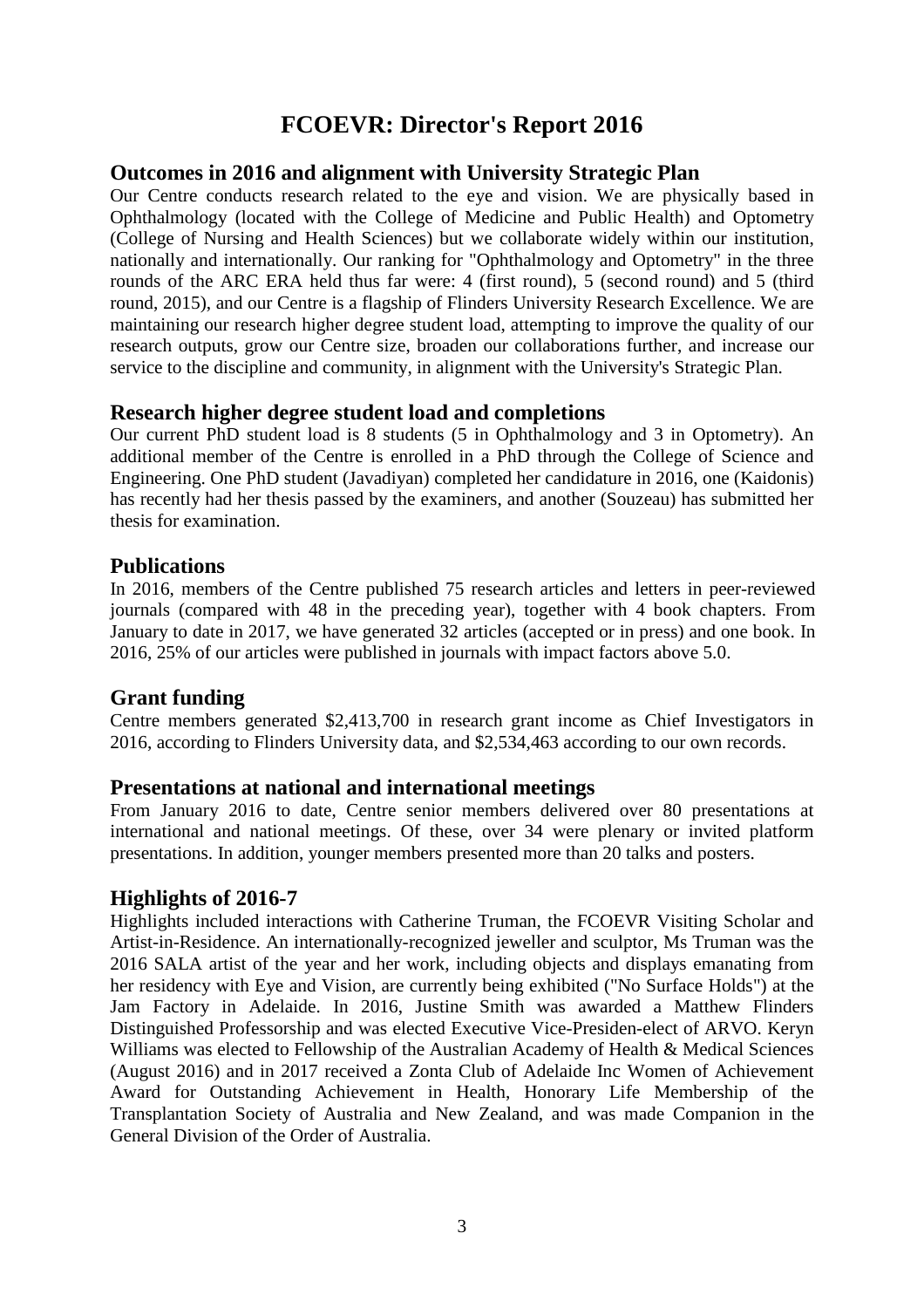# FCOEVR: Director's Report 2016

## Outcomes in 2016 and alignment with University Strategic Plan

Our Centre conducts research related to the eye and vision. We are physically based in Ophthalmology (located with the College of Medicine and Public Health) and Optometry (College of Nursing and Health Sciences) but we collaborate widely within our institution, nationally and internationally. Our ranking for "Ophthalmology and Optometry" in the three rounds of the ARC ERA held thus far were: 4 (first round), 5 (second round) and 5 (third round, 2015), and our Centre is a flagship of Flinders University Research Excellence. We are maintaining our research higher degree student load, attempting to improve the quality of our research outputs, grow our Centre size, broaden our collaborations further, and increase our service to the discipline and community, in alignment with the University's Strategic Plan.

## Research higher degree student load and completions

Our current PhD student load is 8 students (5 in Ophthalmology and 3 in Optometry). An additional member of the Centre is enrolled in a PhD through the College of Science and Engineering. One PhD student (Javadiyan) completed her candidature in 2016, one (Kaidonis) has recently had her thesis passed by the examiners, and another (Souzeau) has submitted her thesis for examination.

## Publications

In 2016, members of the Centre published 75 research articles and letters in peer-reviewed journals (compared with 48 in the preceding year), together with 4 book chapters. From January to date in 2017, we have generated 32 articles (accepted or in press) and one book. In 2016, 25% of our articles were published in journals with impact factors above 5.0.

## Grant funding

Centre members generated $2,413,700 in research grant income as Chief Investigators in 2016, according to Flinders University data, and $2,534,463 according to our own records.

## Presentations at national and international meetings

From January 2016 to date, Centre senior members delivered over 80 presentations at international and national meetings. Of these, over 34 were plenary or invited platform presentations. In addition, younger members presented more than 20 talks and posters.

## Highlights of 2016-7

Highlights included interactions with Catherine Truman, the FCOEVR Visiting Scholar and Artist-in-Residence. An internationally-recognized jeweller and sculptor, Ms Truman was the 2016 SALA artist of the year and her work, including objects and displays emanating from her residency with Eye and Vision, are currently being exhibited ("No Surface Holds") at the Jam Factory in Adelaide. In 2016, Justine Smith was awarded a Matthew Flinders Distinguished Professorship and was elected Executive Vice-Presiden-elect of ARVO. Keryn Williams was elected to Fellowship of the Australian Academy of Health & Medical Sciences (August 2016) and in 2017 received a Zonta Club of Adelaide Inc Women of Achievement Award for Outstanding Achievement in Health, Honorary Life Membership of the Transplantation Society of Australia and New Zealand, and was made Companion in the General Division of the Order of Australia.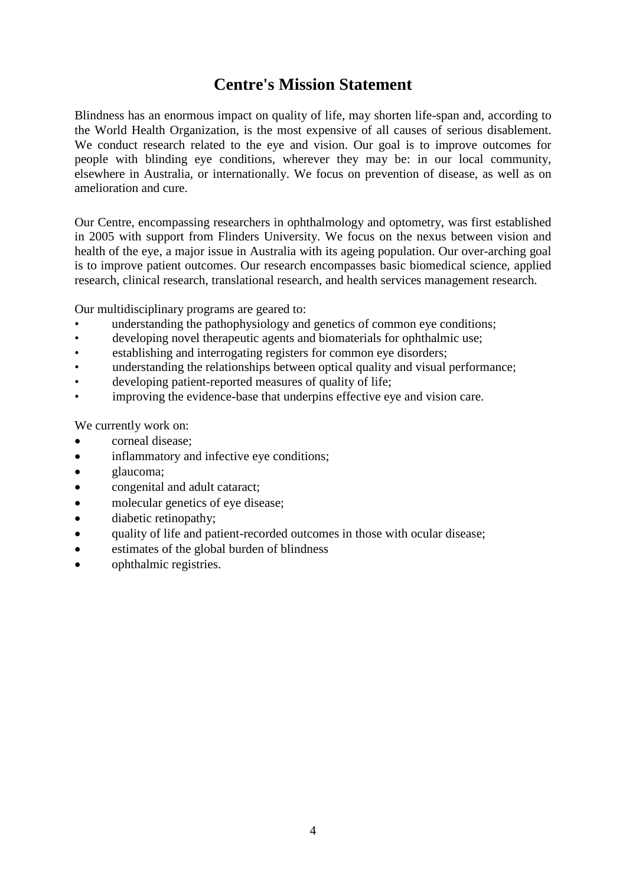# Centre's Mission Statement

Blindness has an enormous impact on quality of life, may shorten life-span and, according to the World Health Organization, is the most expensive of all causes of serious disablement. We conduct research related to the eye and vision. Our goal is to improve outcomes for people with blinding eye conditions, wherever they may be: in our local community, elsewhere in Australia, or internationally. We focus on prevention of disease, as well as on amelioration and cure.

Our Centre, encompassing researchers in ophthalmology and optometry, was first established in 2005 with support from Flinders University. We focus on the nexus between vision and health of the eye, a major issue in Australia with its ageing population. Our over-arching goal is to improve patient outcomes. Our research encompasses basic biomedical science, applied research, clinical research, translational research, and health services management research.

Our multidisciplinary programs are geared to:

- understanding the pathophysiology and genetics of common eye conditions;
- developing novel therapeutic agents and biomaterials for ophthalmic use;
- establishing and interrogating registers for common eye disorders;
- understanding the relationships between optical quality and visual performance;
- developing patient-reported measures of quality of life;
- improving the evidence-base that underpins effective eye and vision care.

We currently work on:

- corneal disease;
- inflammatory and infective eye conditions;
- glaucoma;
- congenital and adult cataract;
- molecular genetics of eye disease;
- diabetic retinopathy;
- quality of life and patient-recorded outcomes in those with ocular disease;
- estimates of the global burden of blindness
- ophthalmic registries.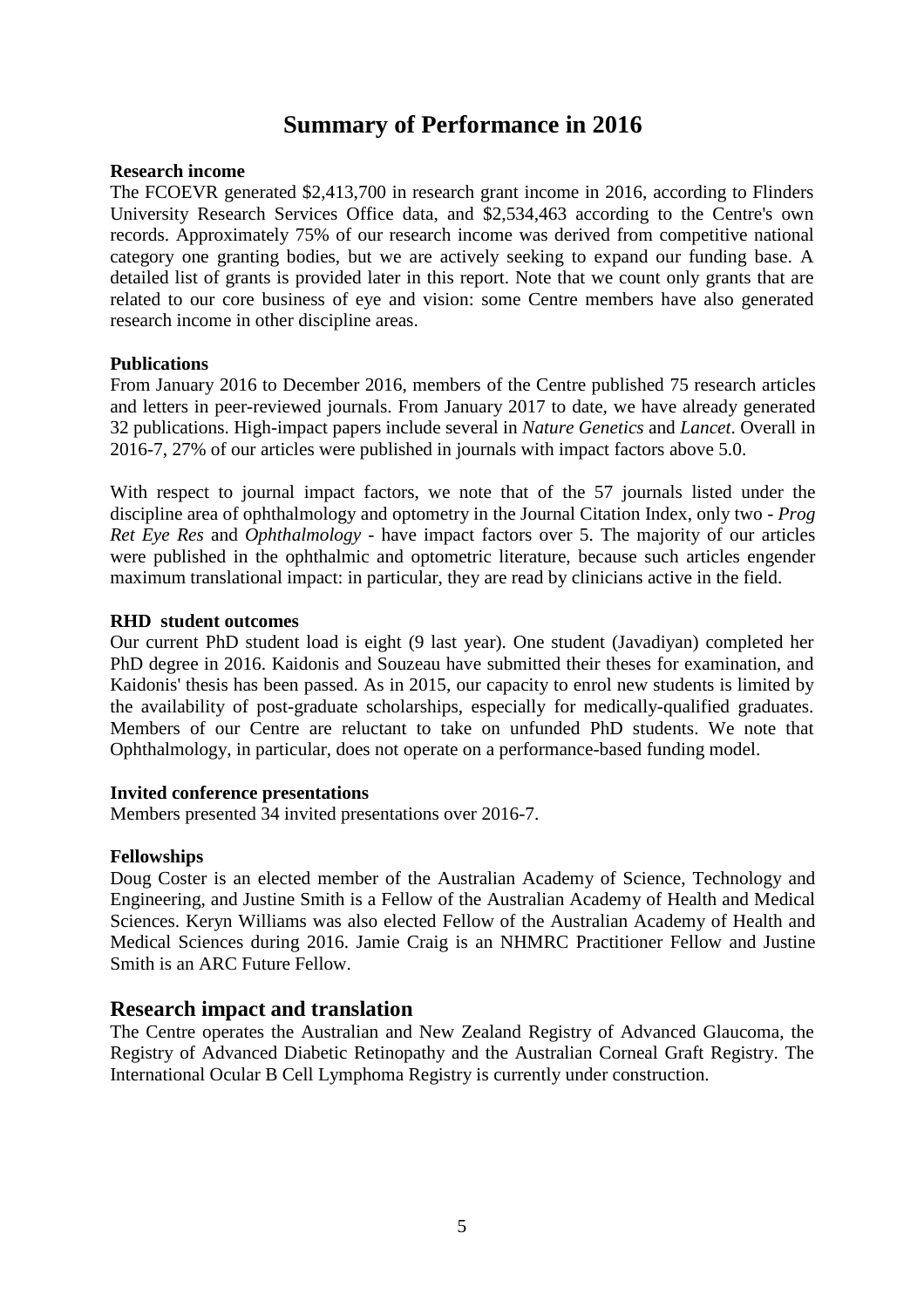# Summary of Performance in 2016

**Research income**

The FCOEVR generated \$2,413,700 in research grant income in 2016, according to Flinders University Research Services Office data, and \$2,534,463 according to the Centre's own records. Approximately 75% of our research income was derived from competitive national category one granting bodies, but we are actively seeking to expand our funding base. A detailed list of grants is provided later in this report. Note that we count only grants that are related to our core business of eye and vision: some Centre members have also generated research income in other discipline areas.

**Publications**

From January 2016 to December 2016, members of the Centre published 75 research articles and letters in peer-reviewed journals. From January 2017 to date, we have already generated 32 publications. High-impact papers include several in *Nature Genetics* and *Lancet*. Overall in 2016-7, 27% of our articles were published in journals with impact factors above 5.0.

With respect to journal impact factors, we note that of the 57 journals listed under the discipline area of ophthalmology and optometry in the Journal Citation Index, only two - *Prog Ret Eye Res* and *Ophthalmology* - have impact factors over 5. The majority of our articles were published in the ophthalmic and optometric literature, because such articles engender maximum translational impact: in particular, they are read by clinicians active in the field.

**RHD student outcomes**

Our current PhD student load is eight (9 last year). One student (Javadiyan) completed her PhD degree in 2016. Kaidonis and Souzeau have submitted their theses for examination, and Kaidonis' thesis has been passed. As in 2015, our capacity to enrol new students is limited by the availability of post-graduate scholarships, especially for medically-qualified graduates. Members of our Centre are reluctant to take on unfunded PhD students. We note that Ophthalmology, in particular, does not operate on a performance-based funding model.

**Invited conference presentations**

Members presented 34 invited presentations over 2016-7.

**Fellowships**

Doug Coster is an elected member of the Australian Academy of Science, Technology and Engineering, and Justine Smith is a Fellow of the Australian Academy of Health and Medical Sciences. Keryn Williams was also elected Fellow of the Australian Academy of Health and Medical Sciences during 2016. Jamie Craig is an NHMRC Practitioner Fellow and Justine Smith is an ARC Future Fellow.

## Research impact and translation

The Centre operates the Australian and New Zealand Registry of Advanced Glaucoma, the Registry of Advanced Diabetic Retinopathy and the Australian Corneal Graft Registry. The International Ocular B Cell Lymphoma Registry is currently under construction.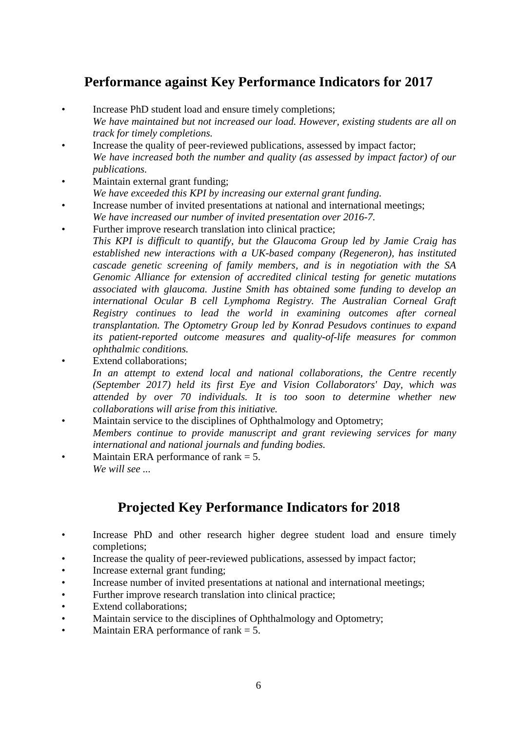## Performance against Key Performance Indicators for 2017

- Increase PhD student load and ensure timely completions;
  *We have maintained but not increased our load. However, existing students are all on track for timely completions.*
- Increase the quality of peer-reviewed publications, assessed by impact factor;
  *We have increased both the number and quality (as assessed by impact factor) of our publications.*
- Maintain external grant funding;
  *We have exceeded this KPI by increasing our external grant funding.*
- Increase number of invited presentations at national and international meetings;
  *We have increased our number of invited presentation over 2016-7.*
- Further improve research translation into clinical practice;
  *This KPI is difficult to quantify, but the Glaucoma Group led by Jamie Craig has established new interactions with a UK-based company (Regeneron), has instituted cascade genetic screening of family members, and is in negotiation with the SA Genomic Alliance for extension of accredited clinical testing for genetic mutations associated with glaucoma. Justine Smith has obtained some funding to develop an international Ocular B cell Lymphoma Registry. The Australian Corneal Graft Registry continues to lead the world in examining outcomes after corneal transplantation. The Optometry Group led by Konrad Pesudovs continues to expand its patient-reported outcome measures and quality-of-life measures for common ophthalmic conditions.*
- Extend collaborations;
  *In an attempt to extend local and national collaborations, the Centre recently (September 2017) held its first Eye and Vision Collaborators' Day, which was attended by over 70 individuals. It is too soon to determine whether new collaborations will arise from this initiative.*
- Maintain service to the disciplines of Ophthalmology and Optometry;
  *Members continue to provide manuscript and grant reviewing services for many international and national journals and funding bodies.*
- Maintain ERA performance of rank = 5.
  *We will see ...*

## Projected Key Performance Indicators for 2018

- Increase PhD and other research higher degree student load and ensure timely completions;
- Increase the quality of peer-reviewed publications, assessed by impact factor;
- Increase external grant funding;
- Increase number of invited presentations at national and international meetings;
- Further improve research translation into clinical practice;
- Extend collaborations;
- Maintain service to the disciplines of Ophthalmology and Optometry;
- Maintain ERA performance of rank = 5.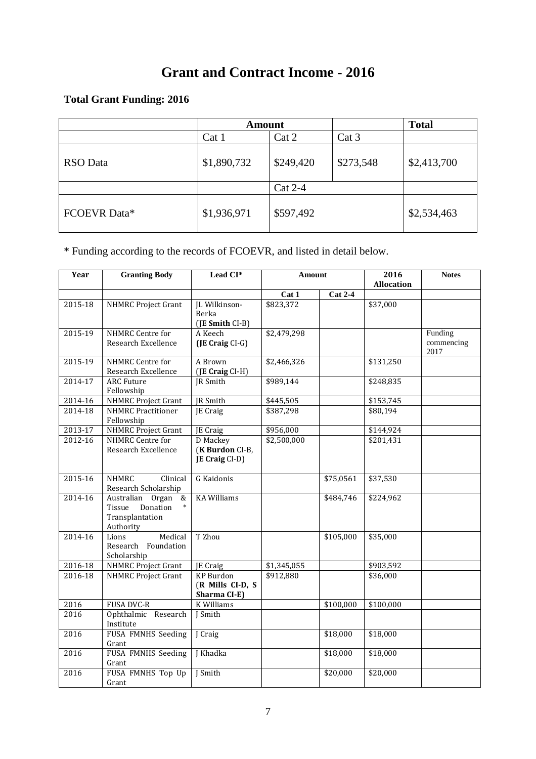# Grant and Contract Income - 2016

## Total Grant Funding: 2016

| | Amount | | | Total |
|---|---|---|---|---|
| | Cat 1 | Cat 2 | Cat 3 | |
| RSO Data | $1,890,732 | $249,420 | $273,548 | $2,413,700 |
| | | Cat 2-4 | | |
| FCOEVR Data* | $1,936,971 | $597,492 | | $2,534,463 |

* Funding according to the records of FCOEVR, and listed in detail below.

| Year | Granting Body | Lead CI* | Amount | | 2016 Allocation | Notes |
|---|---|---|---|---|---|---|
| | | | Cat 1 | Cat 2-4 | | |
| 2015-18 | NHMRC Project Grant | JL Wilkinson-Berka (**JE Smith** CI-B) | $823,372 | | $37,000 | |
| 2015-19 | NHMRC Centre for Research Excellence | A Keech **(JE Craig** CI-G) | $2,479,298 | | | Funding commencing 2017 |
| 2015-19 | NHMRC Centre for Research Excellence | A Brown (**JE Craig** CI-H) | $2,466,326 | | $131,250 | |
| 2014-17 | ARC Future Fellowship | JR Smith | $989,144 | | $248,835 | |
| 2014-16 | NHMRC Project Grant | JR Smith | $445,505 | | $153,745 | |
| 2014-18 | NHMRC Practitioner Fellowship | JE Craig | $387,298 | | $80,194 | |
| 2013-17 | NHMRC Project Grant | JE Craig | $956,000 | | $144,924 | |
| 2012-16 | NHMRC Centre for Research Excellence | D Mackey (**K Burdon** CI-B, **JE Craig** CI-D) | $2,500,000 | | $201,431 | |
| 2015-16 | NHMRC Clinical Research Scholarship | G Kaidonis | | $75,0561 | $37,530 | |
| 2014-16 | Australian Organ & Tissue Donation * Transplantation Authority | KA Williams | | $484,746 | $224,962 | |
| 2014-16 | Lions Medical Research Foundation Scholarship | T Zhou | | $105,000 | $35,000 | |
| 2016-18 | NHMRC Project Grant | JE Craig | $1,345,055 | | $903,592 | |
| 2016-18 | NHMRC Project Grant | KP Burdon (**R Mills CI-D, S Sharma CI-E)** | $912,880 | | $36,000 | |
| 2016 | FUSA DVC-R | K Williams | | $100,000 | $100,000 | |
| 2016 | Ophthalmic Research Institute | J Smith | | | | |
| 2016 | FUSA FMNHS Seeding Grant | J Craig | | $18,000 | $18,000 | |
| 2016 | FUSA FMNHS Seeding Grant | J Khadka | | $18,000 | $18,000 | |
| 2016 | FUSA FMNHS Top Up Grant | J Smith | | $20,000 | $20,000 | |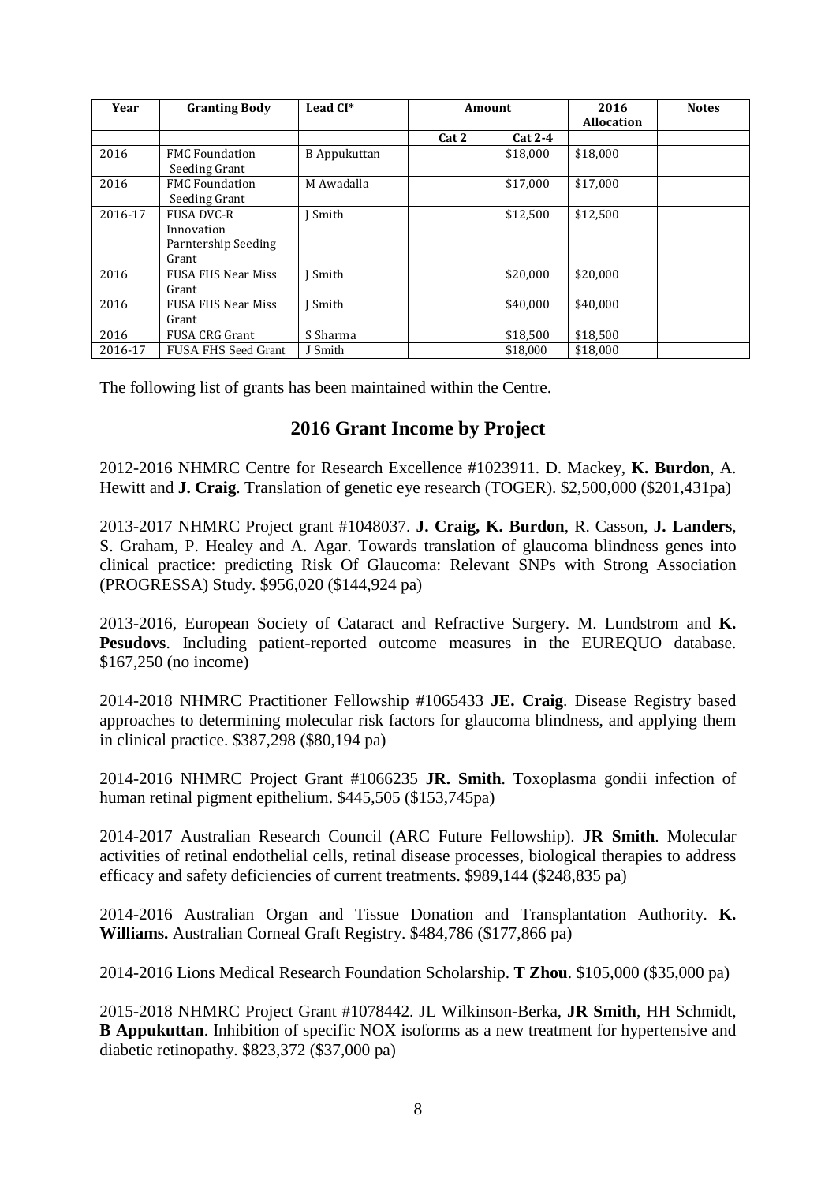| Year | Granting Body | Lead CI* | Amount | | 2016 Allocation | Notes |
|---|---|---|---|---|---|---|
| | | | Cat 2 | Cat 2-4 | | |
| 2016 | FMC Foundation Seeding Grant | B Appukuttan | | $18,000 | $18,000 | |
| 2016 | FMC Foundation Seeding Grant | M Awadalla | | $17,000 | $17,000 | |
| 2016-17 | FUSA DVC-R Innovation Parntership Seeding Grant | J Smith | | $12,500 | $12,500 | |
| 2016 | FUSA FHS Near Miss Grant | J Smith | | $20,000 | $20,000 | |
| 2016 | FUSA FHS Near Miss Grant | J Smith | | $40,000 | $40,000 | |
| 2016 | FUSA CRG Grant | S Sharma | | $18,500 | $18,500 | |
| 2016-17 | FUSA FHS Seed Grant | J Smith | | $18,000 | $18,000 | |

The following list of grants has been maintained within the Centre.

## 2016 Grant Income by Project

2012-2016 NHMRC Centre for Research Excellence #1023911. D. Mackey, **K. Burdon**, A. Hewitt and **J. Craig**. Translation of genetic eye research (TOGER). $2,500,000 ($201,431pa)

2013-2017 NHMRC Project grant #1048037. **J. Craig, K. Burdon**, R. Casson, **J. Landers**, S. Graham, P. Healey and A. Agar. Towards translation of glaucoma blindness genes into clinical practice: predicting Risk Of Glaucoma: Relevant SNPs with Strong Association (PROGRESSA) Study. $956,020 ($144,924 pa)

2013-2016, European Society of Cataract and Refractive Surgery. M. Lundstrom and **K. Pesudovs**. Including patient-reported outcome measures in the EUREQUO database. $167,250 (no income)

2014-2018 NHMRC Practitioner Fellowship #1065433 **JE. Craig**. Disease Registry based approaches to determining molecular risk factors for glaucoma blindness, and applying them in clinical practice. $387,298 ($80,194 pa)

2014-2016 NHMRC Project Grant #1066235 **JR. Smith**. Toxoplasma gondii infection of human retinal pigment epithelium. $445,505 ($153,745pa)

2014-2017 Australian Research Council (ARC Future Fellowship). **JR Smith**. Molecular activities of retinal endothelial cells, retinal disease processes, biological therapies to address efficacy and safety deficiencies of current treatments. $989,144 ($248,835 pa)

2014-2016 Australian Organ and Tissue Donation and Transplantation Authority. **K. Williams.** Australian Corneal Graft Registry. $484,786 ($177,866 pa)

2014-2016 Lions Medical Research Foundation Scholarship. **T Zhou**. $105,000 ($35,000 pa)

2015-2018 NHMRC Project Grant #1078442. JL Wilkinson-Berka, **JR Smith**, HH Schmidt, **B Appukuttan**. Inhibition of specific NOX isoforms as a new treatment for hypertensive and diabetic retinopathy. $823,372 ($37,000 pa)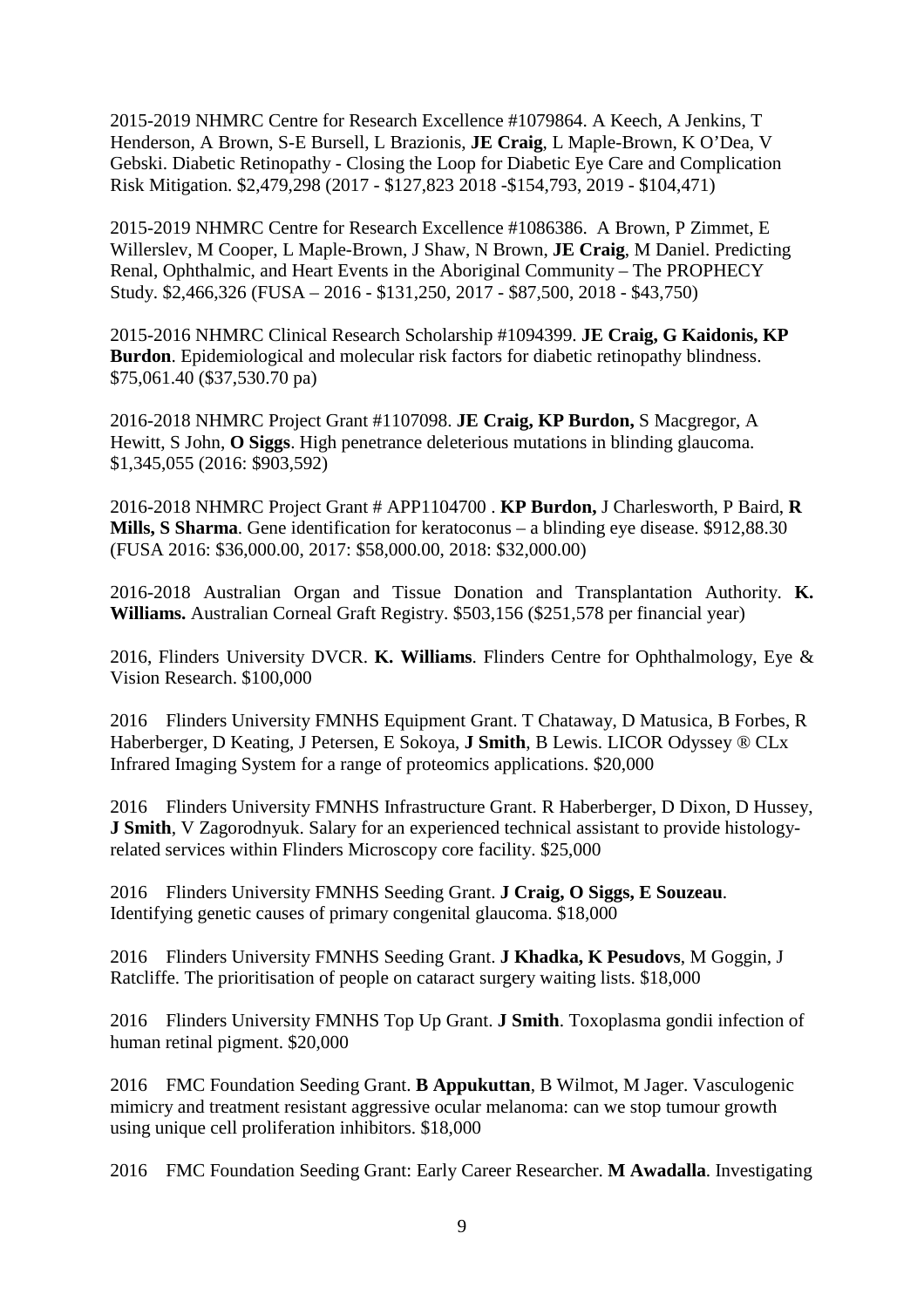2015-2019 NHMRC Centre for Research Excellence #1079864. A Keech, A Jenkins, T Henderson, A Brown, S-E Bursell, L Brazionis, **JE Craig**, L Maple-Brown, K O'Dea, V Gebski. Diabetic Retinopathy - Closing the Loop for Diabetic Eye Care and Complication Risk Mitigation. $2,479,298 (2017 - $127,823 2018 -$154,793, 2019 - $104,471)

2015-2019 NHMRC Centre for Research Excellence #1086386. A Brown, P Zimmet, E Willerslev, M Cooper, L Maple-Brown, J Shaw, N Brown, **JE Craig**, M Daniel. Predicting Renal, Ophthalmic, and Heart Events in the Aboriginal Community – The PROPHECY Study. $2,466,326 (FUSA – 2016 - $131,250, 2017 - $87,500, 2018 - $43,750)

2015-2016 NHMRC Clinical Research Scholarship #1094399. **JE Craig, G Kaidonis, KP Burdon**. Epidemiological and molecular risk factors for diabetic retinopathy blindness. $75,061.40 ($37,530.70 pa)

2016-2018 NHMRC Project Grant #1107098. **JE Craig, KP Burdon,** S Macgregor, A Hewitt, S John, **O Siggs**. High penetrance deleterious mutations in blinding glaucoma. $1,345,055 (2016: $903,592)

2016-2018 NHMRC Project Grant # APP1104700 . **KP Burdon,** J Charlesworth, P Baird, **R Mills, S Sharma**. Gene identification for keratoconus – a blinding eye disease. $912,88.30 (FUSA 2016: $36,000.00, 2017: $58,000.00, 2018: $32,000.00)

2016-2018 Australian Organ and Tissue Donation and Transplantation Authority. **K. Williams.** Australian Corneal Graft Registry. $503,156 ($251,578 per financial year)

2016, Flinders University DVCR. **K. Williams**. Flinders Centre for Ophthalmology, Eye & Vision Research. $100,000

2016 Flinders University FMNHS Equipment Grant. T Chataway, D Matusica, B Forbes, R Haberberger, D Keating, J Petersen, E Sokoya, **J Smith**, B Lewis. LICOR Odyssey ® CLx Infrared Imaging System for a range of proteomics applications. $20,000

2016 Flinders University FMNHS Infrastructure Grant. R Haberberger, D Dixon, D Hussey, **J Smith**, V Zagorodnyuk. Salary for an experienced technical assistant to provide histology-related services within Flinders Microscopy core facility. $25,000

2016 Flinders University FMNHS Seeding Grant. **J Craig, O Siggs, E Souzeau**. Identifying genetic causes of primary congenital glaucoma. $18,000

2016 Flinders University FMNHS Seeding Grant. **J Khadka, K Pesudovs**, M Goggin, J Ratcliffe. The prioritisation of people on cataract surgery waiting lists. $18,000

2016 Flinders University FMNHS Top Up Grant. **J Smith**. Toxoplasma gondii infection of human retinal pigment. $20,000

2016 FMC Foundation Seeding Grant. **B Appukuttan**, B Wilmot, M Jager. Vasculogenic mimicry and treatment resistant aggressive ocular melanoma: can we stop tumour growth using unique cell proliferation inhibitors. $18,000

2016 FMC Foundation Seeding Grant: Early Career Researcher. **M Awadalla**. Investigating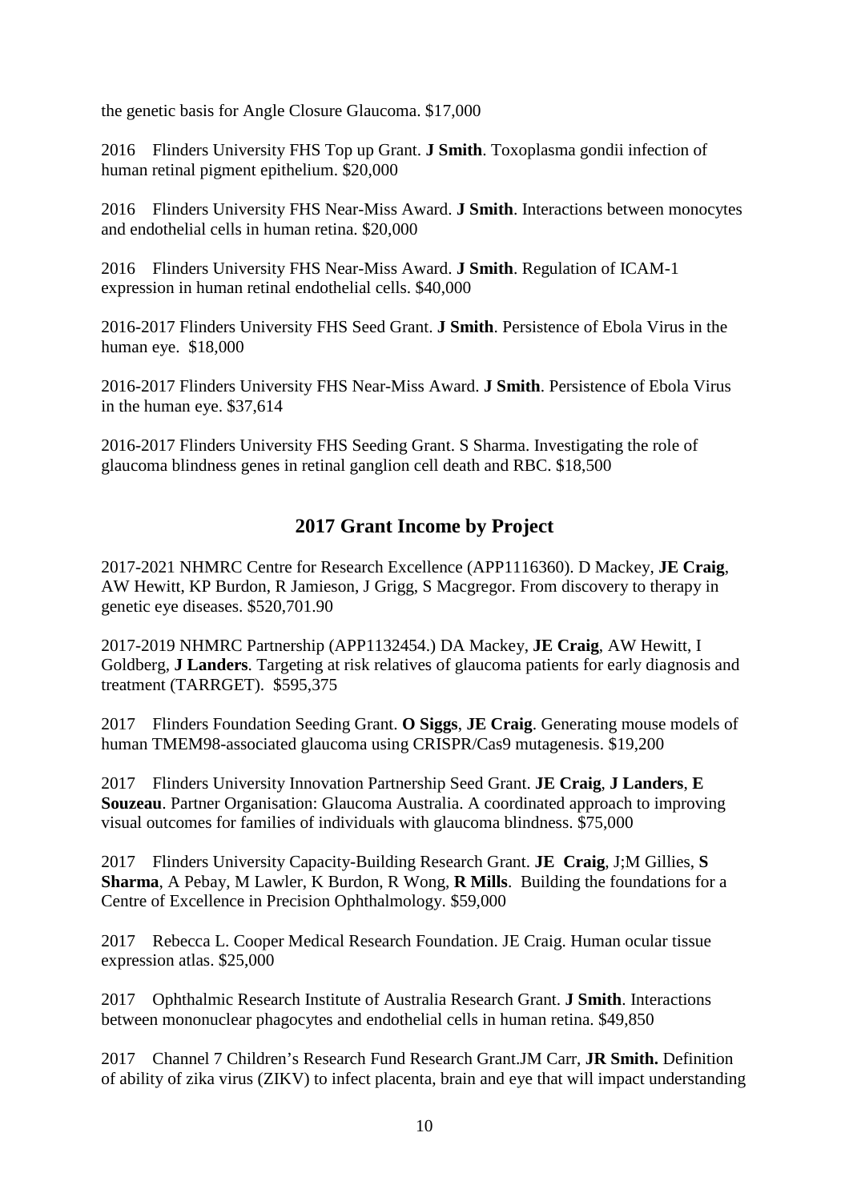the genetic basis for Angle Closure Glaucoma. $17,000

2016 Flinders University FHS Top up Grant. **J Smith**. Toxoplasma gondii infection of human retinal pigment epithelium. $20,000

2016 Flinders University FHS Near-Miss Award. **J Smith**. Interactions between monocytes and endothelial cells in human retina. $20,000

2016 Flinders University FHS Near-Miss Award. **J Smith**. Regulation of ICAM-1 expression in human retinal endothelial cells. $40,000

2016-2017 Flinders University FHS Seed Grant. **J Smith**. Persistence of Ebola Virus in the human eye. $18,000

2016-2017 Flinders University FHS Near-Miss Award. **J Smith**. Persistence of Ebola Virus in the human eye. $37,614

2016-2017 Flinders University FHS Seeding Grant. S Sharma. Investigating the role of glaucoma blindness genes in retinal ganglion cell death and RBC. $18,500

## 2017 Grant Income by Project

2017-2021 NHMRC Centre for Research Excellence (APP1116360). D Mackey, **JE Craig**, AW Hewitt, KP Burdon, R Jamieson, J Grigg, S Macgregor. From discovery to therapy in genetic eye diseases. $520,701.90

2017-2019 NHMRC Partnership (APP1132454.) DA Mackey, **JE Craig**, AW Hewitt, I Goldberg, **J Landers**. Targeting at risk relatives of glaucoma patients for early diagnosis and treatment (TARRGET). $595,375

2017 Flinders Foundation Seeding Grant. **O Siggs**, **JE Craig**. Generating mouse models of human TMEM98-associated glaucoma using CRISPR/Cas9 mutagenesis. $19,200

2017 Flinders University Innovation Partnership Seed Grant. **JE Craig**, **J Landers**, **E Souzeau**. Partner Organisation: Glaucoma Australia. A coordinated approach to improving visual outcomes for families of individuals with glaucoma blindness. $75,000

2017 Flinders University Capacity-Building Research Grant. **JE Craig**, J;M Gillies, **S Sharma**, A Pebay, M Lawler, K Burdon, R Wong, **R Mills**. Building the foundations for a Centre of Excellence in Precision Ophthalmology. $59,000

2017 Rebecca L. Cooper Medical Research Foundation. JE Craig. Human ocular tissue expression atlas. $25,000

2017 Ophthalmic Research Institute of Australia Research Grant. **J Smith**. Interactions between mononuclear phagocytes and endothelial cells in human retina. $49,850

2017 Channel 7 Children's Research Fund Research Grant.JM Carr, **JR Smith.** Definition of ability of zika virus (ZIKV) to infect placenta, brain and eye that will impact understanding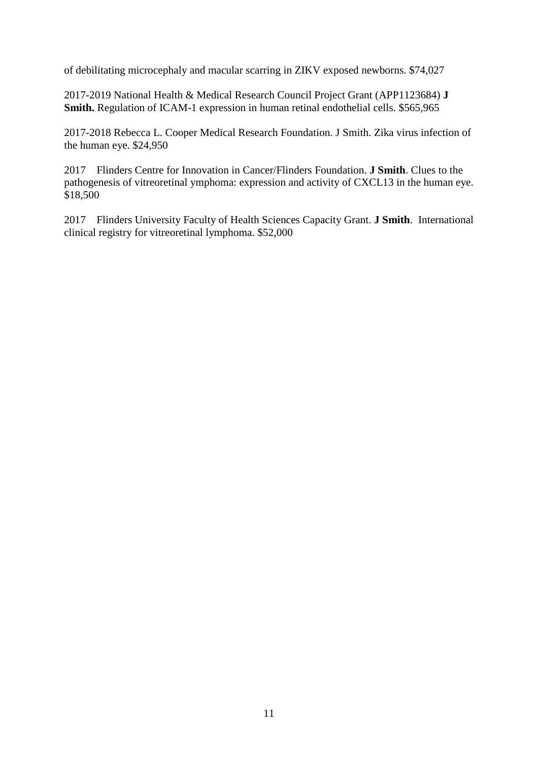of debilitating microcephaly and macular scarring in ZIKV exposed newborns. $74,027

2017-2019 National Health & Medical Research Council Project Grant (APP1123684) **J Smith.** Regulation of ICAM-1 expression in human retinal endothelial cells. $565,965

2017-2018 Rebecca L. Cooper Medical Research Foundation. J Smith. Zika virus infection of the human eye. $24,950

2017 Flinders Centre for Innovation in Cancer/Flinders Foundation. **J Smith**. Clues to the pathogenesis of vitreoretinal ymphoma: expression and activity of CXCL13 in the human eye. $18,500

2017 Flinders University Faculty of Health Sciences Capacity Grant. **J Smith**. International clinical registry for vitreoretinal lymphoma. $52,000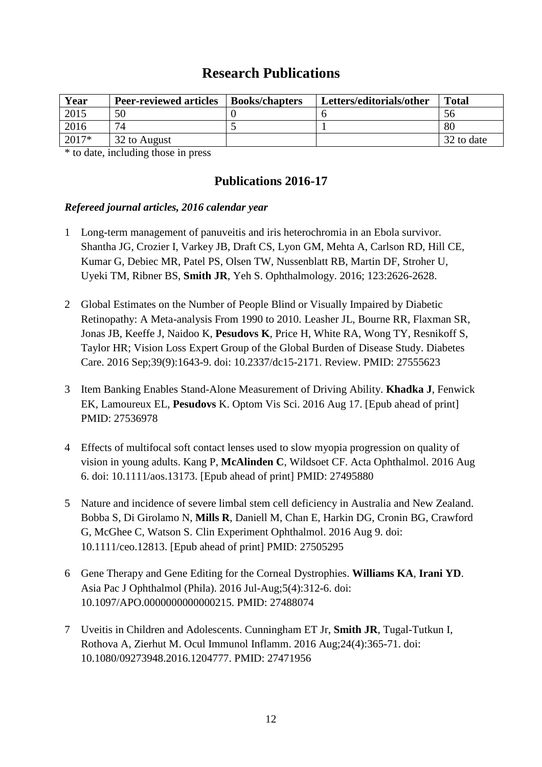# Research Publications

| Year | Peer-reviewed articles | Books/chapters | Letters/editorials/other | Total |
|---|---|---|---|---|
| 2015 | 50 | 0 | 6 | 56 |
| 2016 | 74 | 5 | 1 | 80 |
| 2017* | 32 to August | | | 32 to date |

* to date, including those in press

## Publications 2016-17

### *Refereed journal articles, 2016 calendar year*

1 Long-term management of panuveitis and iris heterochromia in an Ebola survivor. Shantha JG, Crozier I, Varkey JB, Draft CS, Lyon GM, Mehta A, Carlson RD, Hill CE, Kumar G, Debiec MR, Patel PS, Olsen TW, Nussenblatt RB, Martin DF, Stroher U, Uyeki TM, Ribner BS, **Smith JR**, Yeh S. Ophthalmology. 2016; 123:2626-2628.

2 Global Estimates on the Number of People Blind or Visually Impaired by Diabetic Retinopathy: A Meta-analysis From 1990 to 2010. Leasher JL, Bourne RR, Flaxman SR, Jonas JB, Keeffe J, Naidoo K, **Pesudovs K**, Price H, White RA, Wong TY, Resnikoff S, Taylor HR; Vision Loss Expert Group of the Global Burden of Disease Study. Diabetes Care. 2016 Sep;39(9):1643-9. doi: 10.2337/dc15-2171. Review. PMID: 27555623

3 Item Banking Enables Stand-Alone Measurement of Driving Ability. **Khadka J**, Fenwick EK, Lamoureux EL, **Pesudovs** K. Optom Vis Sci. 2016 Aug 17. [Epub ahead of print] PMID: 27536978

4 Effects of multifocal soft contact lenses used to slow myopia progression on quality of vision in young adults. Kang P, **McAlinden C**, Wildsoet CF. Acta Ophthalmol. 2016 Aug 6. doi: 10.1111/aos.13173. [Epub ahead of print] PMID: 27495880

5 Nature and incidence of severe limbal stem cell deficiency in Australia and New Zealand. Bobba S, Di Girolamo N, **Mills R**, Daniell M, Chan E, Harkin DG, Cronin BG, Crawford G, McGhee C, Watson S. Clin Experiment Ophthalmol. 2016 Aug 9. doi: 10.1111/ceo.12813. [Epub ahead of print] PMID: 27505295

6 Gene Therapy and Gene Editing for the Corneal Dystrophies. **Williams KA**, **Irani YD**. Asia Pac J Ophthalmol (Phila). 2016 Jul-Aug;5(4):312-6. doi: 10.1097/APO.0000000000000215. PMID: 27488074

7 Uveitis in Children and Adolescents. Cunningham ET Jr, **Smith JR**, Tugal-Tutkun I, Rothova A, Zierhut M. Ocul Immunol Inflamm. 2016 Aug;24(4):365-71. doi: 10.1080/09273948.2016.1204777. PMID: 27471956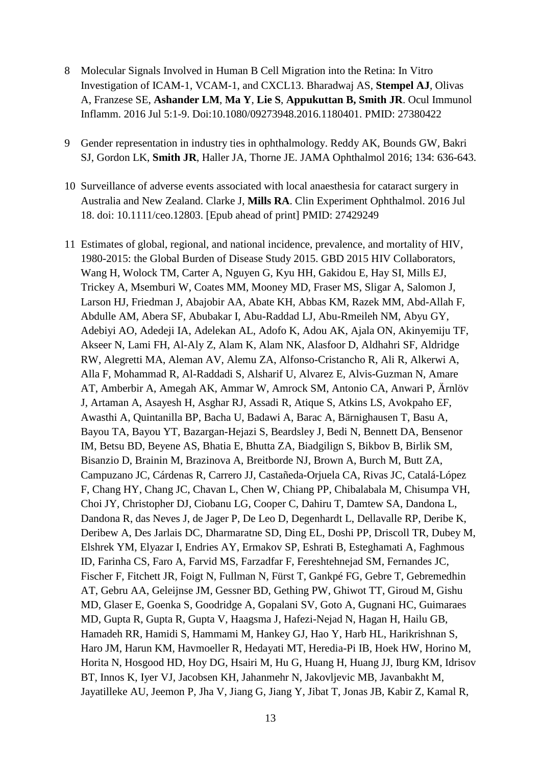8 Molecular Signals Involved in Human B Cell Migration into the Retina: In Vitro Investigation of ICAM-1, VCAM-1, and CXCL13. Bharadwaj AS, **Stempel AJ**, Olivas A, Franzese SE, **Ashander LM**, **Ma Y**, **Lie S**, **Appukuttan B, Smith JR**. Ocul Immunol Inflamm. 2016 Jul 5:1-9. Doi:10.1080/09273948.2016.1180401. PMID: 27380422

9 Gender representation in industry ties in ophthalmology. Reddy AK, Bounds GW, Bakri SJ, Gordon LK, **Smith JR**, Haller JA, Thorne JE. JAMA Ophthalmol 2016; 134: 636-643.

10 Surveillance of adverse events associated with local anaesthesia for cataract surgery in Australia and New Zealand. Clarke J, **Mills RA**. Clin Experiment Ophthalmol. 2016 Jul 18. doi: 10.1111/ceo.12803. [Epub ahead of print] PMID: 27429249

11 Estimates of global, regional, and national incidence, prevalence, and mortality of HIV, 1980-2015: the Global Burden of Disease Study 2015. GBD 2015 HIV Collaborators, Wang H, Wolock TM, Carter A, Nguyen G, Kyu HH, Gakidou E, Hay SI, Mills EJ, Trickey A, Msemburi W, Coates MM, Mooney MD, Fraser MS, Sligar A, Salomon J, Larson HJ, Friedman J, Abajobir AA, Abate KH, Abbas KM, Razek MM, Abd-Allah F, Abdulle AM, Abera SF, Abubakar I, Abu-Raddad LJ, Abu-Rmeileh NM, Abyu GY, Adebiyi AO, Adedeji IA, Adelekan AL, Adofo K, Adou AK, Ajala ON, Akinyemiju TF, Akseer N, Lami FH, Al-Aly Z, Alam K, Alam NK, Alasfoor D, Aldhahri SF, Aldridge RW, Alegretti MA, Aleman AV, Alemu ZA, Alfonso-Cristancho R, Ali R, Alkerwi A, Alla F, Mohammad R, Al-Raddadi S, Alsharif U, Alvarez E, Alvis-Guzman N, Amare AT, Amberbir A, Amegah AK, Ammar W, Amrock SM, Antonio CA, Anwari P, Ärnlöv J, Artaman A, Asayesh H, Asghar RJ, Assadi R, Atique S, Atkins LS, Avokpaho EF, Awasthi A, Quintanilla BP, Bacha U, Badawi A, Barac A, Bärnighausen T, Basu A, Bayou TA, Bayou YT, Bazargan-Hejazi S, Beardsley J, Bedi N, Bennett DA, Bensenor IM, Betsu BD, Beyene AS, Bhatia E, Bhutta ZA, Biadgilign S, Bikbov B, Birlik SM, Bisanzio D, Brainin M, Brazinova A, Breitborde NJ, Brown A, Burch M, Butt ZA, Campuzano JC, Cárdenas R, Carrero JJ, Castañeda-Orjuela CA, Rivas JC, Catalá-López F, Chang HY, Chang JC, Chavan L, Chen W, Chiang PP, Chibalabala M, Chisumpa VH, Choi JY, Christopher DJ, Ciobanu LG, Cooper C, Dahiru T, Damtew SA, Dandona L, Dandona R, das Neves J, de Jager P, De Leo D, Degenhardt L, Dellavalle RP, Deribe K, Deribew A, Des Jarlais DC, Dharmaratne SD, Ding EL, Doshi PP, Driscoll TR, Dubey M, Elshrek YM, Elyazar I, Endries AY, Ermakov SP, Eshrati B, Esteghamati A, Faghmous ID, Farinha CS, Faro A, Farvid MS, Farzadfar F, Fereshtehnejad SM, Fernandes JC, Fischer F, Fitchett JR, Foigt N, Fullman N, Fürst T, Gankpé FG, Gebre T, Gebremedhin AT, Gebru AA, Geleijnse JM, Gessner BD, Gething PW, Ghiwot TT, Giroud M, Gishu MD, Glaser E, Goenka S, Goodridge A, Gopalani SV, Goto A, Gugnani HC, Guimaraes MD, Gupta R, Gupta R, Gupta V, Haagsma J, Hafezi-Nejad N, Hagan H, Hailu GB, Hamadeh RR, Hamidi S, Hammami M, Hankey GJ, Hao Y, Harb HL, Harikrishnan S, Haro JM, Harun KM, Havmoeller R, Hedayati MT, Heredia-Pi IB, Hoek HW, Horino M, Horita N, Hosgood HD, Hoy DG, Hsairi M, Hu G, Huang H, Huang JJ, Iburg KM, Idrisov BT, Innos K, Iyer VJ, Jacobsen KH, Jahanmehr N, Jakovljevic MB, Javanbakht M, Jayatilleke AU, Jeemon P, Jha V, Jiang G, Jiang Y, Jibat T, Jonas JB, Kabir Z, Kamal R,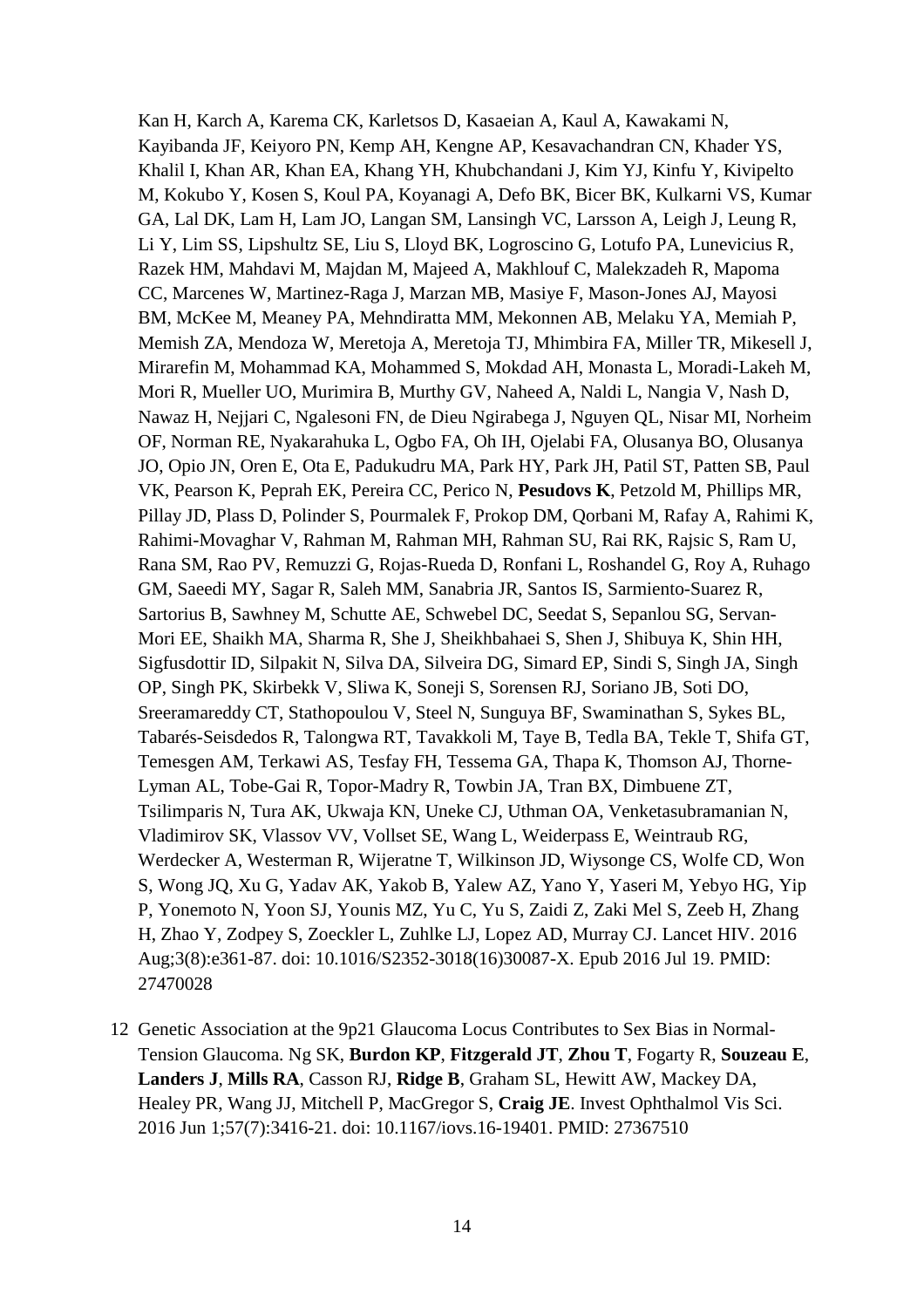Kan H, Karch A, Karema CK, Karletsos D, Kasaeian A, Kaul A, Kawakami N, Kayibanda JF, Keiyoro PN, Kemp AH, Kengne AP, Kesavachandran CN, Khader YS, Khalil I, Khan AR, Khan EA, Khang YH, Khubchandani J, Kim YJ, Kinfu Y, Kivipelto M, Kokubo Y, Kosen S, Koul PA, Koyanagi A, Defo BK, Bicer BK, Kulkarni VS, Kumar GA, Lal DK, Lam H, Lam JO, Langan SM, Lansingh VC, Larsson A, Leigh J, Leung R, Li Y, Lim SS, Lipshultz SE, Liu S, Lloyd BK, Logroscino G, Lotufo PA, Lunevicius R, Razek HM, Mahdavi M, Majdan M, Majeed A, Makhlouf C, Malekzadeh R, Mapoma CC, Marcenes W, Martinez-Raga J, Marzan MB, Masiye F, Mason-Jones AJ, Mayosi BM, McKee M, Meaney PA, Mehndiratta MM, Mekonnen AB, Melaku YA, Memiah P, Memish ZA, Mendoza W, Meretoja A, Meretoja TJ, Mhimbira FA, Miller TR, Mikesell J, Mirarefin M, Mohammad KA, Mohammed S, Mokdad AH, Monasta L, Moradi-Lakeh M, Mori R, Mueller UO, Murimira B, Murthy GV, Naheed A, Naldi L, Nangia V, Nash D, Nawaz H, Nejjari C, Ngalesoni FN, de Dieu Ngirabega J, Nguyen QL, Nisar MI, Norheim OF, Norman RE, Nyakarahuka L, Ogbo FA, Oh IH, Ojelabi FA, Olusanya BO, Olusanya JO, Opio JN, Oren E, Ota E, Padukudru MA, Park HY, Park JH, Patil ST, Patten SB, Paul VK, Pearson K, Peprah EK, Pereira CC, Perico N, **Pesudovs K**, Petzold M, Phillips MR, Pillay JD, Plass D, Polinder S, Pourmalek F, Prokop DM, Qorbani M, Rafay A, Rahimi K, Rahimi-Movaghar V, Rahman M, Rahman MH, Rahman SU, Rai RK, Rajsic S, Ram U, Rana SM, Rao PV, Remuzzi G, Rojas-Rueda D, Ronfani L, Roshandel G, Roy A, Ruhago GM, Saeedi MY, Sagar R, Saleh MM, Sanabria JR, Santos IS, Sarmiento-Suarez R, Sartorius B, Sawhney M, Schutte AE, Schwebel DC, Seedat S, Sepanlou SG, Servan-Mori EE, Shaikh MA, Sharma R, She J, Sheikhbahaei S, Shen J, Shibuya K, Shin HH, Sigfusdottir ID, Silpakit N, Silva DA, Silveira DG, Simard EP, Sindi S, Singh JA, Singh OP, Singh PK, Skirbekk V, Sliwa K, Soneji S, Sorensen RJ, Soriano JB, Soti DO, Sreeramareddy CT, Stathopoulou V, Steel N, Sunguya BF, Swaminathan S, Sykes BL, Tabarés-Seisdedos R, Talongwa RT, Tavakkoli M, Taye B, Tedla BA, Tekle T, Shifa GT, Temesgen AM, Terkawi AS, Tesfay FH, Tessema GA, Thapa K, Thomson AJ, Thorne-Lyman AL, Tobe-Gai R, Topor-Madry R, Towbin JA, Tran BX, Dimbuene ZT, Tsilimparis N, Tura AK, Ukwaja KN, Uneke CJ, Uthman OA, Venketasubramanian N, Vladimirov SK, Vlassov VV, Vollset SE, Wang L, Weiderpass E, Weintraub RG, Werdecker A, Westerman R, Wijeratne T, Wilkinson JD, Wiysonge CS, Wolfe CD, Won S, Wong JQ, Xu G, Yadav AK, Yakob B, Yalew AZ, Yano Y, Yaseri M, Yebyo HG, Yip P, Yonemoto N, Yoon SJ, Younis MZ, Yu C, Yu S, Zaidi Z, Zaki Mel S, Zeeb H, Zhang H, Zhao Y, Zodpey S, Zoeckler L, Zuhlke LJ, Lopez AD, Murray CJ. Lancet HIV. 2016 Aug;3(8):e361-87. doi: 10.1016/S2352-3018(16)30087-X. Epub 2016 Jul 19. PMID: 27470028

12 Genetic Association at the 9p21 Glaucoma Locus Contributes to Sex Bias in Normal-Tension Glaucoma. Ng SK, **Burdon KP**, **Fitzgerald JT**, **Zhou T**, Fogarty R, **Souzeau E**, **Landers J**, **Mills RA**, Casson RJ, **Ridge B**, Graham SL, Hewitt AW, Mackey DA, Healey PR, Wang JJ, Mitchell P, MacGregor S, **Craig JE**. Invest Ophthalmol Vis Sci. 2016 Jun 1;57(7):3416-21. doi: 10.1167/iovs.16-19401. PMID: 27367510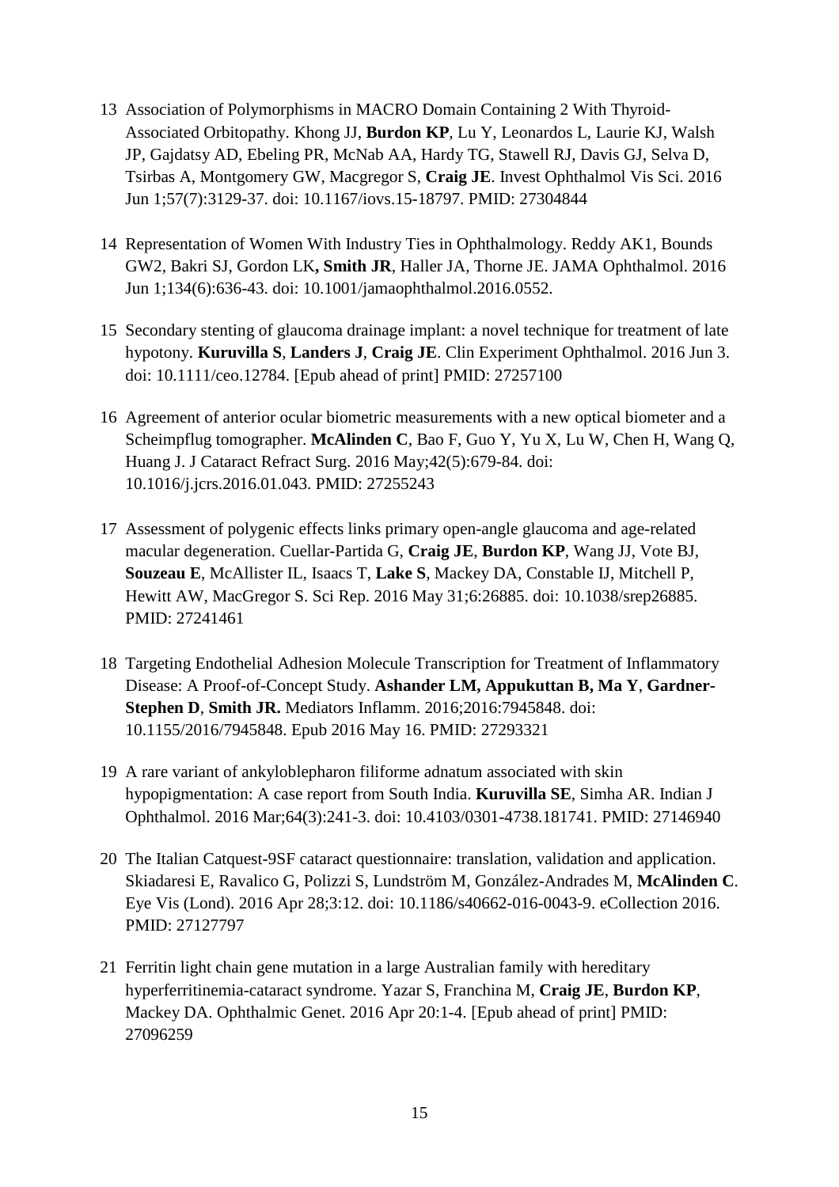13 Association of Polymorphisms in MACRO Domain Containing 2 With Thyroid-Associated Orbitopathy. Khong JJ, **Burdon KP**, Lu Y, Leonardos L, Laurie KJ, Walsh JP, Gajdatsy AD, Ebeling PR, McNab AA, Hardy TG, Stawell RJ, Davis GJ, Selva D, Tsirbas A, Montgomery GW, Macgregor S, **Craig JE**. Invest Ophthalmol Vis Sci. 2016 Jun 1;57(7):3129-37. doi: 10.1167/iovs.15-18797. PMID: 27304844

14 Representation of Women With Industry Ties in Ophthalmology. Reddy AK1, Bounds GW2, Bakri SJ, Gordon LK**, Smith JR**, Haller JA, Thorne JE. JAMA Ophthalmol. 2016 Jun 1;134(6):636-43. doi: 10.1001/jamaophthalmol.2016.0552.

15 Secondary stenting of glaucoma drainage implant: a novel technique for treatment of late hypotony. **Kuruvilla S**, **Landers J**, **Craig JE**. Clin Experiment Ophthalmol. 2016 Jun 3. doi: 10.1111/ceo.12784. [Epub ahead of print] PMID: 27257100

16 Agreement of anterior ocular biometric measurements with a new optical biometer and a Scheimpflug tomographer. **McAlinden C**, Bao F, Guo Y, Yu X, Lu W, Chen H, Wang Q, Huang J. J Cataract Refract Surg. 2016 May;42(5):679-84. doi: 10.1016/j.jcrs.2016.01.043. PMID: 27255243

17 Assessment of polygenic effects links primary open-angle glaucoma and age-related macular degeneration. Cuellar-Partida G, **Craig JE**, **Burdon KP**, Wang JJ, Vote BJ, **Souzeau E**, McAllister IL, Isaacs T, **Lake S**, Mackey DA, Constable IJ, Mitchell P, Hewitt AW, MacGregor S. Sci Rep. 2016 May 31;6:26885. doi: 10.1038/srep26885. PMID: 27241461

18 Targeting Endothelial Adhesion Molecule Transcription for Treatment of Inflammatory Disease: A Proof-of-Concept Study. **Ashander LM, Appukuttan B, Ma Y**, **Gardner-Stephen D**, **Smith JR.** Mediators Inflamm. 2016;2016:7945848. doi: 10.1155/2016/7945848. Epub 2016 May 16. PMID: 27293321

19 A rare variant of ankyloblepharon filiforme adnatum associated with skin hypopigmentation: A case report from South India. **Kuruvilla SE**, Simha AR. Indian J Ophthalmol. 2016 Mar;64(3):241-3. doi: 10.4103/0301-4738.181741. PMID: 27146940

20 The Italian Catquest-9SF cataract questionnaire: translation, validation and application. Skiadaresi E, Ravalico G, Polizzi S, Lundström M, González-Andrades M, **McAlinden C**. Eye Vis (Lond). 2016 Apr 28;3:12. doi: 10.1186/s40662-016-0043-9. eCollection 2016. PMID: 27127797

21 Ferritin light chain gene mutation in a large Australian family with hereditary hyperferritinemia-cataract syndrome. Yazar S, Franchina M, **Craig JE**, **Burdon KP**, Mackey DA. Ophthalmic Genet. 2016 Apr 20:1-4. [Epub ahead of print] PMID: 27096259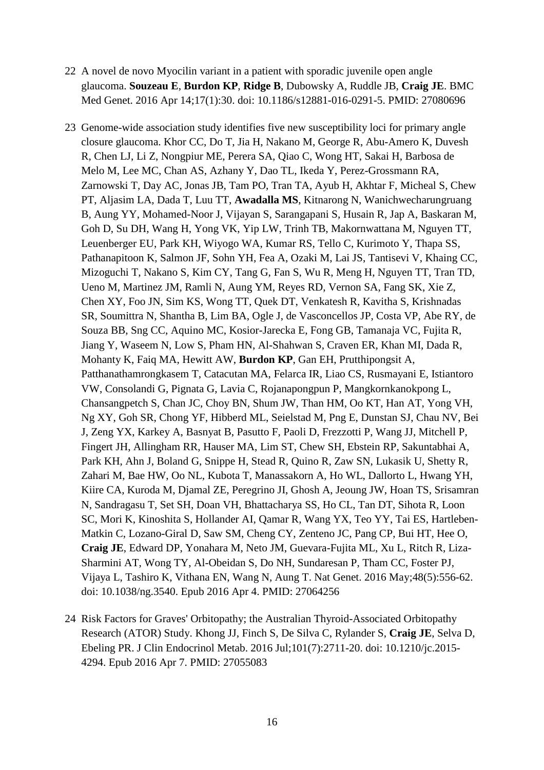22 A novel de novo Myocilin variant in a patient with sporadic juvenile open angle glaucoma. **Souzeau E**, **Burdon KP**, **Ridge B**, Dubowsky A, Ruddle JB, **Craig JE**. BMC Med Genet. 2016 Apr 14;17(1):30. doi: 10.1186/s12881-016-0291-5. PMID: 27080696

23 Genome-wide association study identifies five new susceptibility loci for primary angle closure glaucoma. Khor CC, Do T, Jia H, Nakano M, George R, Abu-Amero K, Duvesh R, Chen LJ, Li Z, Nongpiur ME, Perera SA, Qiao C, Wong HT, Sakai H, Barbosa de Melo M, Lee MC, Chan AS, Azhany Y, Dao TL, Ikeda Y, Perez-Grossmann RA, Zarnowski T, Day AC, Jonas JB, Tam PO, Tran TA, Ayub H, Akhtar F, Micheal S, Chew PT, Aljasim LA, Dada T, Luu TT, **Awadalla MS**, Kitnarong N, Wanichwecharungruang B, Aung YY, Mohamed-Noor J, Vijayan S, Sarangapani S, Husain R, Jap A, Baskaran M, Goh D, Su DH, Wang H, Yong VK, Yip LW, Trinh TB, Makornwattana M, Nguyen TT, Leuenberger EU, Park KH, Wiyogo WA, Kumar RS, Tello C, Kurimoto Y, Thapa SS, Pathanapitoon K, Salmon JF, Sohn YH, Fea A, Ozaki M, Lai JS, Tantisevi V, Khaing CC, Mizoguchi T, Nakano S, Kim CY, Tang G, Fan S, Wu R, Meng H, Nguyen TT, Tran TD, Ueno M, Martinez JM, Ramli N, Aung YM, Reyes RD, Vernon SA, Fang SK, Xie Z, Chen XY, Foo JN, Sim KS, Wong TT, Quek DT, Venkatesh R, Kavitha S, Krishnadas SR, Soumittra N, Shantha B, Lim BA, Ogle J, de Vasconcellos JP, Costa VP, Abe RY, de Souza BB, Sng CC, Aquino MC, Kosior-Jarecka E, Fong GB, Tamanaja VC, Fujita R, Jiang Y, Waseem N, Low S, Pham HN, Al-Shahwan S, Craven ER, Khan MI, Dada R, Mohanty K, Faiq MA, Hewitt AW, **Burdon KP**, Gan EH, Prutthipongsit A, Patthanathamrongkasem T, Catacutan MA, Felarca IR, Liao CS, Rusmayani E, Istiantoro VW, Consolandi G, Pignata G, Lavia C, Rojanapongpun P, Mangkornkanokpong L, Chansangpetch S, Chan JC, Choy BN, Shum JW, Than HM, Oo KT, Han AT, Yong VH, Ng XY, Goh SR, Chong YF, Hibberd ML, Seielstad M, Png E, Dunstan SJ, Chau NV, Bei J, Zeng YX, Karkey A, Basnyat B, Pasutto F, Paoli D, Frezzotti P, Wang JJ, Mitchell P, Fingert JH, Allingham RR, Hauser MA, Lim ST, Chew SH, Ebstein RP, Sakuntabhai A, Park KH, Ahn J, Boland G, Snippe H, Stead R, Quino R, Zaw SN, Lukasik U, Shetty R, Zahari M, Bae HW, Oo NL, Kubota T, Manassakorn A, Ho WL, Dallorto L, Hwang YH, Kiire CA, Kuroda M, Djamal ZE, Peregrino JI, Ghosh A, Jeoung JW, Hoan TS, Srisamran N, Sandragasu T, Set SH, Doan VH, Bhattacharya SS, Ho CL, Tan DT, Sihota R, Loon SC, Mori K, Kinoshita S, Hollander AI, Qamar R, Wang YX, Teo YY, Tai ES, Hartleben-Matkin C, Lozano-Giral D, Saw SM, Cheng CY, Zenteno JC, Pang CP, Bui HT, Hee O, **Craig JE**, Edward DP, Yonahara M, Neto JM, Guevara-Fujita ML, Xu L, Ritch R, Liza-Sharmini AT, Wong TY, Al-Obeidan S, Do NH, Sundaresan P, Tham CC, Foster PJ, Vijaya L, Tashiro K, Vithana EN, Wang N, Aung T. Nat Genet. 2016 May;48(5):556-62. doi: 10.1038/ng.3540. Epub 2016 Apr 4. PMID: 27064256

24 Risk Factors for Graves' Orbitopathy; the Australian Thyroid-Associated Orbitopathy Research (ATOR) Study. Khong JJ, Finch S, De Silva C, Rylander S, **Craig JE**, Selva D, Ebeling PR. J Clin Endocrinol Metab. 2016 Jul;101(7):2711-20. doi: 10.1210/jc.2015-4294. Epub 2016 Apr 7. PMID: 27055083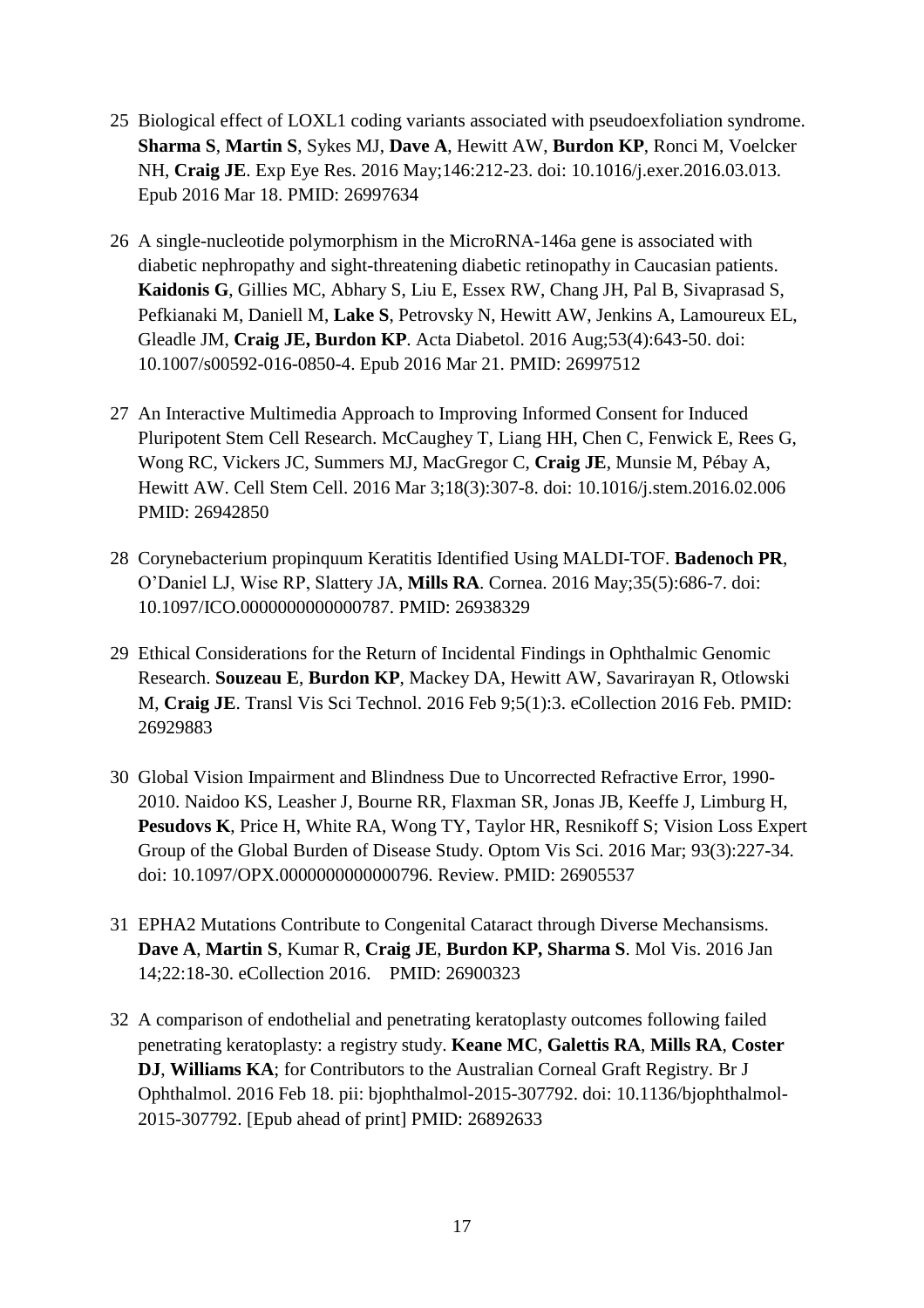25 Biological effect of LOXL1 coding variants associated with pseudoexfoliation syndrome. **Sharma S**, **Martin S**, Sykes MJ, **Dave A**, Hewitt AW, **Burdon KP**, Ronci M, Voelcker NH, **Craig JE**. Exp Eye Res. 2016 May;146:212-23. doi: 10.1016/j.exer.2016.03.013. Epub 2016 Mar 18. PMID: 26997634

26 A single-nucleotide polymorphism in the MicroRNA-146a gene is associated with diabetic nephropathy and sight-threatening diabetic retinopathy in Caucasian patients. **Kaidonis G**, Gillies MC, Abhary S, Liu E, Essex RW, Chang JH, Pal B, Sivaprasad S, Pefkianaki M, Daniell M, **Lake S**, Petrovsky N, Hewitt AW, Jenkins A, Lamoureux EL, Gleadle JM, **Craig JE, Burdon KP**. Acta Diabetol. 2016 Aug;53(4):643-50. doi: 10.1007/s00592-016-0850-4. Epub 2016 Mar 21. PMID: 26997512

27 An Interactive Multimedia Approach to Improving Informed Consent for Induced Pluripotent Stem Cell Research. McCaughey T, Liang HH, Chen C, Fenwick E, Rees G, Wong RC, Vickers JC, Summers MJ, MacGregor C, **Craig JE**, Munsie M, Pébay A, Hewitt AW. Cell Stem Cell. 2016 Mar 3;18(3):307-8. doi: 10.1016/j.stem.2016.02.006 PMID: 26942850

28 Corynebacterium propinquum Keratitis Identified Using MALDI-TOF. **Badenoch PR**, O'Daniel LJ, Wise RP, Slattery JA, **Mills RA**. Cornea. 2016 May;35(5):686-7. doi: 10.1097/ICO.0000000000000787. PMID: 26938329

29 Ethical Considerations for the Return of Incidental Findings in Ophthalmic Genomic Research. **Souzeau E**, **Burdon KP**, Mackey DA, Hewitt AW, Savarirayan R, Otlowski M, **Craig JE**. Transl Vis Sci Technol. 2016 Feb 9;5(1):3. eCollection 2016 Feb. PMID: 26929883

30 Global Vision Impairment and Blindness Due to Uncorrected Refractive Error, 1990-2010. Naidoo KS, Leasher J, Bourne RR, Flaxman SR, Jonas JB, Keeffe J, Limburg H, **Pesudovs K**, Price H, White RA, Wong TY, Taylor HR, Resnikoff S; Vision Loss Expert Group of the Global Burden of Disease Study. Optom Vis Sci. 2016 Mar; 93(3):227-34. doi: 10.1097/OPX.0000000000000796. Review. PMID: 26905537

31 EPHA2 Mutations Contribute to Congenital Cataract through Diverse Mechansisms. **Dave A**, **Martin S**, Kumar R, **Craig JE**, **Burdon KP, Sharma S**. Mol Vis. 2016 Jan 14;22:18-30. eCollection 2016. PMID: 26900323

32 A comparison of endothelial and penetrating keratoplasty outcomes following failed penetrating keratoplasty: a registry study. **Keane MC**, **Galettis RA**, **Mills RA**, **Coster DJ**, **Williams KA**; for Contributors to the Australian Corneal Graft Registry. Br J Ophthalmol. 2016 Feb 18. pii: bjophthalmol-2015-307792. doi: 10.1136/bjophthalmol-2015-307792. [Epub ahead of print] PMID: 26892633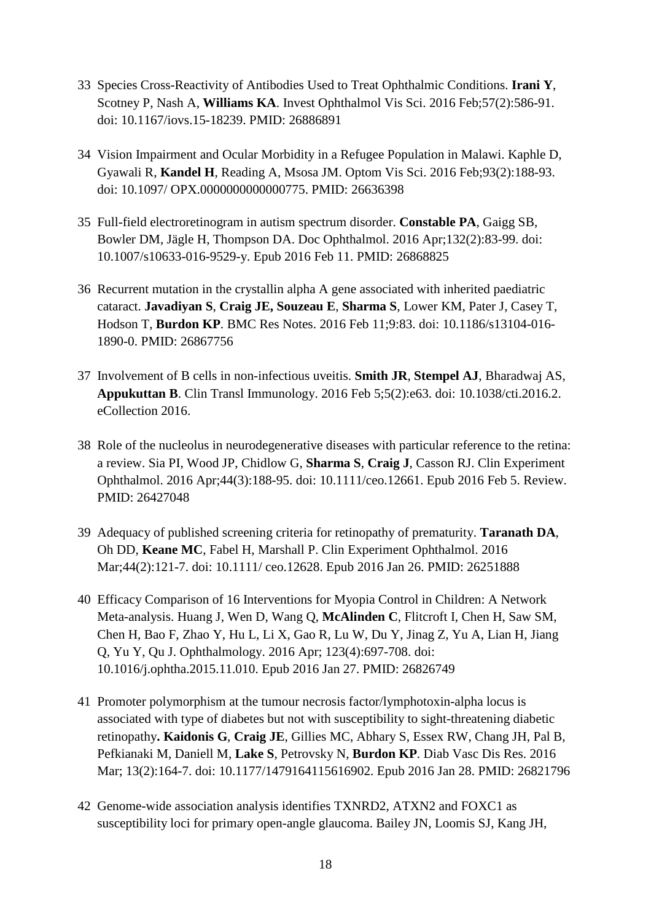33 Species Cross-Reactivity of Antibodies Used to Treat Ophthalmic Conditions. **Irani Y**, Scotney P, Nash A, **Williams KA**. Invest Ophthalmol Vis Sci. 2016 Feb;57(2):586-91. doi: 10.1167/iovs.15-18239. PMID: 26886891

34 Vision Impairment and Ocular Morbidity in a Refugee Population in Malawi. Kaphle D, Gyawali R, **Kandel H**, Reading A, Msosa JM. Optom Vis Sci. 2016 Feb;93(2):188-93. doi: 10.1097/ OPX.0000000000000775. PMID: 26636398

35 Full-field electroretinogram in autism spectrum disorder. **Constable PA**, Gaigg SB, Bowler DM, Jägle H, Thompson DA. Doc Ophthalmol. 2016 Apr;132(2):83-99. doi: 10.1007/s10633-016-9529-y. Epub 2016 Feb 11. PMID: 26868825

36 Recurrent mutation in the crystallin alpha A gene associated with inherited paediatric cataract. **Javadiyan S**, **Craig JE, Souzeau E**, **Sharma S**, Lower KM, Pater J, Casey T, Hodson T, **Burdon KP**. BMC Res Notes. 2016 Feb 11;9:83. doi: 10.1186/s13104-016-1890-0. PMID: 26867756

37 Involvement of B cells in non-infectious uveitis. **Smith JR**, **Stempel AJ**, Bharadwaj AS, **Appukuttan B**. Clin Transl Immunology. 2016 Feb 5;5(2):e63. doi: 10.1038/cti.2016.2. eCollection 2016.

38 Role of the nucleolus in neurodegenerative diseases with particular reference to the retina: a review. Sia PI, Wood JP, Chidlow G, **Sharma S**, **Craig J**, Casson RJ. Clin Experiment Ophthalmol. 2016 Apr;44(3):188-95. doi: 10.1111/ceo.12661. Epub 2016 Feb 5. Review. PMID: 26427048

39 Adequacy of published screening criteria for retinopathy of prematurity. **Taranath DA**, Oh DD, **Keane MC**, Fabel H, Marshall P. Clin Experiment Ophthalmol. 2016 Mar;44(2):121-7. doi: 10.1111/ ceo.12628. Epub 2016 Jan 26. PMID: 26251888

40 Efficacy Comparison of 16 Interventions for Myopia Control in Children: A Network Meta-analysis. Huang J, Wen D, Wang Q, **McAlinden C**, Flitcroft I, Chen H, Saw SM, Chen H, Bao F, Zhao Y, Hu L, Li X, Gao R, Lu W, Du Y, Jinag Z, Yu A, Lian H, Jiang Q, Yu Y, Qu J. Ophthalmology. 2016 Apr; 123(4):697-708. doi: 10.1016/j.ophtha.2015.11.010. Epub 2016 Jan 27. PMID: 26826749

41 Promoter polymorphism at the tumour necrosis factor/lymphotoxin-alpha locus is associated with type of diabetes but not with susceptibility to sight-threatening diabetic retinopathy**. Kaidonis G**, **Craig JE**, Gillies MC, Abhary S, Essex RW, Chang JH, Pal B, Pefkianaki M, Daniell M, **Lake S**, Petrovsky N, **Burdon KP**. Diab Vasc Dis Res. 2016 Mar; 13(2):164-7. doi: 10.1177/1479164115616902. Epub 2016 Jan 28. PMID: 26821796

42 Genome-wide association analysis identifies TXNRD2, ATXN2 and FOXC1 as susceptibility loci for primary open-angle glaucoma. Bailey JN, Loomis SJ, Kang JH,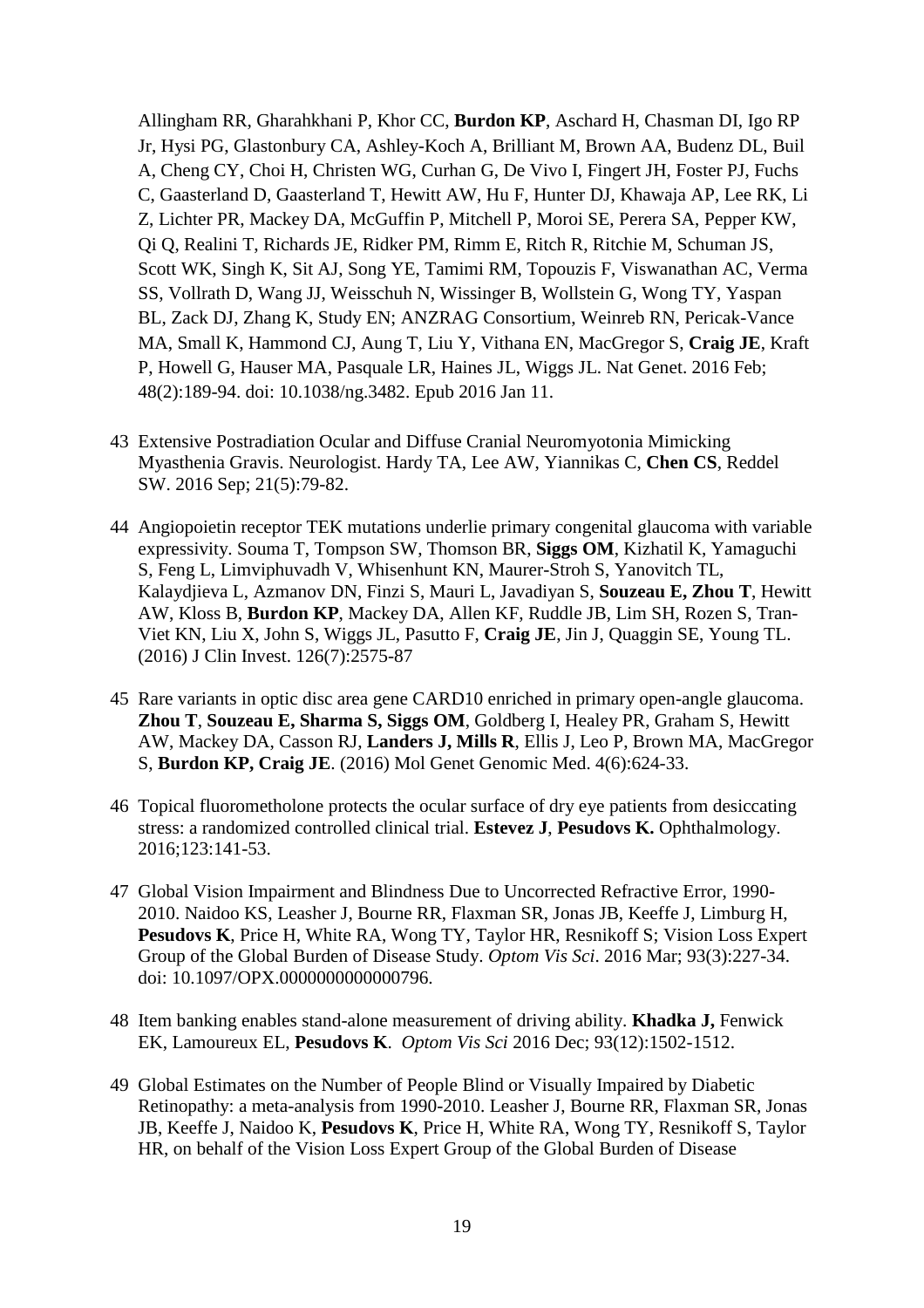Allingham RR, Gharahkhani P, Khor CC, **Burdon KP**, Aschard H, Chasman DI, Igo RP Jr, Hysi PG, Glastonbury CA, Ashley-Koch A, Brilliant M, Brown AA, Budenz DL, Buil A, Cheng CY, Choi H, Christen WG, Curhan G, De Vivo I, Fingert JH, Foster PJ, Fuchs C, Gaasterland D, Gaasterland T, Hewitt AW, Hu F, Hunter DJ, Khawaja AP, Lee RK, Li Z, Lichter PR, Mackey DA, McGuffin P, Mitchell P, Moroi SE, Perera SA, Pepper KW, Qi Q, Realini T, Richards JE, Ridker PM, Rimm E, Ritch R, Ritchie M, Schuman JS, Scott WK, Singh K, Sit AJ, Song YE, Tamimi RM, Topouzis F, Viswanathan AC, Verma SS, Vollrath D, Wang JJ, Weisschuh N, Wissinger B, Wollstein G, Wong TY, Yaspan BL, Zack DJ, Zhang K, Study EN; ANZRAG Consortium, Weinreb RN, Pericak-Vance MA, Small K, Hammond CJ, Aung T, Liu Y, Vithana EN, MacGregor S, **Craig JE**, Kraft P, Howell G, Hauser MA, Pasquale LR, Haines JL, Wiggs JL. Nat Genet. 2016 Feb; 48(2):189-94. doi: 10.1038/ng.3482. Epub 2016 Jan 11.

43 Extensive Postradiation Ocular and Diffuse Cranial Neuromyotonia Mimicking Myasthenia Gravis. Neurologist. Hardy TA, Lee AW, Yiannikas C, **Chen CS**, Reddel SW. 2016 Sep; 21(5):79-82.

44 Angiopoietin receptor TEK mutations underlie primary congenital glaucoma with variable expressivity. Souma T, Tompson SW, Thomson BR, **Siggs OM**, Kizhatil K, Yamaguchi S, Feng L, Limviphuvadh V, Whisenhunt KN, Maurer-Stroh S, Yanovitch TL, Kalaydjieva L, Azmanov DN, Finzi S, Mauri L, Javadiyan S, **Souzeau E, Zhou T**, Hewitt AW, Kloss B, **Burdon KP**, Mackey DA, Allen KF, Ruddle JB, Lim SH, Rozen S, Tran-Viet KN, Liu X, John S, Wiggs JL, Pasutto F, **Craig JE**, Jin J, Quaggin SE, Young TL. (2016) J Clin Invest. 126(7):2575-87

45 Rare variants in optic disc area gene CARD10 enriched in primary open-angle glaucoma. **Zhou T**, **Souzeau E, Sharma S, Siggs OM**, Goldberg I, Healey PR, Graham S, Hewitt AW, Mackey DA, Casson RJ, **Landers J, Mills R**, Ellis J, Leo P, Brown MA, MacGregor S, **Burdon KP, Craig JE**. (2016) Mol Genet Genomic Med. 4(6):624-33.

46 Topical fluorometholone protects the ocular surface of dry eye patients from desiccating stress: a randomized controlled clinical trial. **Estevez J**, **Pesudovs K.** Ophthalmology. 2016;123:141-53.

47 Global Vision Impairment and Blindness Due to Uncorrected Refractive Error, 1990-2010. Naidoo KS, Leasher J, Bourne RR, Flaxman SR, Jonas JB, Keeffe J, Limburg H, **Pesudovs K**, Price H, White RA, Wong TY, Taylor HR, Resnikoff S; Vision Loss Expert Group of the Global Burden of Disease Study. *Optom Vis Sci*. 2016 Mar; 93(3):227-34. doi: 10.1097/OPX.0000000000000796.

48 Item banking enables stand-alone measurement of driving ability. **Khadka J,** Fenwick EK, Lamoureux EL, **Pesudovs K**. *Optom Vis Sci* 2016 Dec; 93(12):1502-1512.

49 Global Estimates on the Number of People Blind or Visually Impaired by Diabetic Retinopathy: a meta-analysis from 1990-2010. Leasher J, Bourne RR, Flaxman SR, Jonas JB, Keeffe J, Naidoo K, **Pesudovs K**, Price H, White RA, Wong TY, Resnikoff S, Taylor HR, on behalf of the Vision Loss Expert Group of the Global Burden of Disease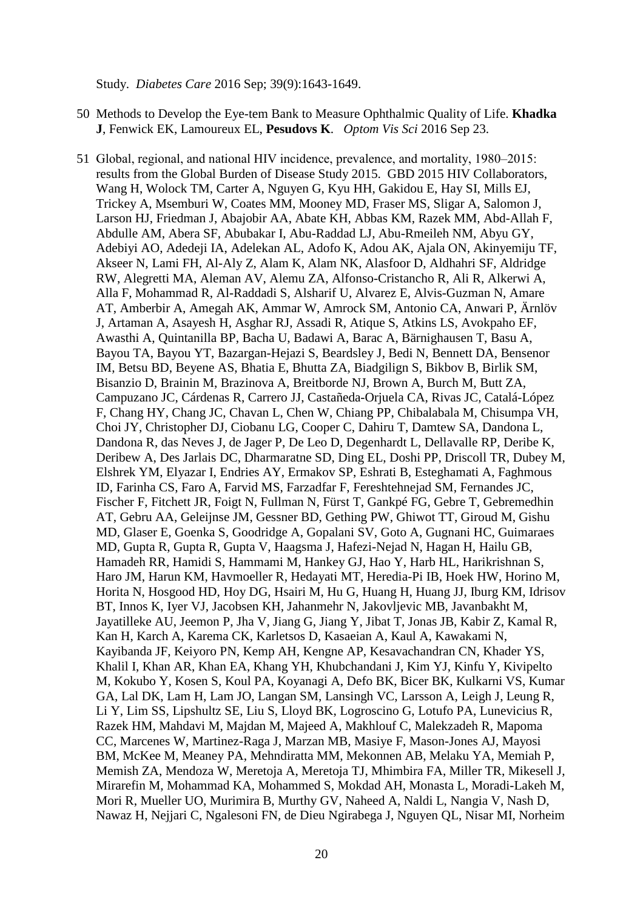Study. *Diabetes Care* 2016 Sep; 39(9):1643-1649.

50 Methods to Develop the Eye-tem Bank to Measure Ophthalmic Quality of Life. **Khadka J**, Fenwick EK, Lamoureux EL, **Pesudovs K**. *Optom Vis Sci* 2016 Sep 23.

51 Global, regional, and national HIV incidence, prevalence, and mortality, 1980–2015: results from the Global Burden of Disease Study 2015. GBD 2015 HIV Collaborators, Wang H, Wolock TM, Carter A, Nguyen G, Kyu HH, Gakidou E, Hay SI, Mills EJ, Trickey A, Msemburi W, Coates MM, Mooney MD, Fraser MS, Sligar A, Salomon J, Larson HJ, Friedman J, Abajobir AA, Abate KH, Abbas KM, Razek MM, Abd-Allah F, Abdulle AM, Abera SF, Abubakar I, Abu-Raddad LJ, Abu-Rmeileh NM, Abyu GY, Adebiyi AO, Adedeji IA, Adelekan AL, Adofo K, Adou AK, Ajala ON, Akinyemiju TF, Akseer N, Lami FH, Al-Aly Z, Alam K, Alam NK, Alasfoor D, Aldhahri SF, Aldridge RW, Alegretti MA, Aleman AV, Alemu ZA, Alfonso-Cristancho R, Ali R, Alkerwi A, Alla F, Mohammad R, Al-Raddadi S, Alsharif U, Alvarez E, Alvis-Guzman N, Amare AT, Amberbir A, Amegah AK, Ammar W, Amrock SM, Antonio CA, Anwari P, Ärnlöv J, Artaman A, Asayesh H, Asghar RJ, Assadi R, Atique S, Atkins LS, Avokpaho EF, Awasthi A, Quintanilla BP, Bacha U, Badawi A, Barac A, Bärnighausen T, Basu A, Bayou TA, Bayou YT, Bazargan-Hejazi S, Beardsley J, Bedi N, Bennett DA, Bensenor IM, Betsu BD, Beyene AS, Bhatia E, Bhutta ZA, Biadgilign S, Bikbov B, Birlik SM, Bisanzio D, Brainin M, Brazinova A, Breitborde NJ, Brown A, Burch M, Butt ZA, Campuzano JC, Cárdenas R, Carrero JJ, Castañeda-Orjuela CA, Rivas JC, Catalá-López F, Chang HY, Chang JC, Chavan L, Chen W, Chiang PP, Chibalabala M, Chisumpa VH, Choi JY, Christopher DJ, Ciobanu LG, Cooper C, Dahiru T, Damtew SA, Dandona L, Dandona R, das Neves J, de Jager P, De Leo D, Degenhardt L, Dellavalle RP, Deribe K, Deribew A, Des Jarlais DC, Dharmaratne SD, Ding EL, Doshi PP, Driscoll TR, Dubey M, Elshrek YM, Elyazar I, Endries AY, Ermakov SP, Eshrati B, Esteghamati A, Faghmous ID, Farinha CS, Faro A, Farvid MS, Farzadfar F, Fereshtehnejad SM, Fernandes JC, Fischer F, Fitchett JR, Foigt N, Fullman N, Fürst T, Gankpé FG, Gebre T, Gebremedhin AT, Gebru AA, Geleijnse JM, Gessner BD, Gething PW, Ghiwot TT, Giroud M, Gishu MD, Glaser E, Goenka S, Goodridge A, Gopalani SV, Goto A, Gugnani HC, Guimaraes MD, Gupta R, Gupta R, Gupta V, Haagsma J, Hafezi-Nejad N, Hagan H, Hailu GB, Hamadeh RR, Hamidi S, Hammami M, Hankey GJ, Hao Y, Harb HL, Harikrishnan S, Haro JM, Harun KM, Havmoeller R, Hedayati MT, Heredia-Pi IB, Hoek HW, Horino M, Horita N, Hosgood HD, Hoy DG, Hsairi M, Hu G, Huang H, Huang JJ, Iburg KM, Idrisov BT, Innos K, Iyer VJ, Jacobsen KH, Jahanmehr N, Jakovljevic MB, Javanbakht M, Jayatilleke AU, Jeemon P, Jha V, Jiang G, Jiang Y, Jibat T, Jonas JB, Kabir Z, Kamal R, Kan H, Karch A, Karema CK, Karletsos D, Kasaeian A, Kaul A, Kawakami N, Kayibanda JF, Keiyoro PN, Kemp AH, Kengne AP, Kesavachandran CN, Khader YS, Khalil I, Khan AR, Khan EA, Khang YH, Khubchandani J, Kim YJ, Kinfu Y, Kivipelto M, Kokubo Y, Kosen S, Koul PA, Koyanagi A, Defo BK, Bicer BK, Kulkarni VS, Kumar GA, Lal DK, Lam H, Lam JO, Langan SM, Lansingh VC, Larsson A, Leigh J, Leung R, Li Y, Lim SS, Lipshultz SE, Liu S, Lloyd BK, Logroscino G, Lotufo PA, Lunevicius R, Razek HM, Mahdavi M, Majdan M, Majeed A, Makhlouf C, Malekzadeh R, Mapoma CC, Marcenes W, Martinez-Raga J, Marzan MB, Masiye F, Mason-Jones AJ, Mayosi BM, McKee M, Meaney PA, Mehndiratta MM, Mekonnen AB, Melaku YA, Memiah P, Memish ZA, Mendoza W, Meretoja A, Meretoja TJ, Mhimbira FA, Miller TR, Mikesell J, Mirarefin M, Mohammad KA, Mohammed S, Mokdad AH, Monasta L, Moradi-Lakeh M, Mori R, Mueller UO, Murimira B, Murthy GV, Naheed A, Naldi L, Nangia V, Nash D, Nawaz H, Nejjari C, Ngalesoni FN, de Dieu Ngirabega J, Nguyen QL, Nisar MI, Norheim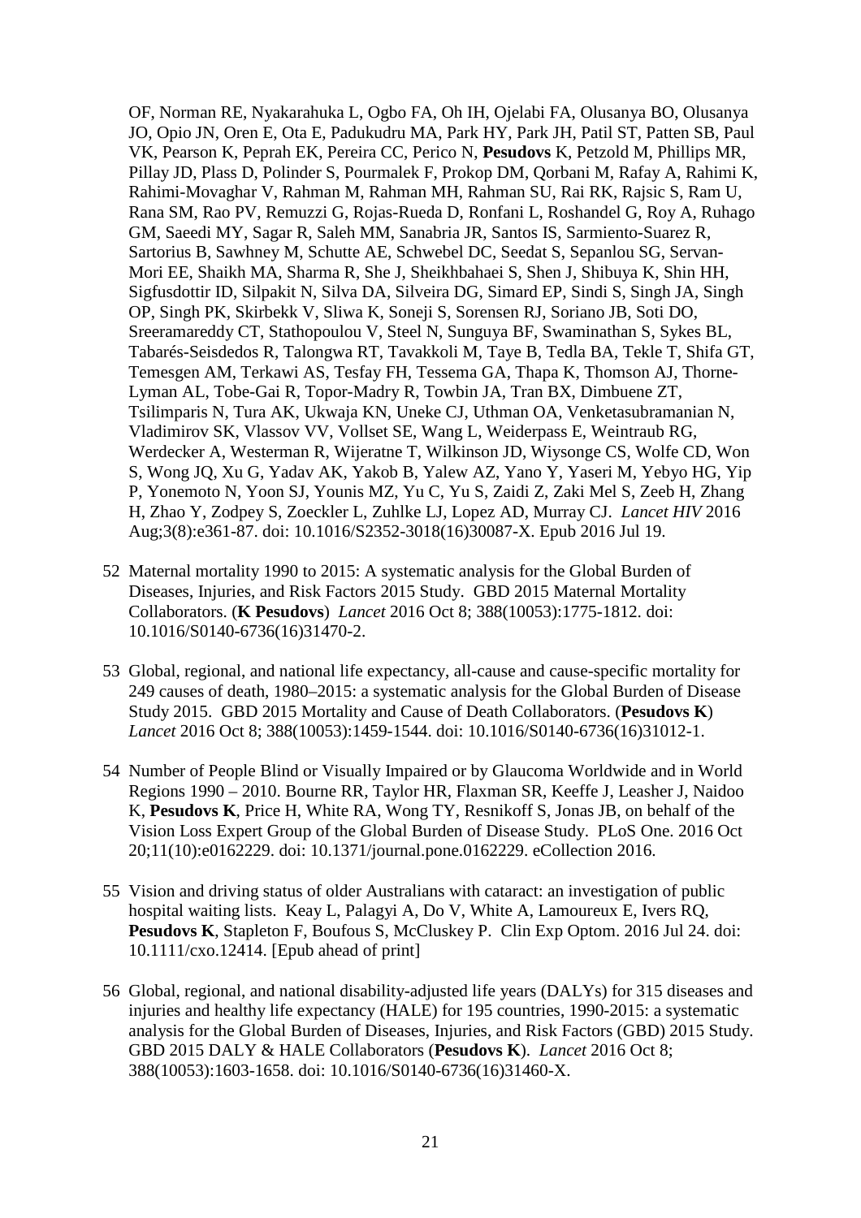OF, Norman RE, Nyakarahuka L, Ogbo FA, Oh IH, Ojelabi FA, Olusanya BO, Olusanya JO, Opio JN, Oren E, Ota E, Padukudru MA, Park HY, Park JH, Patil ST, Patten SB, Paul VK, Pearson K, Peprah EK, Pereira CC, Perico N, **Pesudovs** K, Petzold M, Phillips MR, Pillay JD, Plass D, Polinder S, Pourmalek F, Prokop DM, Qorbani M, Rafay A, Rahimi K, Rahimi-Movaghar V, Rahman M, Rahman MH, Rahman SU, Rai RK, Rajsic S, Ram U, Rana SM, Rao PV, Remuzzi G, Rojas-Rueda D, Ronfani L, Roshandel G, Roy A, Ruhago GM, Saeedi MY, Sagar R, Saleh MM, Sanabria JR, Santos IS, Sarmiento-Suarez R, Sartorius B, Sawhney M, Schutte AE, Schwebel DC, Seedat S, Sepanlou SG, Servan-Mori EE, Shaikh MA, Sharma R, She J, Sheikhbahaei S, Shen J, Shibuya K, Shin HH, Sigfusdottir ID, Silpakit N, Silva DA, Silveira DG, Simard EP, Sindi S, Singh JA, Singh OP, Singh PK, Skirbekk V, Sliwa K, Soneji S, Sorensen RJ, Soriano JB, Soti DO, Sreeramareddy CT, Stathopoulou V, Steel N, Sunguya BF, Swaminathan S, Sykes BL, Tabarés-Seisdedos R, Talongwa RT, Tavakkoli M, Taye B, Tedla BA, Tekle T, Shifa GT, Temesgen AM, Terkawi AS, Tesfay FH, Tessema GA, Thapa K, Thomson AJ, Thorne-Lyman AL, Tobe-Gai R, Topor-Madry R, Towbin JA, Tran BX, Dimbuene ZT, Tsilimparis N, Tura AK, Ukwaja KN, Uneke CJ, Uthman OA, Venketasubramanian N, Vladimirov SK, Vlassov VV, Vollset SE, Wang L, Weiderpass E, Weintraub RG, Werdecker A, Westerman R, Wijeratne T, Wilkinson JD, Wiysonge CS, Wolfe CD, Won S, Wong JQ, Xu G, Yadav AK, Yakob B, Yalew AZ, Yano Y, Yaseri M, Yebyo HG, Yip P, Yonemoto N, Yoon SJ, Younis MZ, Yu C, Yu S, Zaidi Z, Zaki Mel S, Zeeb H, Zhang H, Zhao Y, Zodpey S, Zoeckler L, Zuhlke LJ, Lopez AD, Murray CJ. *Lancet HIV* 2016 Aug;3(8):e361-87. doi: 10.1016/S2352-3018(16)30087-X. Epub 2016 Jul 19.

52 Maternal mortality 1990 to 2015: A systematic analysis for the Global Burden of Diseases, Injuries, and Risk Factors 2015 Study. GBD 2015 Maternal Mortality Collaborators. (**K Pesudovs**) *Lancet* 2016 Oct 8; 388(10053):1775-1812. doi: 10.1016/S0140-6736(16)31470-2.

53 Global, regional, and national life expectancy, all-cause and cause-specific mortality for 249 causes of death, 1980–2015: a systematic analysis for the Global Burden of Disease Study 2015. GBD 2015 Mortality and Cause of Death Collaborators. (**Pesudovs K**) *Lancet* 2016 Oct 8; 388(10053):1459-1544. doi: 10.1016/S0140-6736(16)31012-1.

54 Number of People Blind or Visually Impaired or by Glaucoma Worldwide and in World Regions 1990 – 2010. Bourne RR, Taylor HR, Flaxman SR, Keeffe J, Leasher J, Naidoo K, **Pesudovs K**, Price H, White RA, Wong TY, Resnikoff S, Jonas JB, on behalf of the Vision Loss Expert Group of the Global Burden of Disease Study. PLoS One. 2016 Oct 20;11(10):e0162229. doi: 10.1371/journal.pone.0162229. eCollection 2016.

55 Vision and driving status of older Australians with cataract: an investigation of public hospital waiting lists. Keay L, Palagyi A, Do V, White A, Lamoureux E, Ivers RQ, **Pesudovs K**, Stapleton F, Boufous S, McCluskey P. Clin Exp Optom. 2016 Jul 24. doi: 10.1111/cxo.12414. [Epub ahead of print]

56 Global, regional, and national disability-adjusted life years (DALYs) for 315 diseases and injuries and healthy life expectancy (HALE) for 195 countries, 1990-2015: a systematic analysis for the Global Burden of Diseases, Injuries, and Risk Factors (GBD) 2015 Study. GBD 2015 DALY & HALE Collaborators (**Pesudovs K**). *Lancet* 2016 Oct 8; 388(10053):1603-1658. doi: 10.1016/S0140-6736(16)31460-X.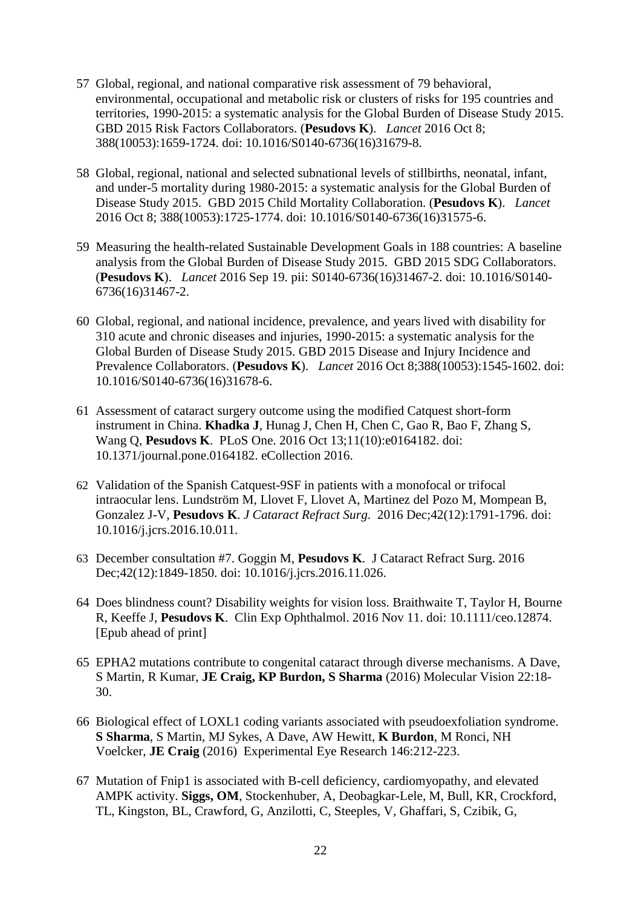57 Global, regional, and national comparative risk assessment of 79 behavioral, environmental, occupational and metabolic risk or clusters of risks for 195 countries and territories, 1990-2015: a systematic analysis for the Global Burden of Disease Study 2015. GBD 2015 Risk Factors Collaborators. (**Pesudovs K**). *Lancet* 2016 Oct 8; 388(10053):1659-1724. doi: 10.1016/S0140-6736(16)31679-8.

58 Global, regional, national and selected subnational levels of stillbirths, neonatal, infant, and under-5 mortality during 1980-2015: a systematic analysis for the Global Burden of Disease Study 2015. GBD 2015 Child Mortality Collaboration. (**Pesudovs K**). *Lancet* 2016 Oct 8; 388(10053):1725-1774. doi: 10.1016/S0140-6736(16)31575-6.

59 Measuring the health-related Sustainable Development Goals in 188 countries: A baseline analysis from the Global Burden of Disease Study 2015. GBD 2015 SDG Collaborators. (**Pesudovs K**). *Lancet* 2016 Sep 19. pii: S0140-6736(16)31467-2. doi: 10.1016/S0140-6736(16)31467-2.

60 Global, regional, and national incidence, prevalence, and years lived with disability for 310 acute and chronic diseases and injuries, 1990-2015: a systematic analysis for the Global Burden of Disease Study 2015. GBD 2015 Disease and Injury Incidence and Prevalence Collaborators. (**Pesudovs K**). *Lancet* 2016 Oct 8;388(10053):1545-1602. doi: 10.1016/S0140-6736(16)31678-6.

61 Assessment of cataract surgery outcome using the modified Catquest short-form instrument in China. **Khadka J**, Hunag J, Chen H, Chen C, Gao R, Bao F, Zhang S, Wang Q, **Pesudovs K**. PLoS One. 2016 Oct 13;11(10):e0164182. doi: 10.1371/journal.pone.0164182. eCollection 2016.

62 Validation of the Spanish Catquest-9SF in patients with a monofocal or trifocal intraocular lens. Lundström M, Llovet F, Llovet A, Martinez del Pozo M, Mompean B, Gonzalez J-V, **Pesudovs K**. *J Cataract Refract Surg*. 2016 Dec;42(12):1791-1796. doi: 10.1016/j.jcrs.2016.10.011.

63 December consultation #7. Goggin M, **Pesudovs K**. J Cataract Refract Surg. 2016 Dec;42(12):1849-1850. doi: 10.1016/j.jcrs.2016.11.026.

64 Does blindness count? Disability weights for vision loss. Braithwaite T, Taylor H, Bourne R, Keeffe J, **Pesudovs K**. Clin Exp Ophthalmol. 2016 Nov 11. doi: 10.1111/ceo.12874. [Epub ahead of print]

65 EPHA2 mutations contribute to congenital cataract through diverse mechanisms. A Dave, S Martin, R Kumar, **JE Craig, KP Burdon, S Sharma** (2016) Molecular Vision 22:18-30.

66 Biological effect of LOXL1 coding variants associated with pseudoexfoliation syndrome. **S Sharma**, S Martin, MJ Sykes, A Dave, AW Hewitt, **K Burdon**, M Ronci, NH Voelcker, **JE Craig** (2016) Experimental Eye Research 146:212-223.

67 Mutation of Fnip1 is associated with B-cell deficiency, cardiomyopathy, and elevated AMPK activity. **Siggs, OM**, Stockenhuber, A, Deobagkar-Lele, M, Bull, KR, Crockford, TL, Kingston, BL, Crawford, G, Anzilotti, C, Steeples, V, Ghaffari, S, Czibik, G,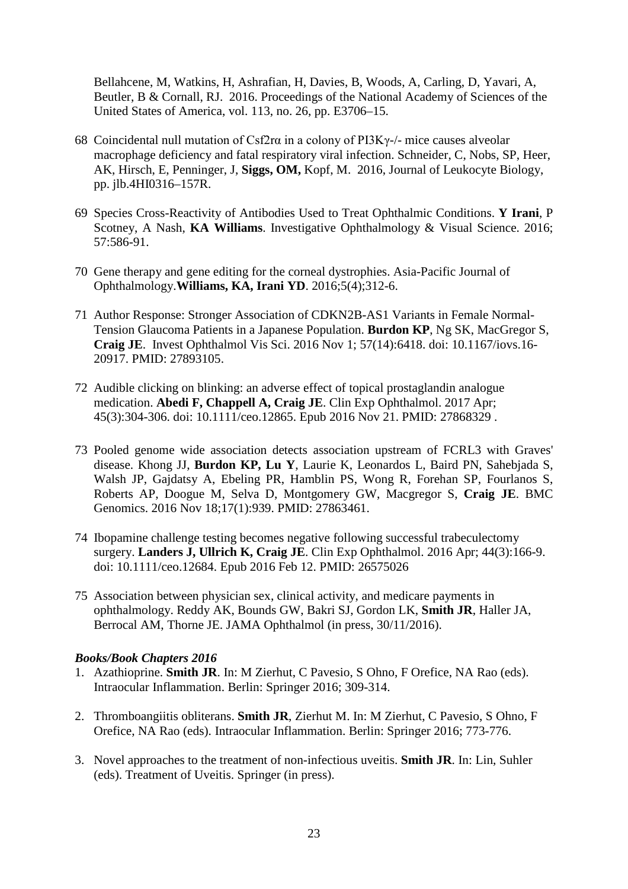Bellahcene, M, Watkins, H, Ashrafian, H, Davies, B, Woods, A, Carling, D, Yavari, A, Beutler, B & Cornall, RJ. 2016. Proceedings of the National Academy of Sciences of the United States of America, vol. 113, no. 26, pp. E3706–15.

68 Coincidental null mutation of Csf2rα in a colony of PI3Kγ-/- mice causes alveolar macrophage deficiency and fatal respiratory viral infection. Schneider, C, Nobs, SP, Heer, AK, Hirsch, E, Penninger, J, **Siggs, OM,** Kopf, M. 2016, Journal of Leukocyte Biology, pp. jlb.4HI0316–157R.

69 Species Cross-Reactivity of Antibodies Used to Treat Ophthalmic Conditions. **Y Irani**, P Scotney, A Nash, **KA Williams**. Investigative Ophthalmology & Visual Science. 2016; 57:586-91.

70 Gene therapy and gene editing for the corneal dystrophies. Asia-Pacific Journal of Ophthalmology.**Williams, KA, Irani YD**. 2016;5(4);312-6.

71 Author Response: Stronger Association of CDKN2B-AS1 Variants in Female Normal-Tension Glaucoma Patients in a Japanese Population. **Burdon KP**, Ng SK, MacGregor S, **Craig JE**. Invest Ophthalmol Vis Sci. 2016 Nov 1; 57(14):6418. doi: 10.1167/iovs.16-20917. PMID: 27893105.

72 Audible clicking on blinking: an adverse effect of topical prostaglandin analogue medication. **Abedi F, Chappell A, Craig JE**. Clin Exp Ophthalmol. 2017 Apr; 45(3):304-306. doi: 10.1111/ceo.12865. Epub 2016 Nov 21. PMID: 27868329 .

73 Pooled genome wide association detects association upstream of FCRL3 with Graves' disease. Khong JJ, **Burdon KP, Lu Y**, Laurie K, Leonardos L, Baird PN, Sahebjada S, Walsh JP, Gajdatsy A, Ebeling PR, Hamblin PS, Wong R, Forehan SP, Fourlanos S, Roberts AP, Doogue M, Selva D, Montgomery GW, Macgregor S, **Craig JE**. BMC Genomics. 2016 Nov 18;17(1):939. PMID: 27863461.

74 Ibopamine challenge testing becomes negative following successful trabeculectomy surgery. **Landers J, Ullrich K, Craig JE**. Clin Exp Ophthalmol. 2016 Apr; 44(3):166-9. doi: 10.1111/ceo.12684. Epub 2016 Feb 12. PMID: 26575026

75 Association between physician sex, clinical activity, and medicare payments in ophthalmology. Reddy AK, Bounds GW, Bakri SJ, Gordon LK, **Smith JR**, Haller JA, Berrocal AM, Thorne JE. JAMA Ophthalmol (in press, 30/11/2016).

***Books/Book Chapters 2016***

1. Azathioprine. **Smith JR**. In: M Zierhut, C Pavesio, S Ohno, F Orefice, NA Rao (eds). Intraocular Inflammation. Berlin: Springer 2016; 309-314.

2. Thromboangiitis obliterans. **Smith JR**, Zierhut M. In: M Zierhut, C Pavesio, S Ohno, F Orefice, NA Rao (eds). Intraocular Inflammation. Berlin: Springer 2016; 773-776.

3. Novel approaches to the treatment of non-infectious uveitis. **Smith JR**. In: Lin, Suhler (eds). Treatment of Uveitis. Springer (in press).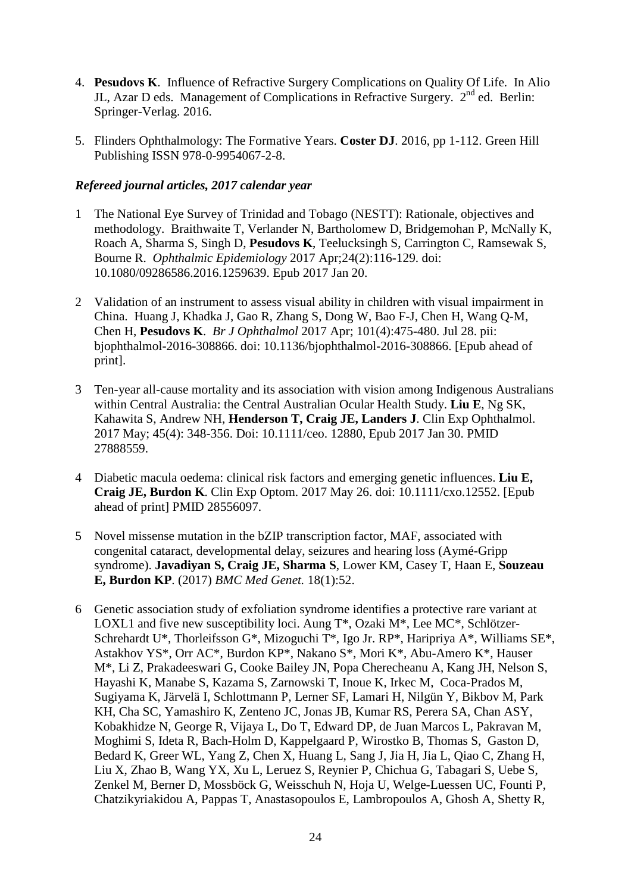4. **Pesudovs K**. Influence of Refractive Surgery Complications on Quality Of Life. In Alio JL, Azar D eds. Management of Complications in Refractive Surgery. 2[nd] ed. Berlin: Springer-Verlag. 2016.

5. Flinders Ophthalmology: The Formative Years. **Coster DJ**. 2016, pp 1-112. Green Hill Publishing ISSN 978-0-9954067-2-8.

### *Refereed journal articles, 2017 calendar year*

1 The National Eye Survey of Trinidad and Tobago (NESTT): Rationale, objectives and methodology. Braithwaite T, Verlander N, Bartholomew D, Bridgemohan P, McNally K, Roach A, Sharma S, Singh D, **Pesudovs K**, Teelucksingh S, Carrington C, Ramsewak S, Bourne R. *Ophthalmic Epidemiology* 2017 Apr;24(2):116-129. doi: 10.1080/09286586.2016.1259639. Epub 2017 Jan 20.

2 Validation of an instrument to assess visual ability in children with visual impairment in China. Huang J, Khadka J, Gao R, Zhang S, Dong W, Bao F-J, Chen H, Wang Q-M, Chen H, **Pesudovs K**. *Br J Ophthalmol* 2017 Apr; 101(4):475-480. Jul 28. pii: bjophthalmol-2016-308866. doi: 10.1136/bjophthalmol-2016-308866. [Epub ahead of print].

3 Ten-year all-cause mortality and its association with vision among Indigenous Australians within Central Australia: the Central Australian Ocular Health Study. **Liu E**, Ng SK, Kahawita S, Andrew NH, **Henderson T, Craig JE, Landers J**. Clin Exp Ophthalmol. 2017 May; 45(4): 348-356. Doi: 10.1111/ceo. 12880, Epub 2017 Jan 30. PMID 27888559.

4 Diabetic macula oedema: clinical risk factors and emerging genetic influences. **Liu E, Craig JE, Burdon K**. Clin Exp Optom. 2017 May 26. doi: 10.1111/cxo.12552. [Epub ahead of print] PMID 28556097.

5 Novel missense mutation in the bZIP transcription factor, MAF, associated with congenital cataract, developmental delay, seizures and hearing loss (Aymé-Gripp syndrome). **Javadiyan S, Craig JE, Sharma S**, Lower KM, Casey T, Haan E, **Souzeau E, Burdon KP**. (2017) *BMC Med Genet.* 18(1):52.

6 Genetic association study of exfoliation syndrome identifies a protective rare variant at LOXL1 and five new susceptibility loci. Aung T*, Ozaki M*, Lee MC*, Schlötzer-Schrehardt U*, Thorleifsson G*, Mizoguchi T*, Igo Jr. RP*, Haripriya A*, Williams SE*, Astakhov YS*, Orr AC*, Burdon KP*, Nakano S*, Mori K*, Abu-Amero K*, Hauser M*, Li Z, Prakadeeswari G, Cooke Bailey JN, Popa Cherecheanu A, Kang JH, Nelson S, Hayashi K, Manabe S, Kazama S, Zarnowski T, Inoue K, Irkec M, Coca-Prados M, Sugiyama K, Järvelä I, Schlottmann P, Lerner SF, Lamari H, Nilgün Y, Bikbov M, Park KH, Cha SC, Yamashiro K, Zenteno JC, Jonas JB, Kumar RS, Perera SA, Chan ASY, Kobakhidze N, George R, Vijaya L, Do T, Edward DP, de Juan Marcos L, Pakravan M, Moghimi S, Ideta R, Bach-Holm D, Kappelgaard P, Wirostko B, Thomas S, Gaston D, Bedard K, Greer WL, Yang Z, Chen X, Huang L, Sang J, Jia H, Jia L, Qiao C, Zhang H, Liu X, Zhao B, Wang YX, Xu L, Leruez S, Reynier P, Chichua G, Tabagari S, Uebe S, Zenkel M, Berner D, Mossböck G, Weisschuh N, Hoja U, Welge-Luessen UC, Founti P, Chatzikyriakidou A, Pappas T, Anastasopoulos E, Lambropoulos A, Ghosh A, Shetty R,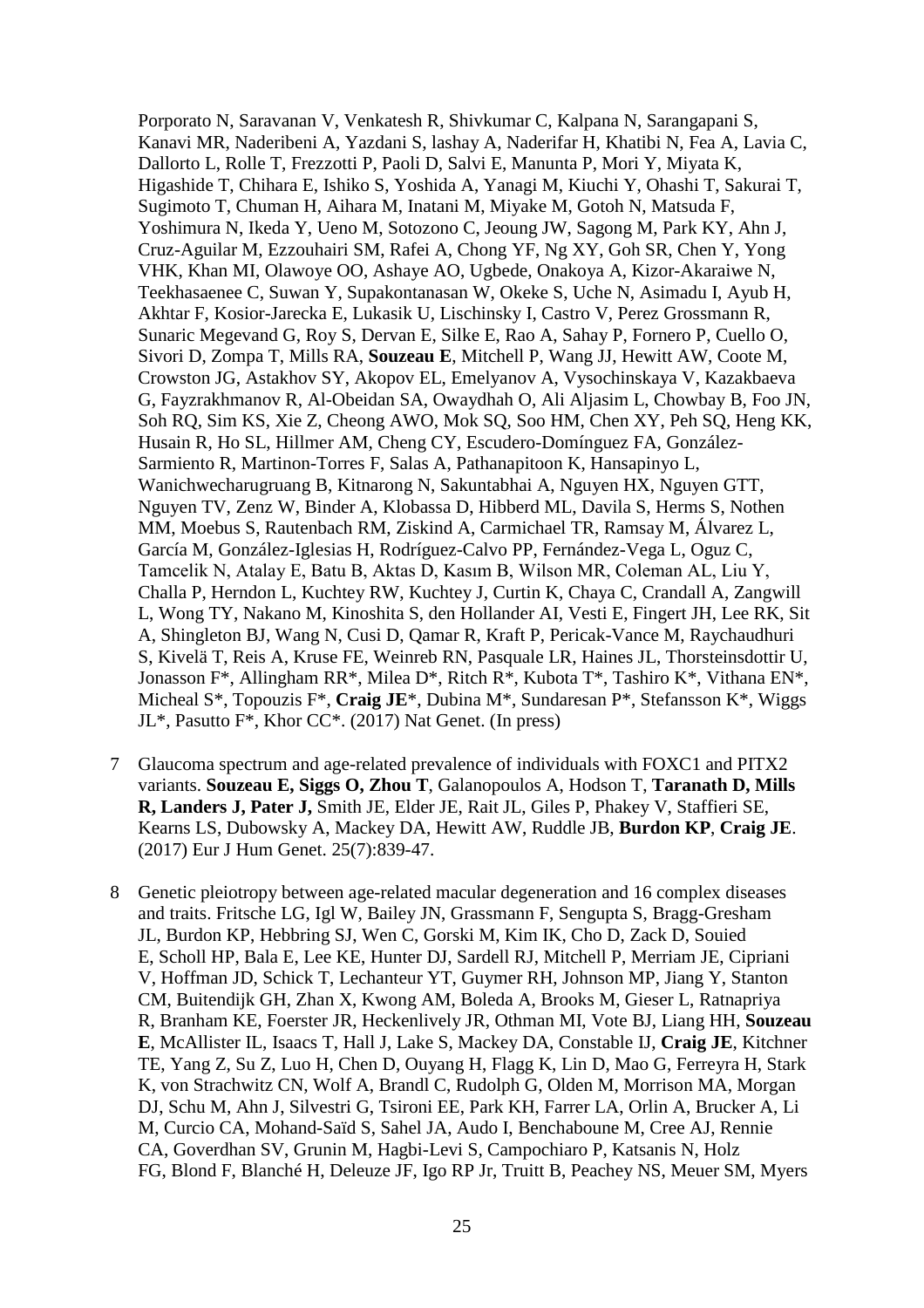Porporato N, Saravanan V, Venkatesh R, Shivkumar C, Kalpana N, Sarangapani S, Kanavi MR, Naderibeni A, Yazdani S, lashay A, Naderifar H, Khatibi N, Fea A, Lavia C, Dallorto L, Rolle T, Frezzotti P, Paoli D, Salvi E, Manunta P, Mori Y, Miyata K, Higashide T, Chihara E, Ishiko S, Yoshida A, Yanagi M, Kiuchi Y, Ohashi T, Sakurai T, Sugimoto T, Chuman H, Aihara M, Inatani M, Miyake M, Gotoh N, Matsuda F, Yoshimura N, Ikeda Y, Ueno M, Sotozono C, Jeoung JW, Sagong M, Park KY, Ahn J, Cruz-Aguilar M, Ezzouhairi SM, Rafei A, Chong YF, Ng XY, Goh SR, Chen Y, Yong VHK, Khan MI, Olawoye OO, Ashaye AO, Ugbede, Onakoya A, Kizor-Akaraiwe N, Teekhasaenee C, Suwan Y, Supakontanasan W, Okeke S, Uche N, Asimadu I, Ayub H, Akhtar F, Kosior-Jarecka E, Lukasik U, Lischinsky I, Castro V, Perez Grossmann R, Sunaric Megevand G, Roy S, Dervan E, Silke E, Rao A, Sahay P, Fornero P, Cuello O, Sivori D, Zompa T, Mills RA, **Souzeau E**, Mitchell P, Wang JJ, Hewitt AW, Coote M, Crowston JG, Astakhov SY, Akopov EL, Emelyanov A, Vysochinskaya V, Kazakbaeva G, Fayzrakhmanov R, Al-Obeidan SA, Owaydhah O, Ali Aljasim L, Chowbay B, Foo JN, Soh RQ, Sim KS, Xie Z, Cheong AWO, Mok SQ, Soo HM, Chen XY, Peh SQ, Heng KK, Husain R, Ho SL, Hillmer AM, Cheng CY, Escudero-Domínguez FA, González-Sarmiento R, Martinon-Torres F, Salas A, Pathanapitoon K, Hansapinyo L, Wanichwecharugruang B, Kitnarong N, Sakuntabhai A, Nguyen HX, Nguyen GTT, Nguyen TV, Zenz W, Binder A, Klobassa D, Hibberd ML, Davila S, Herms S, Nothen MM, Moebus S, Rautenbach RM, Ziskind A, Carmichael TR, Ramsay M, Álvarez L, García M, González-Iglesias H, Rodríguez-Calvo PP, Fernández-Vega L, Oguz C, Tamcelik N, Atalay E, Batu B, Aktas D, Kasım B, Wilson MR, Coleman AL, Liu Y, Challa P, Herndon L, Kuchtey RW, Kuchtey J, Curtin K, Chaya C, Crandall A, Zangwill L, Wong TY, Nakano M, Kinoshita S, den Hollander AI, Vesti E, Fingert JH, Lee RK, Sit A, Shingleton BJ, Wang N, Cusi D, Qamar R, Kraft P, Pericak-Vance M, Raychaudhuri S, Kivelä T, Reis A, Kruse FE, Weinreb RN, Pasquale LR, Haines JL, Thorsteinsdottir U, Jonasson F*, Allingham RR*, Milea D*, Ritch R*, Kubota T*, Tashiro K*, Vithana EN*, Micheal S*, Topouzis F*, **Craig JE***, Dubina M*, Sundaresan P*, Stefansson K*, Wiggs JL*, Pasutto F*, Khor CC*. (2017) Nat Genet. (In press)

7 Glaucoma spectrum and age-related prevalence of individuals with FOXC1 and PITX2 variants. **Souzeau E, Siggs O, Zhou T**, Galanopoulos A, Hodson T, **Taranath D, Mills R, Landers J, Pater J,** Smith JE, Elder JE, Rait JL, Giles P, Phakey V, Staffieri SE, Kearns LS, Dubowsky A, Mackey DA, Hewitt AW, Ruddle JB, **Burdon KP**, **Craig JE**. (2017) Eur J Hum Genet. 25(7):839-47.

8 Genetic pleiotropy between age-related macular degeneration and 16 complex diseases and traits. Fritsche LG, Igl W, Bailey JN, Grassmann F, Sengupta S, Bragg-Gresham JL, Burdon KP, Hebbring SJ, Wen C, Gorski M, Kim IK, Cho D, Zack D, Souied E, Scholl HP, Bala E, Lee KE, Hunter DJ, Sardell RJ, Mitchell P, Merriam JE, Cipriani V, Hoffman JD, Schick T, Lechanteur YT, Guymer RH, Johnson MP, Jiang Y, Stanton CM, Buitendijk GH, Zhan X, Kwong AM, Boleda A, Brooks M, Gieser L, Ratnapriya R, Branham KE, Foerster JR, Heckenlively JR, Othman MI, Vote BJ, Liang HH, **Souzeau E**, McAllister IL, Isaacs T, Hall J, Lake S, Mackey DA, Constable IJ, **Craig JE**, Kitchner TE, Yang Z, Su Z, Luo H, Chen D, Ouyang H, Flagg K, Lin D, Mao G, Ferreyra H, Stark K, von Strachwitz CN, Wolf A, Brandl C, Rudolph G, Olden M, Morrison MA, Morgan DJ, Schu M, Ahn J, Silvestri G, Tsironi EE, Park KH, Farrer LA, Orlin A, Brucker A, Li M, Curcio CA, Mohand-Saïd S, Sahel JA, Audo I, Benchaboune M, Cree AJ, Rennie CA, Goverdhan SV, Grunin M, Hagbi-Levi S, Campochiaro P, Katsanis N, Holz FG, Blond F, Blanché H, Deleuze JF, Igo RP Jr, Truitt B, Peachey NS, Meuer SM, Myers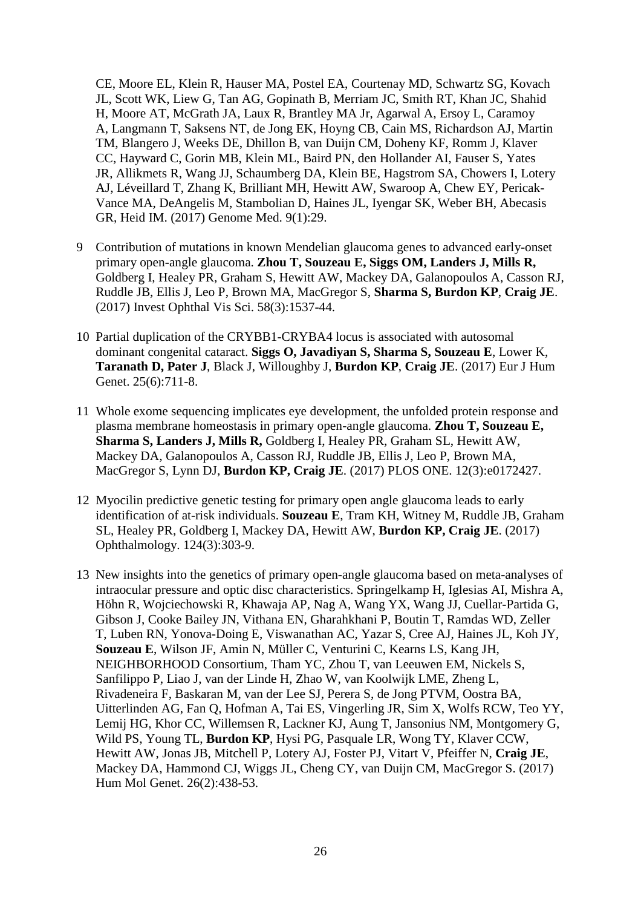CE, Moore EL, Klein R, Hauser MA, Postel EA, Courtenay MD, Schwartz SG, Kovach JL, Scott WK, Liew G, Tan AG, Gopinath B, Merriam JC, Smith RT, Khan JC, Shahid H, Moore AT, McGrath JA, Laux R, Brantley MA Jr, Agarwal A, Ersoy L, Caramoy A, Langmann T, Saksens NT, de Jong EK, Hoyng CB, Cain MS, Richardson AJ, Martin TM, Blangero J, Weeks DE, Dhillon B, van Duijn CM, Doheny KF, Romm J, Klaver CC, Hayward C, Gorin MB, Klein ML, Baird PN, den Hollander AI, Fauser S, Yates JR, Allikmets R, Wang JJ, Schaumberg DA, Klein BE, Hagstrom SA, Chowers I, Lotery AJ, Léveillard T, Zhang K, Brilliant MH, Hewitt AW, Swaroop A, Chew EY, Pericak-Vance MA, DeAngelis M, Stambolian D, Haines JL, Iyengar SK, Weber BH, Abecasis GR, Heid IM. (2017) Genome Med. 9(1):29.

9. Contribution of mutations in known Mendelian glaucoma genes to advanced early-onset primary open-angle glaucoma. **Zhou T, Souzeau E, Siggs OM, Landers J, Mills R,** Goldberg I, Healey PR, Graham S, Hewitt AW, Mackey DA, Galanopoulos A, Casson RJ, Ruddle JB, Ellis J, Leo P, Brown MA, MacGregor S, **Sharma S, Burdon KP**, **Craig JE**. (2017) Invest Ophthal Vis Sci. 58(3):1537-44.

10. Partial duplication of the CRYBB1-CRYBA4 locus is associated with autosomal dominant congenital cataract. **Siggs O, Javadiyan S, Sharma S, Souzeau E**, Lower K, **Taranath D, Pater J**, Black J, Willoughby J, **Burdon KP**, **Craig JE**. (2017) Eur J Hum Genet. 25(6):711-8.

11. Whole exome sequencing implicates eye development, the unfolded protein response and plasma membrane homeostasis in primary open-angle glaucoma. **Zhou T, Souzeau E, Sharma S, Landers J, Mills R,** Goldberg I, Healey PR, Graham SL, Hewitt AW, Mackey DA, Galanopoulos A, Casson RJ, Ruddle JB, Ellis J, Leo P, Brown MA, MacGregor S, Lynn DJ, **Burdon KP, Craig JE**. (2017) PLOS ONE. 12(3):e0172427.

12. Myocilin predictive genetic testing for primary open angle glaucoma leads to early identification of at-risk individuals. **Souzeau E**, Tram KH, Witney M, Ruddle JB, Graham SL, Healey PR, Goldberg I, Mackey DA, Hewitt AW, **Burdon KP, Craig JE**. (2017) Ophthalmology. 124(3):303-9.

13. New insights into the genetics of primary open-angle glaucoma based on meta-analyses of intraocular pressure and optic disc characteristics. Springelkamp H, Iglesias AI, Mishra A, Höhn R, Wojciechowski R, Khawaja AP, Nag A, Wang YX, Wang JJ, Cuellar-Partida G, Gibson J, Cooke Bailey JN, Vithana EN, Gharahkhani P, Boutin T, Ramdas WD, Zeller T, Luben RN, Yonova-Doing E, Viswanathan AC, Yazar S, Cree AJ, Haines JL, Koh JY, **Souzeau E**, Wilson JF, Amin N, Müller C, Venturini C, Kearns LS, Kang JH, NEIGHBORHOOD Consortium, Tham YC, Zhou T, van Leeuwen EM, Nickels S, Sanfilippo P, Liao J, van der Linde H, Zhao W, van Koolwijk LME, Zheng L, Rivadeneira F, Baskaran M, van der Lee SJ, Perera S, de Jong PTVM, Oostra BA, Uitterlinden AG, Fan Q, Hofman A, Tai ES, Vingerling JR, Sim X, Wolfs RCW, Teo YY, Lemij HG, Khor CC, Willemsen R, Lackner KJ, Aung T, Jansonius NM, Montgomery G, Wild PS, Young TL, **Burdon KP**, Hysi PG, Pasquale LR, Wong TY, Klaver CCW, Hewitt AW, Jonas JB, Mitchell P, Lotery AJ, Foster PJ, Vitart V, Pfeiffer N, **Craig JE**, Mackey DA, Hammond CJ, Wiggs JL, Cheng CY, van Duijn CM, MacGregor S. (2017) Hum Mol Genet. 26(2):438-53.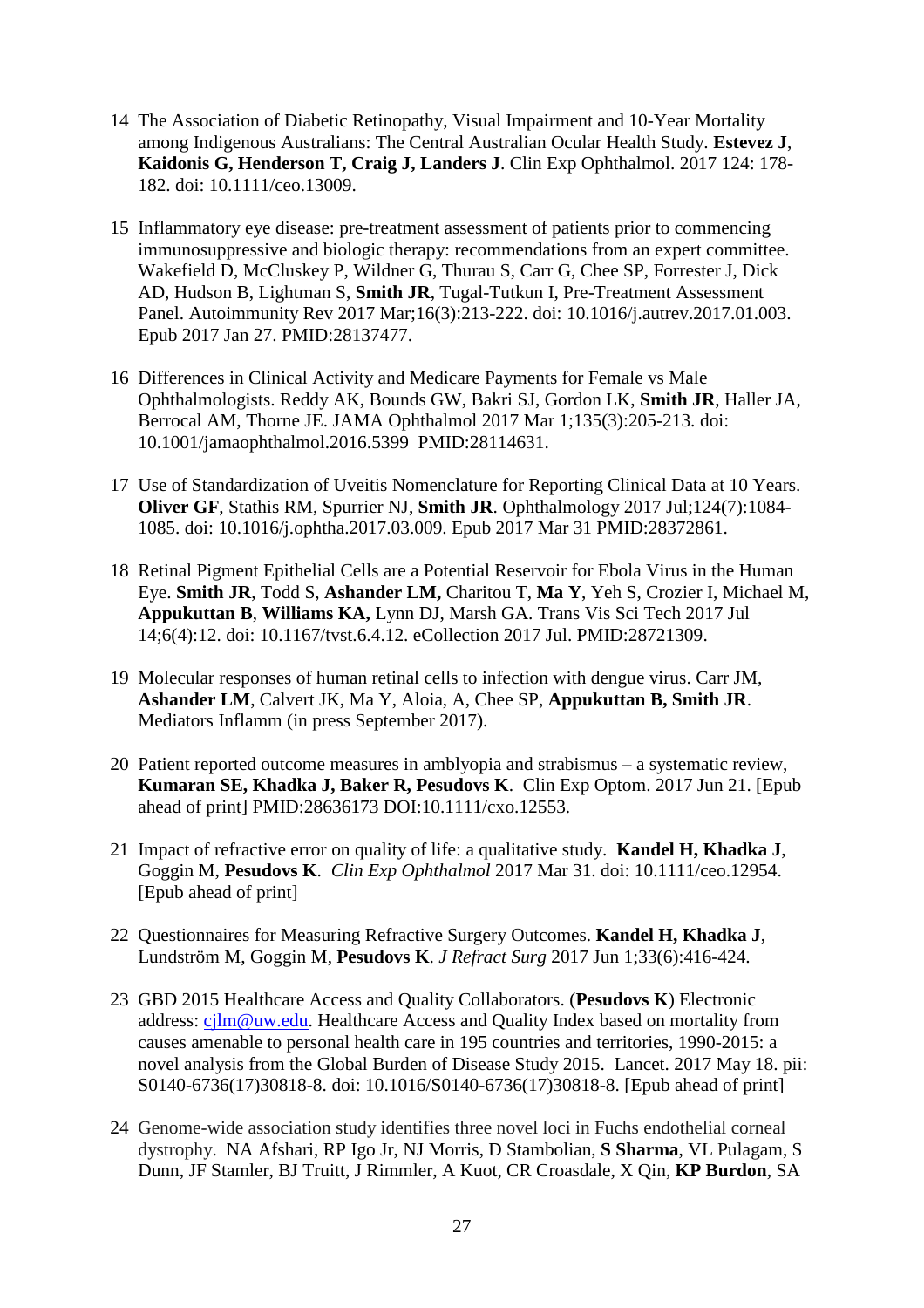14 The Association of Diabetic Retinopathy, Visual Impairment and 10-Year Mortality among Indigenous Australians: The Central Australian Ocular Health Study. **Estevez J**, **Kaidonis G, Henderson T, Craig J, Landers J**. Clin Exp Ophthalmol. 2017 124: 178-182. doi: 10.1111/ceo.13009.

15 Inflammatory eye disease: pre-treatment assessment of patients prior to commencing immunosuppressive and biologic therapy: recommendations from an expert committee. Wakefield D, McCluskey P, Wildner G, Thurau S, Carr G, Chee SP, Forrester J, Dick AD, Hudson B, Lightman S, **Smith JR**, Tugal-Tutkun I, Pre-Treatment Assessment Panel. Autoimmunity Rev 2017 Mar;16(3):213-222. doi: 10.1016/j.autrev.2017.01.003. Epub 2017 Jan 27. PMID:28137477.

16 Differences in Clinical Activity and Medicare Payments for Female vs Male Ophthalmologists. Reddy AK, Bounds GW, Bakri SJ, Gordon LK, **Smith JR**, Haller JA, Berrocal AM, Thorne JE. JAMA Ophthalmol 2017 Mar 1;135(3):205-213. doi: 10.1001/jamaophthalmol.2016.5399 PMID:28114631.

17 Use of Standardization of Uveitis Nomenclature for Reporting Clinical Data at 10 Years. **Oliver GF**, Stathis RM, Spurrier NJ, **Smith JR**. Ophthalmology 2017 Jul;124(7):1084-1085. doi: 10.1016/j.ophtha.2017.03.009. Epub 2017 Mar 31 PMID:28372861.

18 Retinal Pigment Epithelial Cells are a Potential Reservoir for Ebola Virus in the Human Eye. **Smith JR**, Todd S, **Ashander LM,** Charitou T, **Ma Y**, Yeh S, Crozier I, Michael M, **Appukuttan B**, **Williams KA,** Lynn DJ, Marsh GA. Trans Vis Sci Tech 2017 Jul 14;6(4):12. doi: 10.1167/tvst.6.4.12. eCollection 2017 Jul. PMID:28721309.

19 Molecular responses of human retinal cells to infection with dengue virus. Carr JM, **Ashander LM**, Calvert JK, Ma Y, Aloia, A, Chee SP, **Appukuttan B, Smith JR**. Mediators Inflamm (in press September 2017).

20 Patient reported outcome measures in amblyopia and strabismus – a systematic review, **Kumaran SE, Khadka J, Baker R, Pesudovs K**. Clin Exp Optom. 2017 Jun 21. [Epub ahead of print] PMID:28636173 DOI:10.1111/cxo.12553.

21 Impact of refractive error on quality of life: a qualitative study. **Kandel H, Khadka J**, Goggin M, **Pesudovs K**. *Clin Exp Ophthalmol* 2017 Mar 31. doi: 10.1111/ceo.12954. [Epub ahead of print]

22 Questionnaires for Measuring Refractive Surgery Outcomes. **Kandel H, Khadka J**, Lundström M, Goggin M, **Pesudovs K**. *J Refract Surg* 2017 Jun 1;33(6):416-424.

23 GBD 2015 Healthcare Access and Quality Collaborators. (**Pesudovs K**) Electronic address: cjlm@uw.edu. Healthcare Access and Quality Index based on mortality from causes amenable to personal health care in 195 countries and territories, 1990-2015: a novel analysis from the Global Burden of Disease Study 2015. Lancet. 2017 May 18. pii: S0140-6736(17)30818-8. doi: 10.1016/S0140-6736(17)30818-8. [Epub ahead of print]

24 Genome-wide association study identifies three novel loci in Fuchs endothelial corneal dystrophy. NA Afshari, RP Igo Jr, NJ Morris, D Stambolian, **S Sharma**, VL Pulagam, S Dunn, JF Stamler, BJ Truitt, J Rimmler, A Kuot, CR Croasdale, X Qin, **KP Burdon**, SA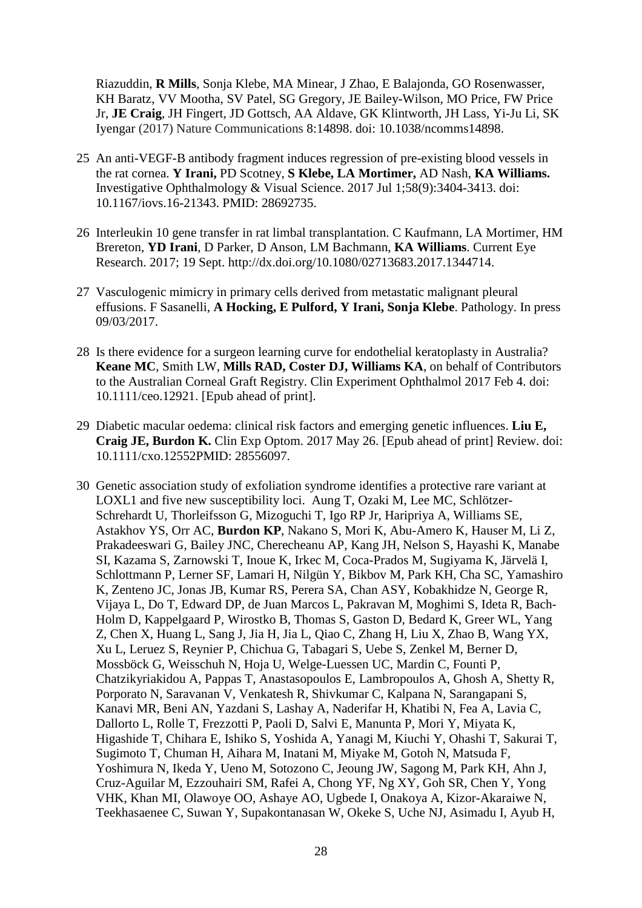Riazuddin, **R Mills**, Sonja Klebe, MA Minear, J Zhao, E Balajonda, GO Rosenwasser, KH Baratz, VV Mootha, SV Patel, SG Gregory, JE Bailey-Wilson, MO Price, FW Price Jr, **JE Craig**, JH Fingert, JD Gottsch, AA Aldave, GK Klintworth, JH Lass, Yi-Ju Li, SK Iyengar (2017) Nature Communications 8:14898. doi: 10.1038/ncomms14898.

25 An anti-VEGF-B antibody fragment induces regression of pre-existing blood vessels in the rat cornea. **Y Irani,** PD Scotney, **S Klebe, LA Mortimer,** AD Nash, **KA Williams.** Investigative Ophthalmology & Visual Science. 2017 Jul 1;58(9):3404-3413. doi: 10.1167/iovs.16-21343. PMID: 28692735.

26 Interleukin 10 gene transfer in rat limbal transplantation. C Kaufmann, LA Mortimer, HM Brereton, **YD Irani**, D Parker, D Anson, LM Bachmann, **KA Williams**. Current Eye Research. 2017; 19 Sept. http://dx.doi.org/10.1080/02713683.2017.1344714.

27 Vasculogenic mimicry in primary cells derived from metastatic malignant pleural effusions. F Sasanelli, **A Hocking, E Pulford, Y Irani, Sonja Klebe**. Pathology. In press 09/03/2017.

28 Is there evidence for a surgeon learning curve for endothelial keratoplasty in Australia? **Keane MC**, Smith LW, **Mills RAD, Coster DJ, Williams KA**, on behalf of Contributors to the Australian Corneal Graft Registry. Clin Experiment Ophthalmol 2017 Feb 4. doi: 10.1111/ceo.12921. [Epub ahead of print].

29 Diabetic macular oedema: clinical risk factors and emerging genetic influences. **Liu E, Craig JE, Burdon K.** Clin Exp Optom. 2017 May 26. [Epub ahead of print] Review. doi: 10.1111/cxo.12552PMID: 28556097.

30 Genetic association study of exfoliation syndrome identifies a protective rare variant at LOXL1 and five new susceptibility loci. Aung T, Ozaki M, Lee MC, Schlötzer-Schrehardt U, Thorleifsson G, Mizoguchi T, Igo RP Jr, Haripriya A, Williams SE, Astakhov YS, Orr AC, **Burdon KP**, Nakano S, Mori K, Abu-Amero K, Hauser M, Li Z, Prakadeeswari G, Bailey JNC, Cherecheanu AP, Kang JH, Nelson S, Hayashi K, Manabe SI, Kazama S, Zarnowski T, Inoue K, Irkec M, Coca-Prados M, Sugiyama K, Järvelä I, Schlottmann P, Lerner SF, Lamari H, Nilgün Y, Bikbov M, Park KH, Cha SC, Yamashiro K, Zenteno JC, Jonas JB, Kumar RS, Perera SA, Chan ASY, Kobakhidze N, George R, Vijaya L, Do T, Edward DP, de Juan Marcos L, Pakravan M, Moghimi S, Ideta R, Bach-Holm D, Kappelgaard P, Wirostko B, Thomas S, Gaston D, Bedard K, Greer WL, Yang Z, Chen X, Huang L, Sang J, Jia H, Jia L, Qiao C, Zhang H, Liu X, Zhao B, Wang YX, Xu L, Leruez S, Reynier P, Chichua G, Tabagari S, Uebe S, Zenkel M, Berner D, Mossböck G, Weisschuh N, Hoja U, Welge-Luessen UC, Mardin C, Founti P, Chatzikyriakidou A, Pappas T, Anastasopoulos E, Lambropoulos A, Ghosh A, Shetty R, Porporato N, Saravanan V, Venkatesh R, Shivkumar C, Kalpana N, Sarangapani S, Kanavi MR, Beni AN, Yazdani S, Lashay A, Naderifar H, Khatibi N, Fea A, Lavia C, Dallorto L, Rolle T, Frezzotti P, Paoli D, Salvi E, Manunta P, Mori Y, Miyata K, Higashide T, Chihara E, Ishiko S, Yoshida A, Yanagi M, Kiuchi Y, Ohashi T, Sakurai T, Sugimoto T, Chuman H, Aihara M, Inatani M, Miyake M, Gotoh N, Matsuda F, Yoshimura N, Ikeda Y, Ueno M, Sotozono C, Jeoung JW, Sagong M, Park KH, Ahn J, Cruz-Aguilar M, Ezzouhairi SM, Rafei A, Chong YF, Ng XY, Goh SR, Chen Y, Yong VHK, Khan MI, Olawoye OO, Ashaye AO, Ugbede I, Onakoya A, Kizor-Akaraiwe N, Teekhasaenee C, Suwan Y, Supakontanasan W, Okeke S, Uche NJ, Asimadu I, Ayub H,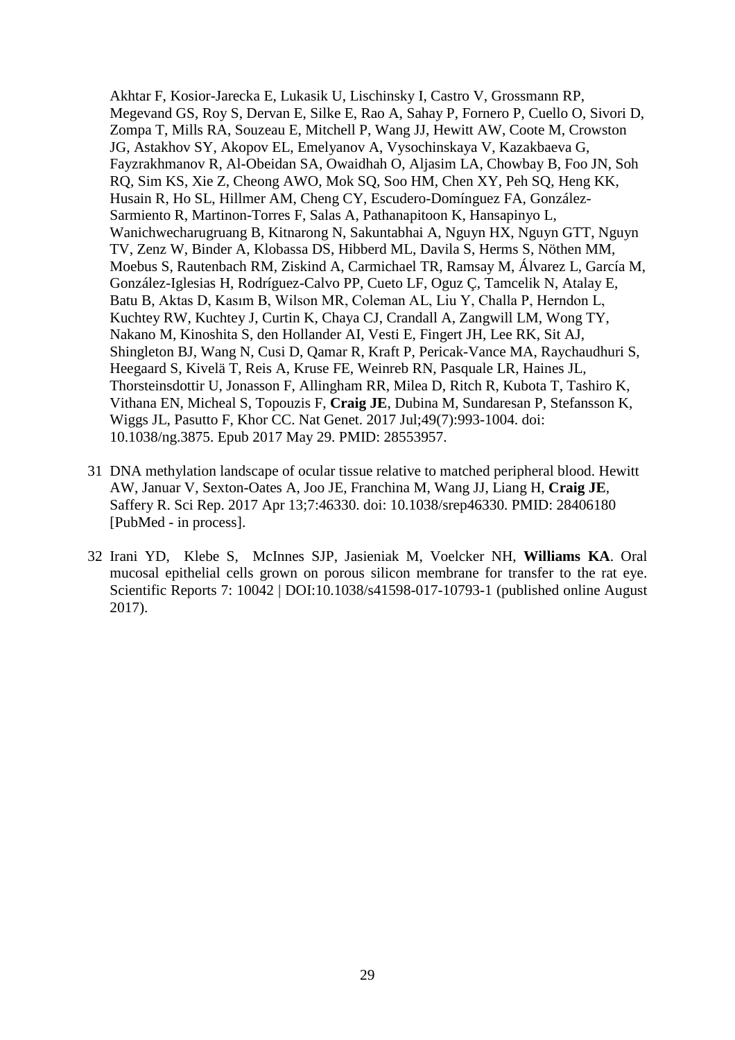Akhtar F, Kosior-Jarecka E, Lukasik U, Lischinsky I, Castro V, Grossmann RP, Megevand GS, Roy S, Dervan E, Silke E, Rao A, Sahay P, Fornero P, Cuello O, Sivori D, Zompa T, Mills RA, Souzeau E, Mitchell P, Wang JJ, Hewitt AW, Coote M, Crowston JG, Astakhov SY, Akopov EL, Emelyanov A, Vysochinskaya V, Kazakbaeva G, Fayzrakhmanov R, Al-Obeidan SA, Owaidhah O, Aljasim LA, Chowbay B, Foo JN, Soh RQ, Sim KS, Xie Z, Cheong AWO, Mok SQ, Soo HM, Chen XY, Peh SQ, Heng KK, Husain R, Ho SL, Hillmer AM, Cheng CY, Escudero-Domínguez FA, González-Sarmiento R, Martinon-Torres F, Salas A, Pathanapitoon K, Hansapinyo L, Wanichwecharugruang B, Kitnarong N, Sakuntabhai A, Nguyn HX, Nguyn GTT, Nguyn TV, Zenz W, Binder A, Klobassa DS, Hibberd ML, Davila S, Herms S, Nöthen MM, Moebus S, Rautenbach RM, Ziskind A, Carmichael TR, Ramsay M, Álvarez L, García M, González-Iglesias H, Rodríguez-Calvo PP, Cueto LF, Oguz Ç, Tamcelik N, Atalay E, Batu B, Aktas D, Kasım B, Wilson MR, Coleman AL, Liu Y, Challa P, Herndon L, Kuchtey RW, Kuchtey J, Curtin K, Chaya CJ, Crandall A, Zangwill LM, Wong TY, Nakano M, Kinoshita S, den Hollander AI, Vesti E, Fingert JH, Lee RK, Sit AJ, Shingleton BJ, Wang N, Cusi D, Qamar R, Kraft P, Pericak-Vance MA, Raychaudhuri S, Heegaard S, Kivelä T, Reis A, Kruse FE, Weinreb RN, Pasquale LR, Haines JL, Thorsteinsdottir U, Jonasson F, Allingham RR, Milea D, Ritch R, Kubota T, Tashiro K, Vithana EN, Micheal S, Topouzis F, **Craig JE**, Dubina M, Sundaresan P, Stefansson K, Wiggs JL, Pasutto F, Khor CC. Nat Genet. 2017 Jul;49(7):993-1004. doi: 10.1038/ng.3875. Epub 2017 May 29. PMID: 28553957.

31 DNA methylation landscape of ocular tissue relative to matched peripheral blood. Hewitt AW, Januar V, Sexton-Oates A, Joo JE, Franchina M, Wang JJ, Liang H, **Craig JE**, Saffery R. Sci Rep. 2017 Apr 13;7:46330. doi: 10.1038/srep46330. PMID: 28406180 [PubMed - in process].

32 Irani YD, Klebe S, McInnes SJP, Jasieniak M, Voelcker NH, **Williams KA**. Oral mucosal epithelial cells grown on porous silicon membrane for transfer to the rat eye. Scientific Reports 7: 10042 | DOI:10.1038/s41598-017-10793-1 (published online August 2017).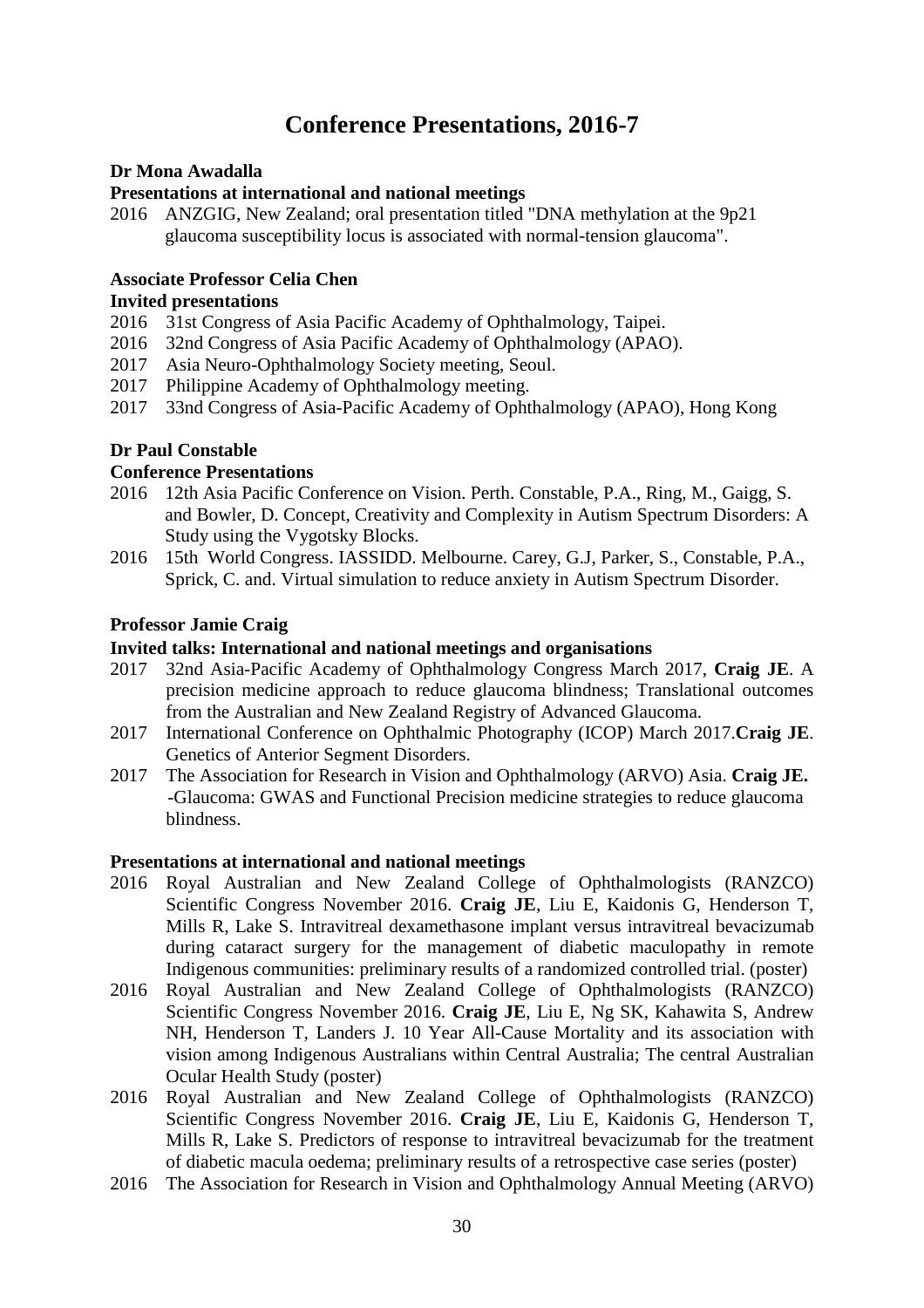# Conference Presentations, 2016-7

**Dr Mona Awadalla**

**Presentations at international and national meetings**

2016 ANZGIG, New Zealand; oral presentation titled "DNA methylation at the 9p21 glaucoma susceptibility locus is associated with normal-tension glaucoma".

**Associate Professor Celia Chen**

**Invited presentations**

2016 31st Congress of Asia Pacific Academy of Ophthalmology, Taipei.
2016 32nd Congress of Asia Pacific Academy of Ophthalmology (APAO).
2017 Asia Neuro-Ophthalmology Society meeting, Seoul.
2017 Philippine Academy of Ophthalmology meeting.
2017 33nd Congress of Asia-Pacific Academy of Ophthalmology (APAO), Hong Kong

**Dr Paul Constable**

**Conference Presentations**

2016 12th Asia Pacific Conference on Vision. Perth. Constable, P.A., Ring, M., Gaigg, S. and Bowler, D. Concept, Creativity and Complexity in Autism Spectrum Disorders: A Study using the Vygotsky Blocks.

2016 15th World Congress. IASSIDD. Melbourne. Carey, G.J, Parker, S., Constable, P.A., Sprick, C. and. Virtual simulation to reduce anxiety in Autism Spectrum Disorder.

**Professor Jamie Craig**

**Invited talks: International and national meetings and organisations**

2017 32nd Asia-Pacific Academy of Ophthalmology Congress March 2017, **Craig JE**. A precision medicine approach to reduce glaucoma blindness; Translational outcomes from the Australian and New Zealand Registry of Advanced Glaucoma.

2017 International Conference on Ophthalmic Photography (ICOP) March 2017.**Craig JE**. Genetics of Anterior Segment Disorders.

2017 The Association for Research in Vision and Ophthalmology (ARVO) Asia. **Craig JE.** -Glaucoma: GWAS and Functional Precision medicine strategies to reduce glaucoma blindness.

**Presentations at international and national meetings**

2016 Royal Australian and New Zealand College of Ophthalmologists (RANZCO) Scientific Congress November 2016. **Craig JE**, Liu E, Kaidonis G, Henderson T, Mills R, Lake S. Intravitreal dexamethasone implant versus intravitreal bevacizumab during cataract surgery for the management of diabetic maculopathy in remote Indigenous communities: preliminary results of a randomized controlled trial. (poster)

2016 Royal Australian and New Zealand College of Ophthalmologists (RANZCO) Scientific Congress November 2016. **Craig JE**, Liu E, Ng SK, Kahawita S, Andrew NH, Henderson T, Landers J. 10 Year All-Cause Mortality and its association with vision among Indigenous Australians within Central Australia; The central Australian Ocular Health Study (poster)

2016 Royal Australian and New Zealand College of Ophthalmologists (RANZCO) Scientific Congress November 2016. **Craig JE**, Liu E, Kaidonis G, Henderson T, Mills R, Lake S. Predictors of response to intravitreal bevacizumab for the treatment of diabetic macula oedema; preliminary results of a retrospective case series (poster)

2016 The Association for Research in Vision and Ophthalmology Annual Meeting (ARVO)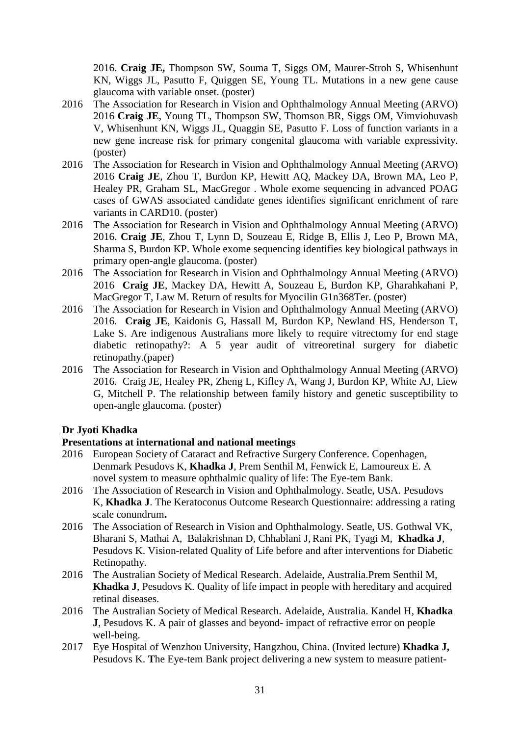2016. **Craig JE,** Thompson SW, Souma T, Siggs OM, Maurer-Stroh S, Whisenhunt KN, Wiggs JL, Pasutto F, Quiggen SE, Young TL. Mutations in a new gene cause glaucoma with variable onset. (poster)

2016 The Association for Research in Vision and Ophthalmology Annual Meeting (ARVO) 2016 **Craig JE**, Young TL, Thompson SW, Thomson BR, Siggs OM, Vimviohuvash V, Whisenhunt KN, Wiggs JL, Quaggin SE, Pasutto F. Loss of function variants in a new gene increase risk for primary congenital glaucoma with variable expressivity. (poster)

2016 The Association for Research in Vision and Ophthalmology Annual Meeting (ARVO) 2016 **Craig JE**, Zhou T, Burdon KP, Hewitt AQ, Mackey DA, Brown MA, Leo P, Healey PR, Graham SL, MacGregor . Whole exome sequencing in advanced POAG cases of GWAS associated candidate genes identifies significant enrichment of rare variants in CARD10. (poster)

2016 The Association for Research in Vision and Ophthalmology Annual Meeting (ARVO) 2016. **Craig JE**, Zhou T, Lynn D, Souzeau E, Ridge B, Ellis J, Leo P, Brown MA, Sharma S, Burdon KP. Whole exome sequencing identifies key biological pathways in primary open-angle glaucoma. (poster)

2016 The Association for Research in Vision and Ophthalmology Annual Meeting (ARVO) 2016 **Craig JE**, Mackey DA, Hewitt A, Souzeau E, Burdon KP, Gharahkahani P, MacGregor T, Law M. Return of results for Myocilin G1n368Ter. (poster)

2016 The Association for Research in Vision and Ophthalmology Annual Meeting (ARVO) 2016. **Craig JE**, Kaidonis G, Hassall M, Burdon KP, Newland HS, Henderson T, Lake S. Are indigenous Australians more likely to require vitrectomy for end stage diabetic retinopathy?: A 5 year audit of vitreoretinal surgery for diabetic retinopathy.(paper)

2016 The Association for Research in Vision and Ophthalmology Annual Meeting (ARVO) 2016. Craig JE, Healey PR, Zheng L, Kifley A, Wang J, Burdon KP, White AJ, Liew G, Mitchell P. The relationship between family history and genetic susceptibility to open-angle glaucoma. (poster)

**Dr Jyoti Khadka**

**Presentations at international and national meetings**

2016 European Society of Cataract and Refractive Surgery Conference. Copenhagen, Denmark Pesudovs K, **Khadka J**, Prem Senthil M, Fenwick E, Lamoureux E. A novel system to measure ophthalmic quality of life: The Eye-tem Bank.

2016 The Association of Research in Vision and Ophthalmology. Seatle, USA. Pesudovs K, **Khadka J**. The Keratoconus Outcome Research Questionnaire: addressing a rating scale conundrum**.**

2016 The Association of Research in Vision and Ophthalmology. Seatle, US. Gothwal VK, Bharani S, Mathai A, Balakrishnan D, Chhablani J, Rani PK, Tyagi M, **Khadka J**, Pesudovs K. Vision-related Quality of Life before and after interventions for Diabetic Retinopathy.

2016 The Australian Society of Medical Research. Adelaide, Australia.Prem Senthil M, **Khadka J**, Pesudovs K. Quality of life impact in people with hereditary and acquired retinal diseases.

2016 The Australian Society of Medical Research. Adelaide, Australia. Kandel H, **Khadka J**, Pesudovs K. A pair of glasses and beyond- impact of refractive error on people well-being.

2017 Eye Hospital of Wenzhou University, Hangzhou, China. (Invited lecture) **Khadka J,** Pesudovs K. **T**he Eye-tem Bank project delivering a new system to measure patient-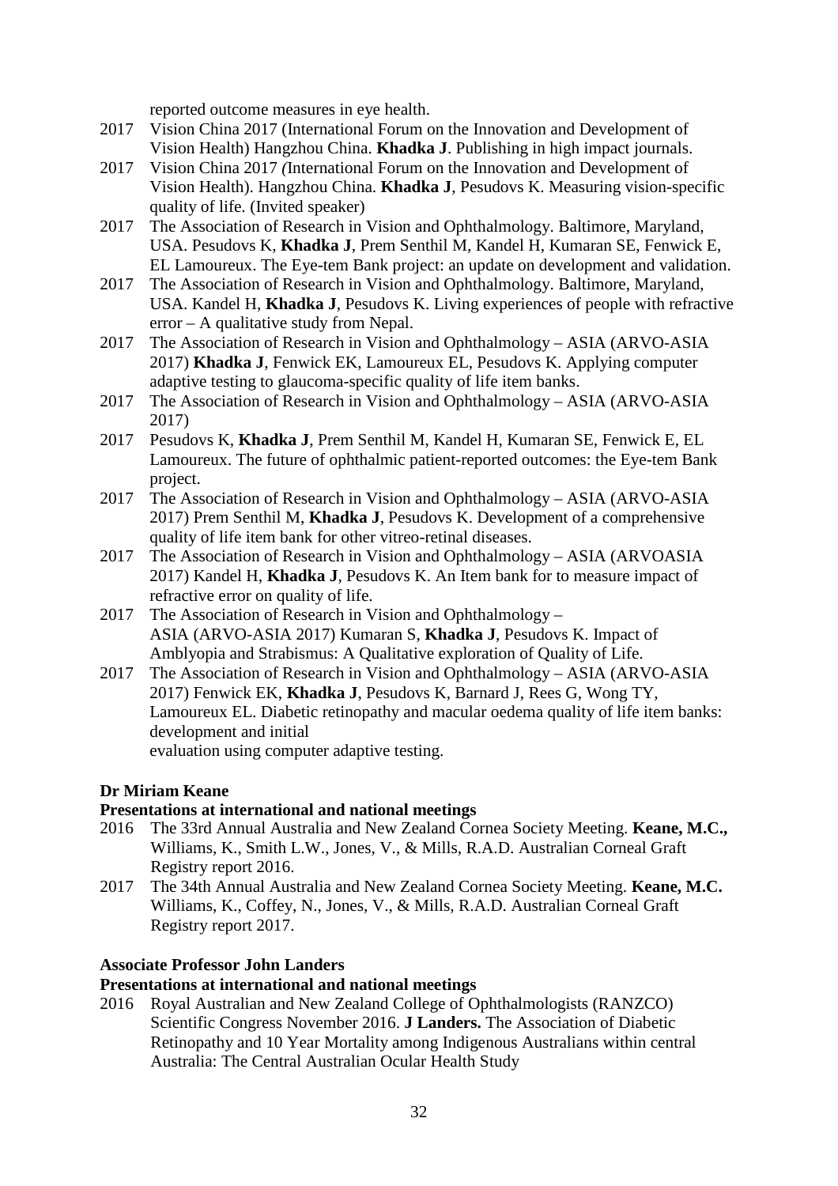reported outcome measures in eye health.

2017 Vision China 2017 (International Forum on the Innovation and Development of Vision Health) Hangzhou China. **Khadka J**. Publishing in high impact journals.

2017 Vision China 2017 *(*International Forum on the Innovation and Development of Vision Health). Hangzhou China. **Khadka J**, Pesudovs K. Measuring vision-specific quality of life. (Invited speaker)

2017 The Association of Research in Vision and Ophthalmology. Baltimore, Maryland, USA. Pesudovs K, **Khadka J**, Prem Senthil M, Kandel H, Kumaran SE, Fenwick E, EL Lamoureux. The Eye-tem Bank project: an update on development and validation.

2017 The Association of Research in Vision and Ophthalmology. Baltimore, Maryland, USA. Kandel H, **Khadka J**, Pesudovs K. Living experiences of people with refractive error – A qualitative study from Nepal.

2017 The Association of Research in Vision and Ophthalmology – ASIA (ARVO-ASIA 2017) **Khadka J**, Fenwick EK, Lamoureux EL, Pesudovs K. Applying computer adaptive testing to glaucoma-specific quality of life item banks.

2017 The Association of Research in Vision and Ophthalmology – ASIA (ARVO-ASIA 2017)

2017 Pesudovs K, **Khadka J**, Prem Senthil M, Kandel H, Kumaran SE, Fenwick E, EL Lamoureux. The future of ophthalmic patient-reported outcomes: the Eye-tem Bank project.

2017 The Association of Research in Vision and Ophthalmology – ASIA (ARVO-ASIA 2017) Prem Senthil M, **Khadka J**, Pesudovs K. Development of a comprehensive quality of life item bank for other vitreo-retinal diseases.

2017 The Association of Research in Vision and Ophthalmology – ASIA (ARVOASIA 2017) Kandel H, **Khadka J**, Pesudovs K. An Item bank for to measure impact of refractive error on quality of life.

2017 The Association of Research in Vision and Ophthalmology – ASIA (ARVO-ASIA 2017) Kumaran S, **Khadka J**, Pesudovs K. Impact of Amblyopia and Strabismus: A Qualitative exploration of Quality of Life.

2017 The Association of Research in Vision and Ophthalmology – ASIA (ARVO-ASIA 2017) Fenwick EK, **Khadka J**, Pesudovs K, Barnard J, Rees G, Wong TY, Lamoureux EL. Diabetic retinopathy and macular oedema quality of life item banks: development and initial evaluation using computer adaptive testing.

**Dr Miriam Keane**

**Presentations at international and national meetings**

2016 The 33rd Annual Australia and New Zealand Cornea Society Meeting. **Keane, M.C.,** Williams, K., Smith L.W., Jones, V., & Mills, R.A.D. Australian Corneal Graft Registry report 2016.

2017 The 34th Annual Australia and New Zealand Cornea Society Meeting. **Keane, M.C.** Williams, K., Coffey, N., Jones, V., & Mills, R.A.D. Australian Corneal Graft Registry report 2017.

**Associate Professor John Landers**

**Presentations at international and national meetings**

2016 Royal Australian and New Zealand College of Ophthalmologists (RANZCO) Scientific Congress November 2016. **J Landers.** The Association of Diabetic Retinopathy and 10 Year Mortality among Indigenous Australians within central Australia: The Central Australian Ocular Health Study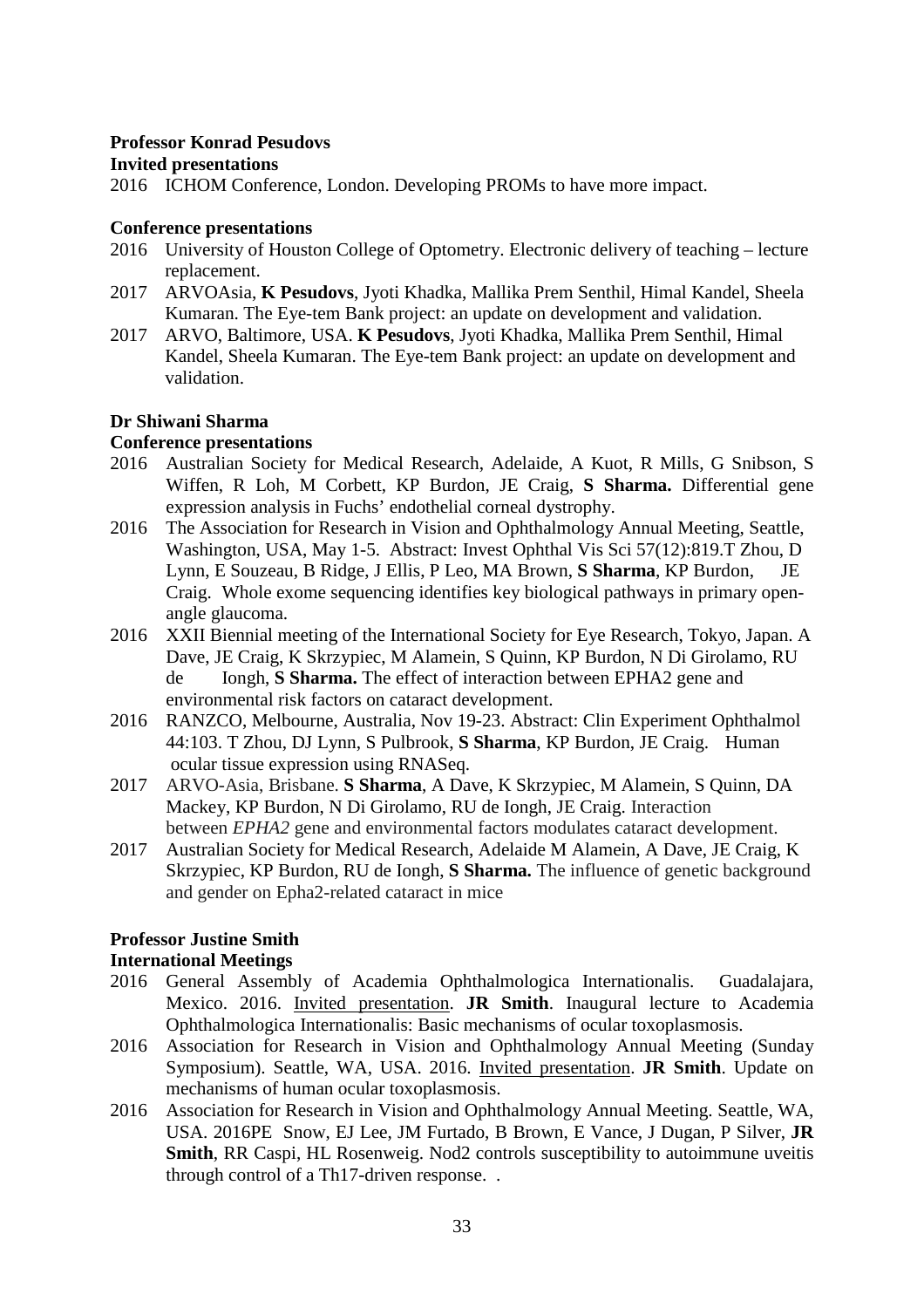**Professor Konrad Pesudovs**

**Invited presentations**

2016 ICHOM Conference, London. Developing PROMs to have more impact.

**Conference presentations**

2016 University of Houston College of Optometry. Electronic delivery of teaching – lecture replacement.

2017 ARVOAsia, **K Pesudovs**, Jyoti Khadka, Mallika Prem Senthil, Himal Kandel, Sheela Kumaran. The Eye-tem Bank project: an update on development and validation.

2017 ARVO, Baltimore, USA. **K Pesudovs**, Jyoti Khadka, Mallika Prem Senthil, Himal Kandel, Sheela Kumaran. The Eye-tem Bank project: an update on development and validation.

**Dr Shiwani Sharma**

**Conference presentations**

2016 Australian Society for Medical Research, Adelaide, A Kuot, R Mills, G Snibson, S Wiffen, R Loh, M Corbett, KP Burdon, JE Craig, **S Sharma.** Differential gene expression analysis in Fuchs' endothelial corneal dystrophy.

2016 The Association for Research in Vision and Ophthalmology Annual Meeting, Seattle, Washington, USA, May 1-5. Abstract: Invest Ophthal Vis Sci 57(12):819.T Zhou, D Lynn, E Souzeau, B Ridge, J Ellis, P Leo, MA Brown, **S Sharma**, KP Burdon, JE Craig. Whole exome sequencing identifies key biological pathways in primary open-angle glaucoma.

2016 XXII Biennial meeting of the International Society for Eye Research, Tokyo, Japan. A Dave, JE Craig, K Skrzypiec, M Alamein, S Quinn, KP Burdon, N Di Girolamo, RU de Iongh, **S Sharma.** The effect of interaction between EPHA2 gene and environmental risk factors on cataract development.

2016 RANZCO, Melbourne, Australia, Nov 19-23. Abstract: Clin Experiment Ophthalmol 44:103. T Zhou, DJ Lynn, S Pulbrook, **S Sharma**, KP Burdon, JE Craig. Human ocular tissue expression using RNASeq.

2017 ARVO-Asia, Brisbane. **S Sharma**, A Dave, K Skrzypiec, M Alamein, S Quinn, DA Mackey, KP Burdon, N Di Girolamo, RU de Iongh, JE Craig. Interaction between *EPHA2* gene and environmental factors modulates cataract development.

2017 Australian Society for Medical Research, Adelaide M Alamein, A Dave, JE Craig, K Skrzypiec, KP Burdon, RU de Iongh, **S Sharma.** The influence of genetic background and gender on Epha2-related cataract in mice

**Professor Justine Smith**

**International Meetings**

2016 General Assembly of Academia Ophthalmologica Internationalis. Guadalajara, Mexico. 2016. Invited presentation. **JR Smith**. Inaugural lecture to Academia Ophthalmologica Internationalis: Basic mechanisms of ocular toxoplasmosis.

2016 Association for Research in Vision and Ophthalmology Annual Meeting (Sunday Symposium). Seattle, WA, USA. 2016. Invited presentation. **JR Smith**. Update on mechanisms of human ocular toxoplasmosis.

2016 Association for Research in Vision and Ophthalmology Annual Meeting. Seattle, WA, USA. 2016PE Snow, EJ Lee, JM Furtado, B Brown, E Vance, J Dugan, P Silver, **JR Smith**, RR Caspi, HL Rosenweig. Nod2 controls susceptibility to autoimmune uveitis through control of a Th17-driven response. .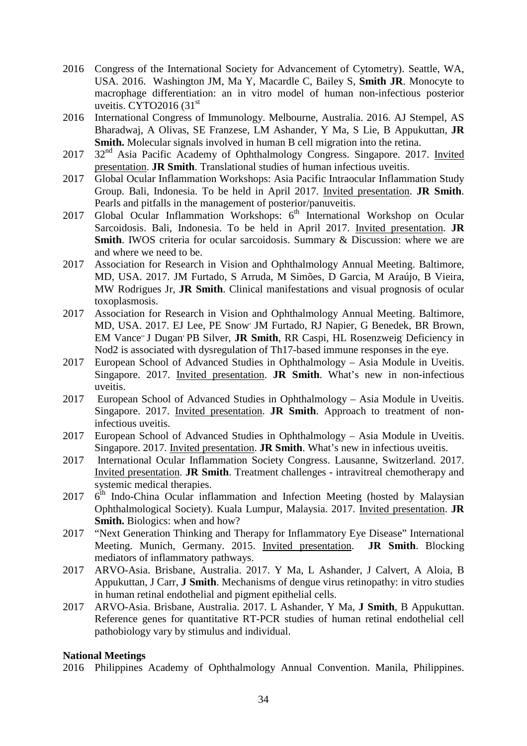2016 Congress of the International Society for Advancement of Cytometry). Seattle, WA, USA. 2016. Washington JM, Ma Y, Macardle C, Bailey S, **Smith JR**. Monocyte to macrophage differentiation: an in vitro model of human non-infectious posterior uveitis. CYTO2016 (31st

2016 International Congress of Immunology. Melbourne, Australia. 2016. AJ Stempel, AS Bharadwaj, A Olivas, SE Franzese, LM Ashander, Y Ma, S Lie, B Appukuttan, **JR Smith.** Molecular signals involved in human B cell migration into the retina.

2017 32nd Asia Pacific Academy of Ophthalmology Congress. Singapore. 2017. Invited presentation. **JR Smith**. Translational studies of human infectious uveitis.

2017 Global Ocular Inflammation Workshops: Asia Pacific Intraocular Inflammation Study Group. Bali, Indonesia. To be held in April 2017. Invited presentation. **JR Smith**. Pearls and pitfalls in the management of posterior/panuveitis.

2017 Global Ocular Inflammation Workshops: 6th International Workshop on Ocular Sarcoidosis. Bali, Indonesia. To be held in April 2017. Invited presentation. **JR Smith**. IWOS criteria for ocular sarcoidosis. Summary & Discussion: where we are and where we need to be.

2017 Association for Research in Vision and Ophthalmology Annual Meeting. Baltimore, MD, USA. 2017. JM Furtado, S Arruda, M Simões, D Garcia, M Araújo, B Vieira, MW Rodrigues Jr, **JR Smith**. Clinical manifestations and visual prognosis of ocular toxoplasmosis.

2017 Association for Research in Vision and Ophthalmology Annual Meeting. Baltimore, MD, USA. 2017. EJ Lee, PE Snow, JM Furtado, RJ Napier, G Benedek, BR Brown, EM Vance, J Dugan, PB Silver, **JR Smith**, RR Caspi, HL Rosenzweig, Deficiency in Nod2 is associated with dysregulation of Th17-based immune responses in the eye.

2017 European School of Advanced Studies in Ophthalmology – Asia Module in Uveitis. Singapore. 2017. Invited presentation. **JR Smith**. What's new in non-infectious uveitis.

2017 European School of Advanced Studies in Ophthalmology – Asia Module in Uveitis. Singapore. 2017. Invited presentation. **JR Smith**. Approach to treatment of non-infectious uveitis.

2017 European School of Advanced Studies in Ophthalmology – Asia Module in Uveitis. Singapore. 2017. Invited presentation. **JR Smith**. What's new in infectious uveitis.

2017 International Ocular Inflammation Society Congress. Lausanne, Switzerland. 2017. Invited presentation. **JR Smith**. Treatment challenges - intravitreal chemotherapy and systemic medical therapies.

2017 6th Indo-China Ocular inflammation and Infection Meeting (hosted by Malaysian Ophthalmological Society). Kuala Lumpur, Malaysia. 2017. Invited presentation. **JR Smith.** Biologics: when and how?

2017 "Next Generation Thinking and Therapy for Inflammatory Eye Disease" International Meeting. Munich, Germany. 2015. Invited presentation. **JR Smith**. Blocking mediators of inflammatory pathways.

2017 ARVO-Asia. Brisbane, Australia. 2017. Y Ma, L Ashander, J Calvert, A Aloia, B Appukuttan, J Carr, **J Smith**. Mechanisms of dengue virus retinopathy: in vitro studies in human retinal endothelial and pigment epithelial cells.

2017 ARVO-Asia. Brisbane, Australia. 2017. L Ashander, Y Ma, **J Smith**, B Appukuttan. Reference genes for quantitative RT-PCR studies of human retinal endothelial cell pathobiology vary by stimulus and individual.

**National Meetings**

2016 Philippines Academy of Ophthalmology Annual Convention. Manila, Philippines.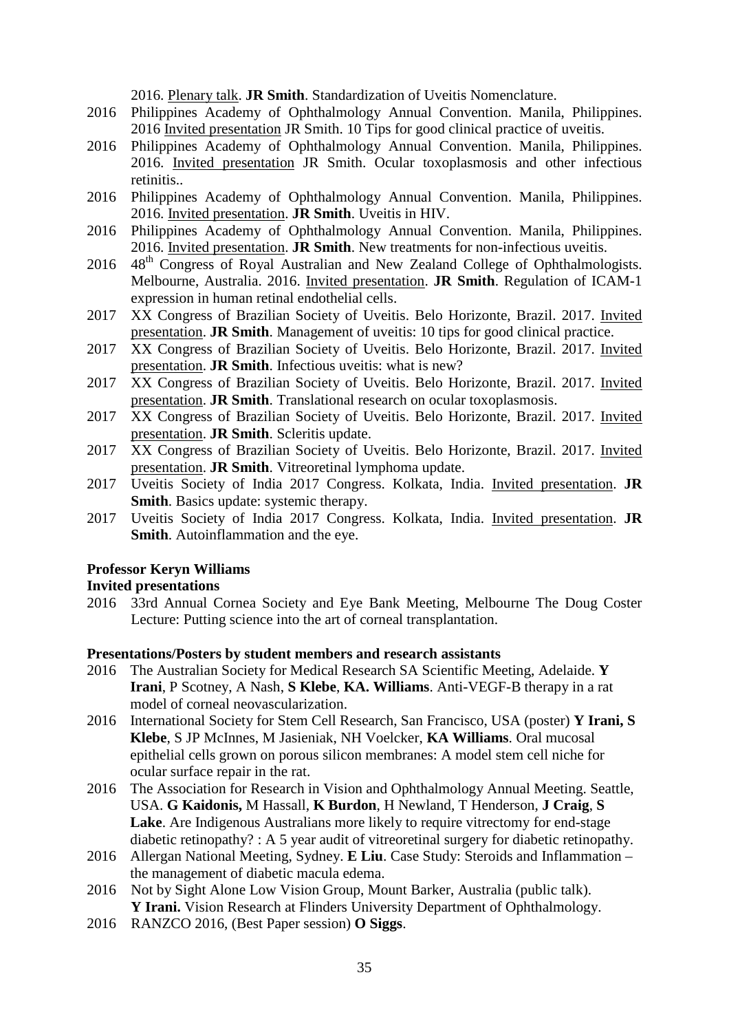2016. Plenary talk. **JR Smith**. Standardization of Uveitis Nomenclature.

2016 Philippines Academy of Ophthalmology Annual Convention. Manila, Philippines. 2016 Invited presentation JR Smith. 10 Tips for good clinical practice of uveitis.

2016 Philippines Academy of Ophthalmology Annual Convention. Manila, Philippines. 2016. Invited presentation JR Smith. Ocular toxoplasmosis and other infectious retinitis..

2016 Philippines Academy of Ophthalmology Annual Convention. Manila, Philippines. 2016. Invited presentation. **JR Smith**. Uveitis in HIV.

2016 Philippines Academy of Ophthalmology Annual Convention. Manila, Philippines. 2016. Invited presentation. **JR Smith**. New treatments for non-infectious uveitis.

2016 48th Congress of Royal Australian and New Zealand College of Ophthalmologists. Melbourne, Australia. 2016. Invited presentation. **JR Smith**. Regulation of ICAM-1 expression in human retinal endothelial cells.

2017 XX Congress of Brazilian Society of Uveitis. Belo Horizonte, Brazil. 2017. Invited presentation. **JR Smith**. Management of uveitis: 10 tips for good clinical practice.

2017 XX Congress of Brazilian Society of Uveitis. Belo Horizonte, Brazil. 2017. Invited presentation. **JR Smith**. Infectious uveitis: what is new?

2017 XX Congress of Brazilian Society of Uveitis. Belo Horizonte, Brazil. 2017. Invited presentation. **JR Smith**. Translational research on ocular toxoplasmosis.

2017 XX Congress of Brazilian Society of Uveitis. Belo Horizonte, Brazil. 2017. Invited presentation. **JR Smith**. Scleritis update.

2017 XX Congress of Brazilian Society of Uveitis. Belo Horizonte, Brazil. 2017. Invited presentation. **JR Smith**. Vitreoretinal lymphoma update.

2017 Uveitis Society of India 2017 Congress. Kolkata, India. Invited presentation. **JR Smith**. Basics update: systemic therapy.

2017 Uveitis Society of India 2017 Congress. Kolkata, India. Invited presentation. **JR Smith**. Autoinflammation and the eye.

**Professor Keryn Williams**

**Invited presentations**

2016 33rd Annual Cornea Society and Eye Bank Meeting, Melbourne The Doug Coster Lecture: Putting science into the art of corneal transplantation.

**Presentations/Posters by student members and research assistants**

2016 The Australian Society for Medical Research SA Scientific Meeting, Adelaide. **Y Irani**, P Scotney, A Nash, **S Klebe**, **KA. Williams**. Anti-VEGF-B therapy in a rat model of corneal neovascularization.

2016 International Society for Stem Cell Research, San Francisco, USA (poster) **Y Irani, S Klebe**, S JP McInnes, M Jasieniak, NH Voelcker, **KA Williams**. Oral mucosal epithelial cells grown on porous silicon membranes: A model stem cell niche for ocular surface repair in the rat.

2016 The Association for Research in Vision and Ophthalmology Annual Meeting. Seattle, USA. **G Kaidonis,** M Hassall, **K Burdon**, H Newland, T Henderson, **J Craig**, **S Lake**. Are Indigenous Australians more likely to require vitrectomy for end-stage diabetic retinopathy? : A 5 year audit of vitreoretinal surgery for diabetic retinopathy.

2016 Allergan National Meeting, Sydney. **E Liu**. Case Study: Steroids and Inflammation – the management of diabetic macula edema.

2016 Not by Sight Alone Low Vision Group, Mount Barker, Australia (public talk). **Y Irani.** Vision Research at Flinders University Department of Ophthalmology.

2016 RANZCO 2016, (Best Paper session) **O Siggs**.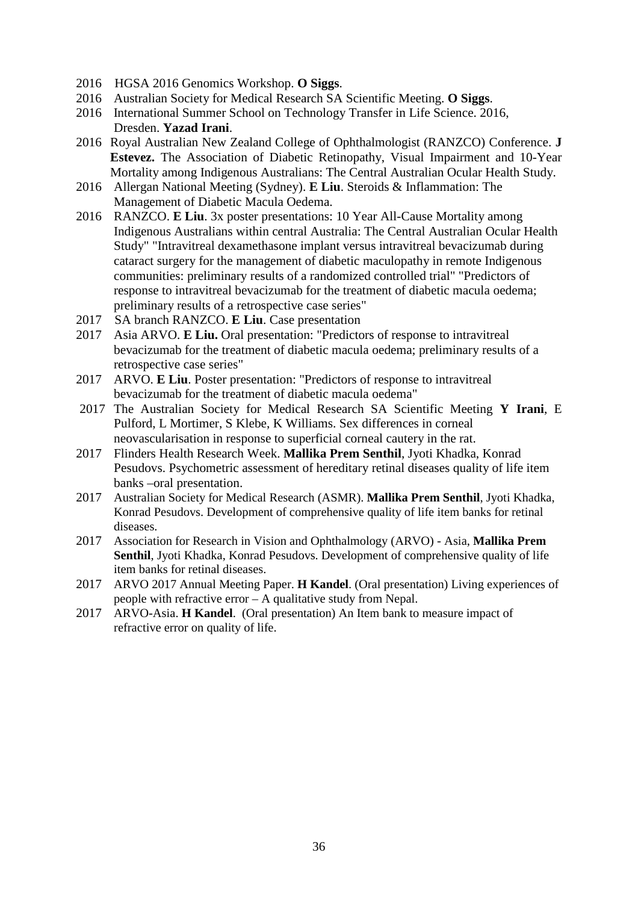2016 HGSA 2016 Genomics Workshop. **O Siggs**.

2016 Australian Society for Medical Research SA Scientific Meeting. **O Siggs**.

2016 International Summer School on Technology Transfer in Life Science. 2016, Dresden. **Yazad Irani**.

2016 Royal Australian New Zealand College of Ophthalmologist (RANZCO) Conference. **J Estevez.** The Association of Diabetic Retinopathy, Visual Impairment and 10-Year Mortality among Indigenous Australians: The Central Australian Ocular Health Study.

2016 Allergan National Meeting (Sydney). **E Liu**. Steroids & Inflammation: The Management of Diabetic Macula Oedema.

2016 RANZCO. **E Liu**. 3x poster presentations: 10 Year All-Cause Mortality among Indigenous Australians within central Australia: The Central Australian Ocular Health Study" "Intravitreal dexamethasone implant versus intravitreal bevacizumab during cataract surgery for the management of diabetic maculopathy in remote Indigenous communities: preliminary results of a randomized controlled trial" "Predictors of response to intravitreal bevacizumab for the treatment of diabetic macula oedema; preliminary results of a retrospective case series"

2017 SA branch RANZCO. **E Liu**. Case presentation

2017 Asia ARVO. **E Liu.** Oral presentation: "Predictors of response to intravitreal bevacizumab for the treatment of diabetic macula oedema; preliminary results of a retrospective case series"

2017 ARVO. **E Liu**. Poster presentation: "Predictors of response to intravitreal bevacizumab for the treatment of diabetic macula oedema"

2017 The Australian Society for Medical Research SA Scientific Meeting **Y Irani**, E Pulford, L Mortimer, S Klebe, K Williams. Sex differences in corneal neovascularisation in response to superficial corneal cautery in the rat.

2017 Flinders Health Research Week. **Mallika Prem Senthil**, Jyoti Khadka, Konrad Pesudovs. Psychometric assessment of hereditary retinal diseases quality of life item banks –oral presentation.

2017 Australian Society for Medical Research (ASMR). **Mallika Prem Senthil**, Jyoti Khadka, Konrad Pesudovs. Development of comprehensive quality of life item banks for retinal diseases.

2017 Association for Research in Vision and Ophthalmology (ARVO) - Asia, **Mallika Prem Senthil**, Jyoti Khadka, Konrad Pesudovs. Development of comprehensive quality of life item banks for retinal diseases.

2017 ARVO 2017 Annual Meeting Paper. **H Kandel**. (Oral presentation) Living experiences of people with refractive error – A qualitative study from Nepal.

2017 ARVO-Asia. **H Kandel**. (Oral presentation) An Item bank to measure impact of refractive error on quality of life.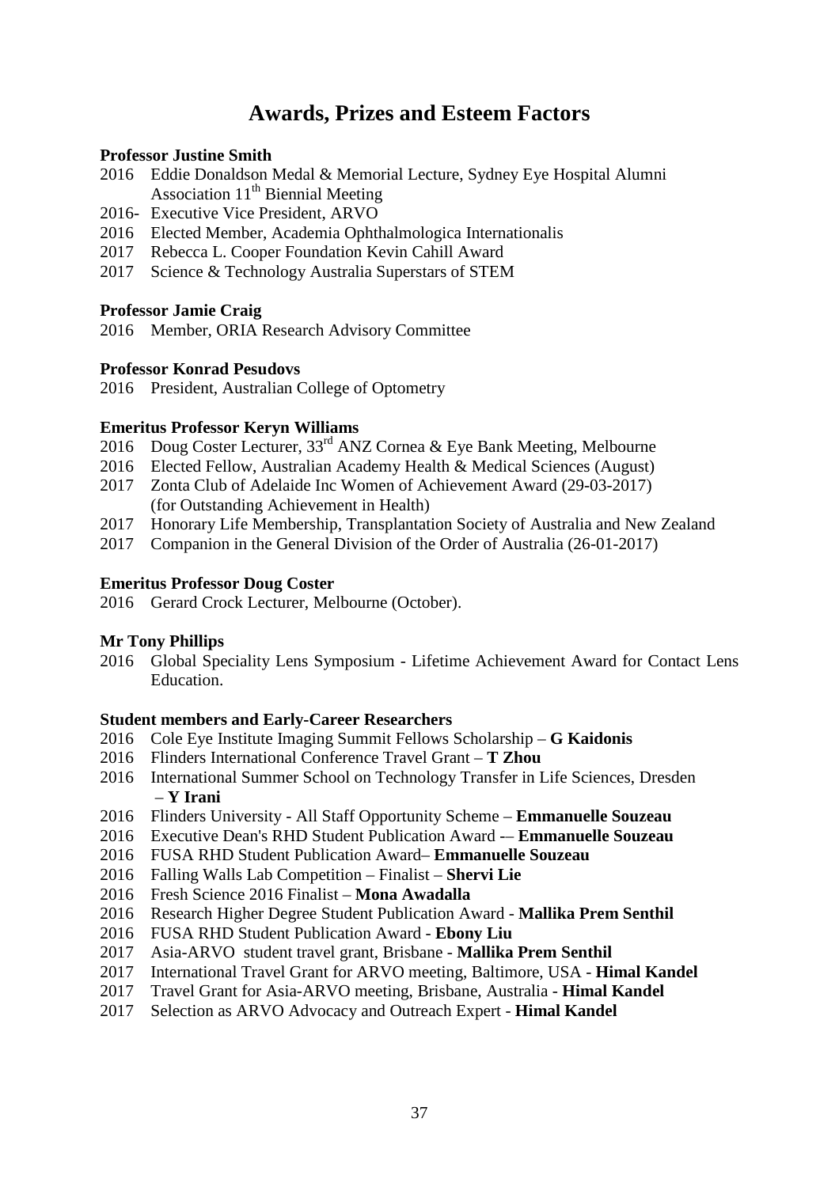# Awards, Prizes and Esteem Factors

**Professor Justine Smith**

- 2016 Eddie Donaldson Medal & Memorial Lecture, Sydney Eye Hospital Alumni Association 11th Biennial Meeting
- 2016- Executive Vice President, ARVO
- 2016 Elected Member, Academia Ophthalmologica Internationalis
- 2017 Rebecca L. Cooper Foundation Kevin Cahill Award
- 2017 Science & Technology Australia Superstars of STEM

**Professor Jamie Craig**

- 2016 Member, ORIA Research Advisory Committee

**Professor Konrad Pesudovs**

- 2016 President, Australian College of Optometry

**Emeritus Professor Keryn Williams**

- 2016 Doug Coster Lecturer, 33rd ANZ Cornea & Eye Bank Meeting, Melbourne
- 2016 Elected Fellow, Australian Academy Health & Medical Sciences (August)
- 2017 Zonta Club of Adelaide Inc Women of Achievement Award (29-03-2017) (for Outstanding Achievement in Health)
- 2017 Honorary Life Membership, Transplantation Society of Australia and New Zealand
- 2017 Companion in the General Division of the Order of Australia (26-01-2017)

**Emeritus Professor Doug Coster**

- 2016 Gerard Crock Lecturer, Melbourne (October).

**Mr Tony Phillips**

- 2016 Global Speciality Lens Symposium - Lifetime Achievement Award for Contact Lens Education.

**Student members and Early-Career Researchers**

- 2016 Cole Eye Institute Imaging Summit Fellows Scholarship – **G Kaidonis**
- 2016 Flinders International Conference Travel Grant – **T Zhou**
- 2016 International Summer School on Technology Transfer in Life Sciences, Dresden – **Y Irani**
- 2016 Flinders University - All Staff Opportunity Scheme – **Emmanuelle Souzeau**
- 2016 Executive Dean's RHD Student Publication Award -– **Emmanuelle Souzeau**
- 2016 FUSA RHD Student Publication Award– **Emmanuelle Souzeau**
- 2016 Falling Walls Lab Competition – Finalist – **Shervi Lie**
- 2016 Fresh Science 2016 Finalist – **Mona Awadalla**
- 2016 Research Higher Degree Student Publication Award - **Mallika Prem Senthil**
- 2016 FUSA RHD Student Publication Award - **Ebony Liu**
- 2017 Asia-ARVO student travel grant, Brisbane - **Mallika Prem Senthil**
- 2017 International Travel Grant for ARVO meeting, Baltimore, USA - **Himal Kandel**
- 2017 Travel Grant for Asia-ARVO meeting, Brisbane, Australia - **Himal Kandel**
- 2017 Selection as ARVO Advocacy and Outreach Expert - **Himal Kandel**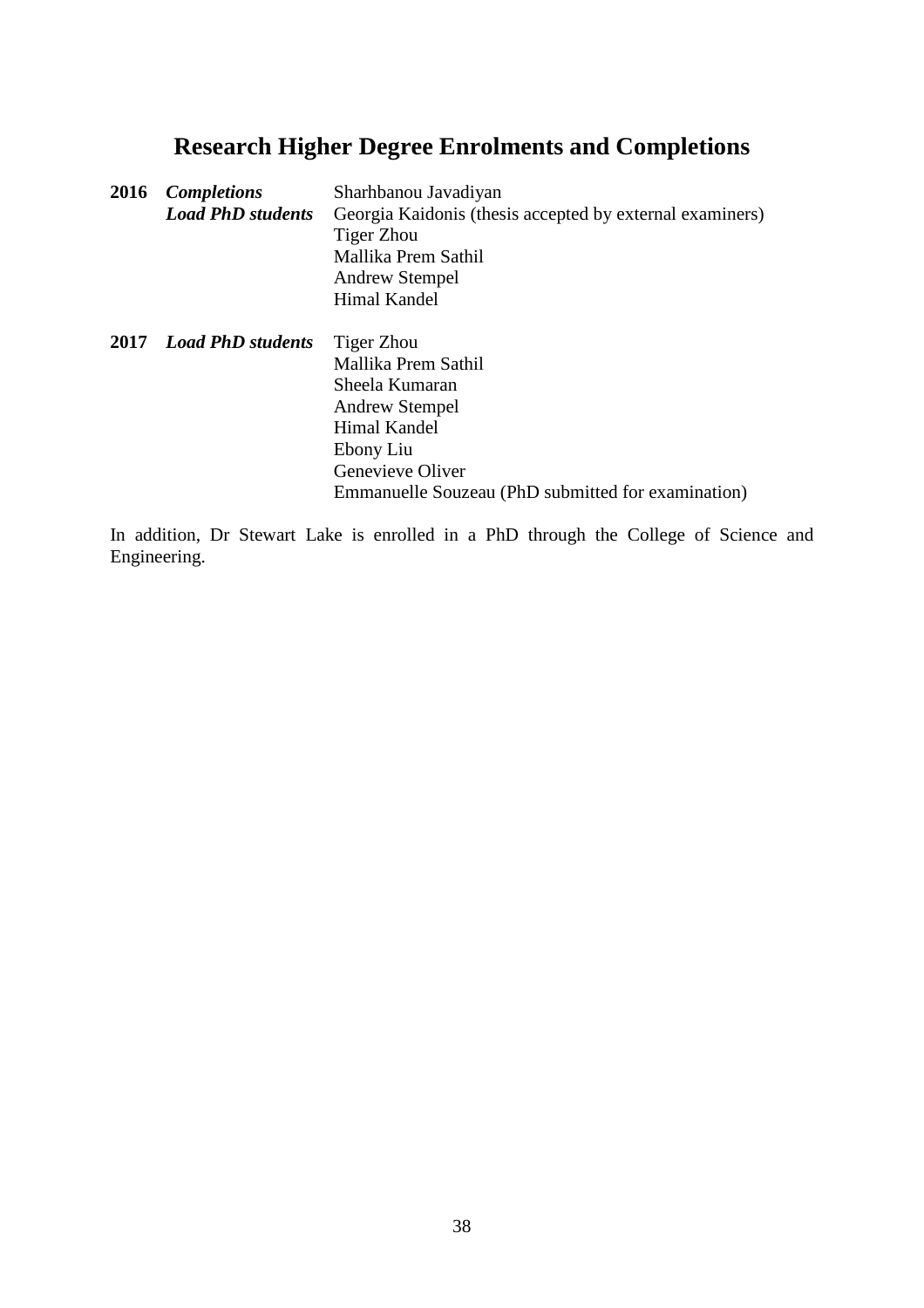# Research Higher Degree Enrolments and Completions

| | | |
|---|---|---|
| **2016** | ***Completions*** | Sharhbanou Javadiyan |
| | ***Load PhD students*** | Georgia Kaidonis (thesis accepted by external examiners) |
| | | Tiger Zhou |
| | | Mallika Prem Sathil |
| | | Andrew Stempel |
| | | Himal Kandel |
| **2017** | ***Load PhD students*** | Tiger Zhou |
| | | Mallika Prem Sathil |
| | | Sheela Kumaran |
| | | Andrew Stempel |
| | | Himal Kandel |
| | | Ebony Liu |
| | | Genevieve Oliver |
| | | Emmanuelle Souzeau (PhD submitted for examination) |

In addition, Dr Stewart Lake is enrolled in a PhD through the College of Science and Engineering.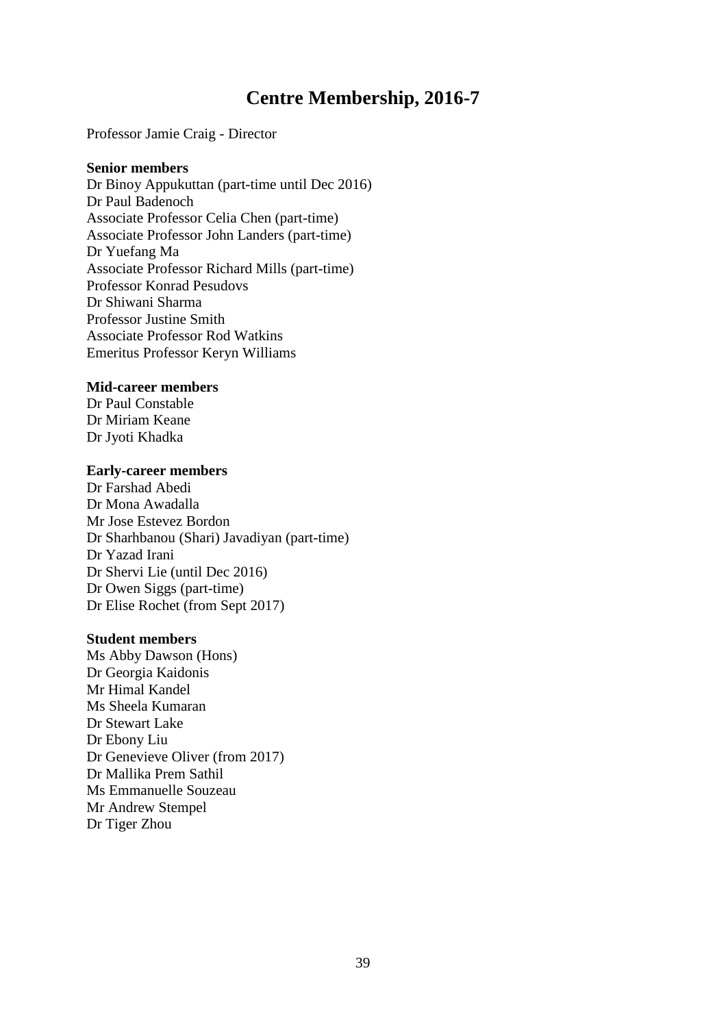# Centre Membership, 2016-7

Professor Jamie Craig - Director

**Senior members**

Dr Binoy Appukuttan (part-time until Dec 2016)
Dr Paul Badenoch
Associate Professor Celia Chen (part-time)
Associate Professor John Landers (part-time)
Dr Yuefang Ma
Associate Professor Richard Mills (part-time)
Professor Konrad Pesudovs
Dr Shiwani Sharma
Professor Justine Smith
Associate Professor Rod Watkins
Emeritus Professor Keryn Williams

**Mid-career members**

Dr Paul Constable
Dr Miriam Keane
Dr Jyoti Khadka

**Early-career members**

Dr Farshad Abedi
Dr Mona Awadalla
Mr Jose Estevez Bordon
Dr Sharhbanou (Shari) Javadiyan (part-time)
Dr Yazad Irani
Dr Shervi Lie (until Dec 2016)
Dr Owen Siggs (part-time)
Dr Elise Rochet (from Sept 2017)

**Student members**

Ms Abby Dawson (Hons)
Dr Georgia Kaidonis
Mr Himal Kandel
Ms Sheela Kumaran
Dr Stewart Lake
Dr Ebony Liu
Dr Genevieve Oliver (from 2017)
Dr Mallika Prem Sathil
Ms Emmanuelle Souzeau
Mr Andrew Stempel
Dr Tiger Zhou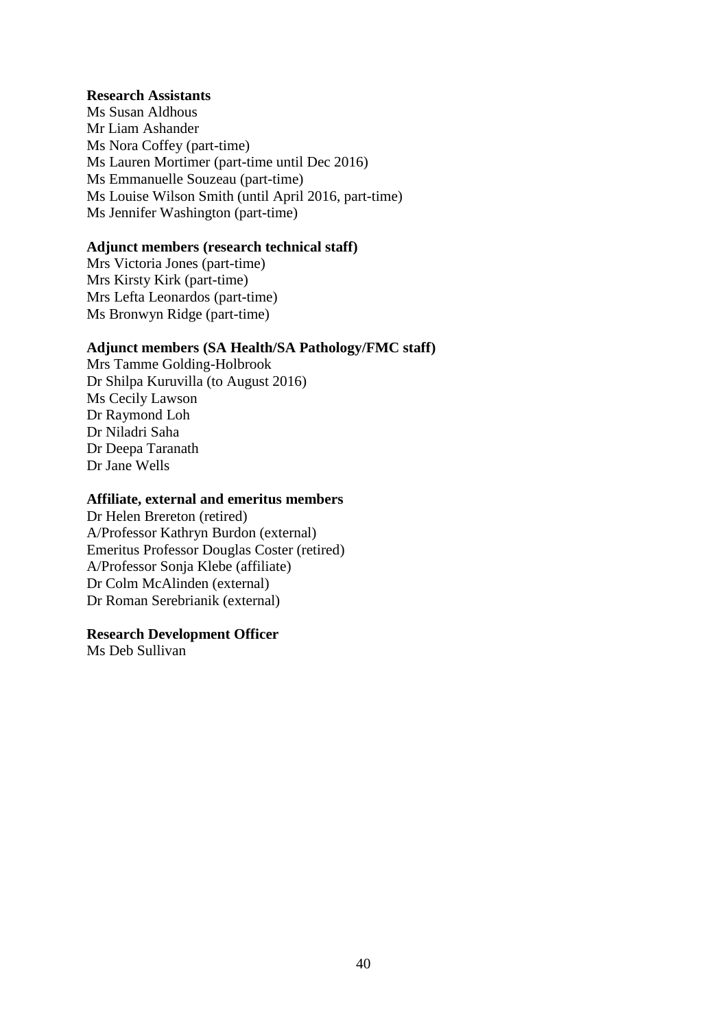**Research Assistants**

Ms Susan Aldhous
Mr Liam Ashander
Ms Nora Coffey (part-time)
Ms Lauren Mortimer (part-time until Dec 2016)
Ms Emmanuelle Souzeau (part-time)
Ms Louise Wilson Smith (until April 2016, part-time)
Ms Jennifer Washington (part-time)

**Adjunct members (research technical staff)**

Mrs Victoria Jones (part-time)
Mrs Kirsty Kirk (part-time)
Mrs Lefta Leonardos (part-time)
Ms Bronwyn Ridge (part-time)

**Adjunct members (SA Health/SA Pathology/FMC staff)**

Mrs Tamme Golding-Holbrook
Dr Shilpa Kuruvilla (to August 2016)
Ms Cecily Lawson
Dr Raymond Loh
Dr Niladri Saha
Dr Deepa Taranath
Dr Jane Wells

**Affiliate, external and emeritus members**

Dr Helen Brereton (retired)
A/Professor Kathryn Burdon (external)
Emeritus Professor Douglas Coster (retired)
A/Professor Sonja Klebe (affiliate)
Dr Colm McAlinden (external)
Dr Roman Serebrianik (external)

**Research Development Officer**

Ms Deb Sullivan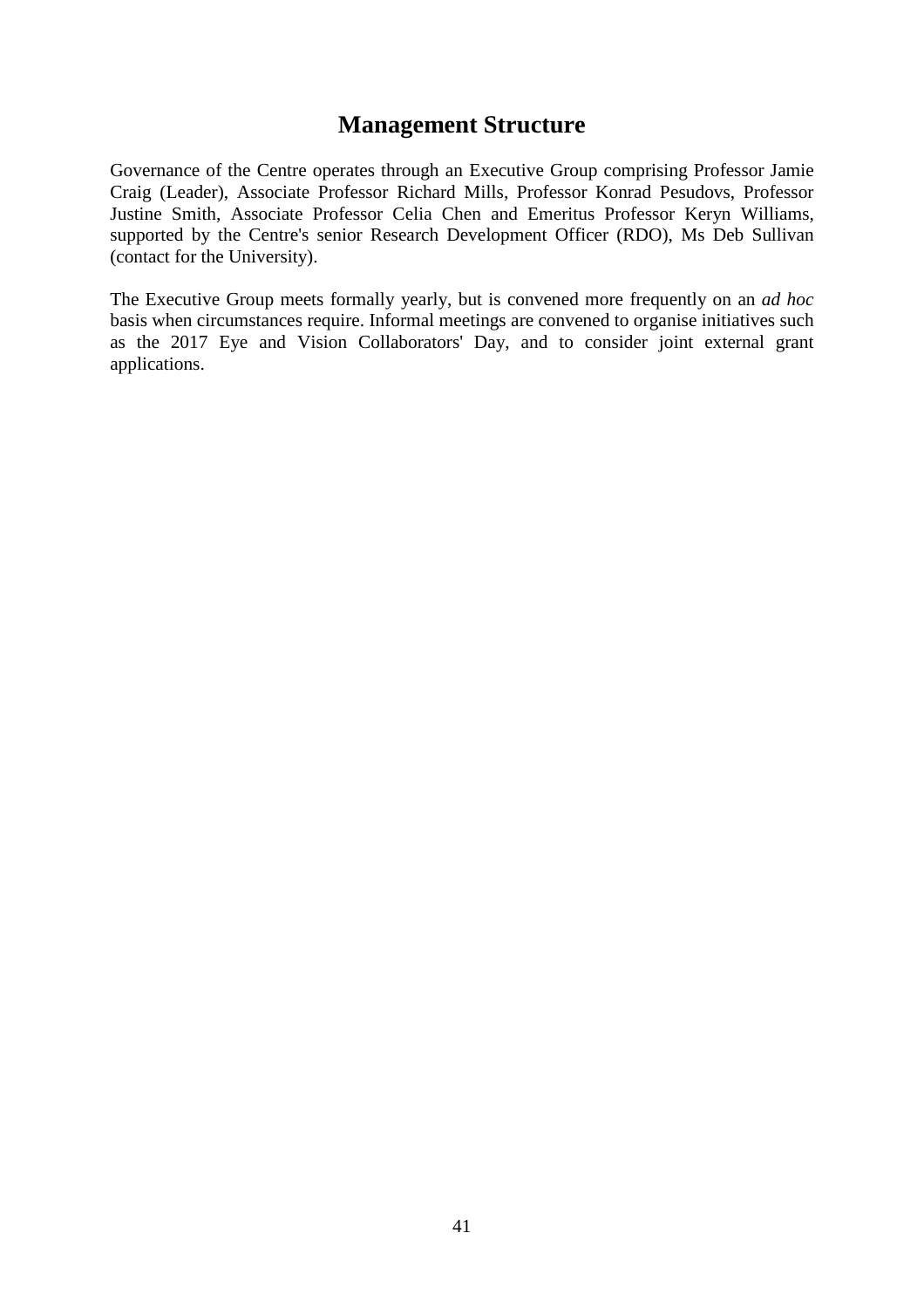# Management Structure

Governance of the Centre operates through an Executive Group comprising Professor Jamie Craig (Leader), Associate Professor Richard Mills, Professor Konrad Pesudovs, Professor Justine Smith, Associate Professor Celia Chen and Emeritus Professor Keryn Williams, supported by the Centre's senior Research Development Officer (RDO), Ms Deb Sullivan (contact for the University).

The Executive Group meets formally yearly, but is convened more frequently on an *ad hoc* basis when circumstances require. Informal meetings are convened to organise initiatives such as the 2017 Eye and Vision Collaborators' Day, and to consider joint external grant applications.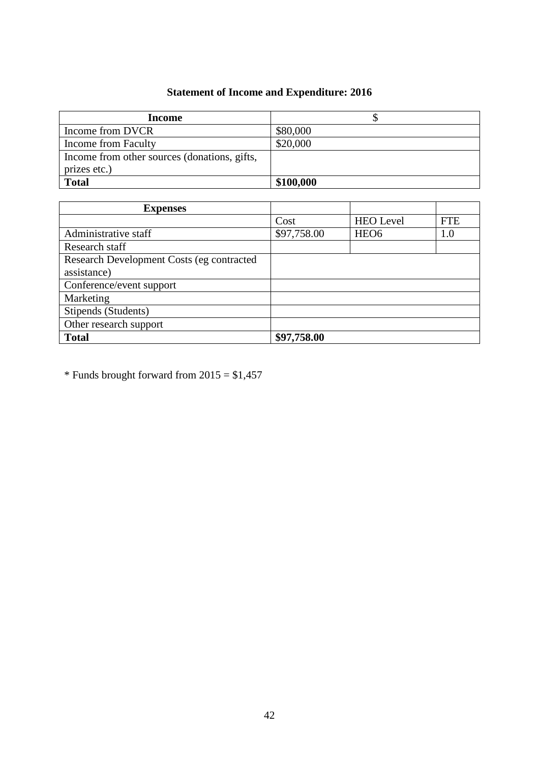**Statement of Income and Expenditure: 2016**

| Income | $ |
|---|---|
| Income from DVCR | $80,000 |
| Income from Faculty | $20,000 |
| Income from other sources (donations, gifts, prizes etc.) | |
| **Total** | **$100,000** |

| **Expenses** | | | |
|---|---|---|---|
| | Cost | HEO Level | FTE |
| Administrative staff | $97,758.00 | HEO6 | 1.0 |
| Research staff | | | |
| Research Development Costs (eg contracted assistance) | | | |
| Conference/event support | | | |
| Marketing | | | |
| Stipends (Students) | | | |
| Other research support | | | |
| **Total** | **$97,758.00** | | |

* Funds brought forward from 2015 = $1,457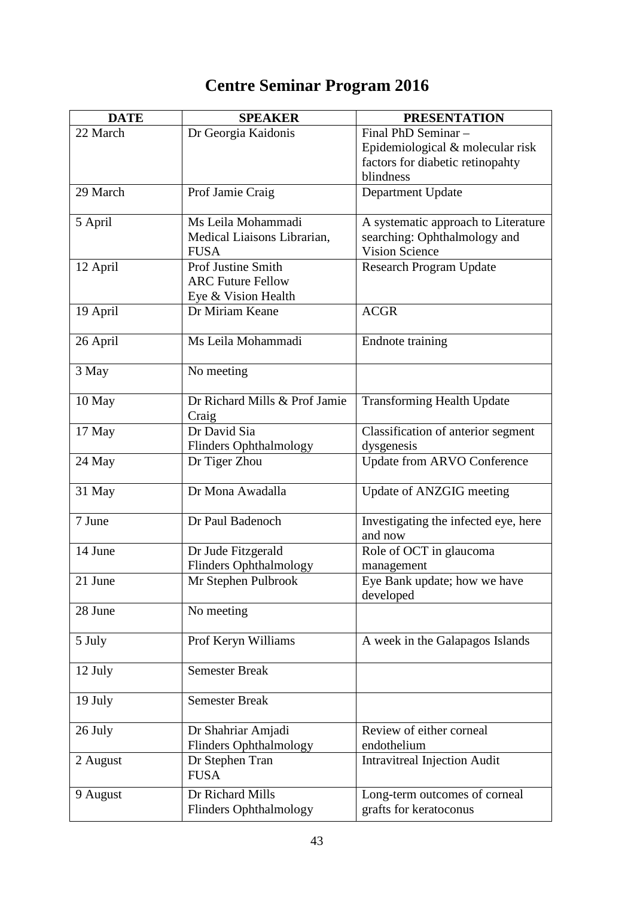# Centre Seminar Program 2016

| DATE | SPEAKER | PRESENTATION |
| --- | --- | --- |
| 22 March | Dr Georgia Kaidonis | Final PhD Seminar – Epidemiological & molecular risk factors for diabetic retinopahty blindness |
| 29 March | Prof Jamie Craig | Department Update |
| 5 April | Ms Leila Mohammadi Medical Liaisons Librarian, FUSA | A systematic approach to Literature searching: Ophthalmology and Vision Science |
| 12 April | Prof Justine Smith ARC Future Fellow Eye & Vision Health | Research Program Update |
| 19 April | Dr Miriam Keane | ACGR |
| 26 April | Ms Leila Mohammadi | Endnote training |
| 3 May | No meeting | |
| 10 May | Dr Richard Mills & Prof Jamie Craig | Transforming Health Update |
| 17 May | Dr David Sia Flinders Ophthalmology | Classification of anterior segment dysgenesis |
| 24 May | Dr Tiger Zhou | Update from ARVO Conference |
| 31 May | Dr Mona Awadalla | Update of ANZGIG meeting |
| 7 June | Dr Paul Badenoch | Investigating the infected eye, here and now |
| 14 June | Dr Jude Fitzgerald Flinders Ophthalmology | Role of OCT in glaucoma management |
| 21 June | Mr Stephen Pulbrook | Eye Bank update; how we have developed |
| 28 June | No meeting | |
| 5 July | Prof Keryn Williams | A week in the Galapagos Islands |
| 12 July | Semester Break | |
| 19 July | Semester Break | |
| 26 July | Dr Shahriar Amjadi Flinders Ophthalmology | Review of either corneal endothelium |
| 2 August | Dr Stephen Tran FUSA | Intravitreal Injection Audit |
| 9 August | Dr Richard Mills Flinders Ophthalmology | Long-term outcomes of corneal grafts for keratoconus |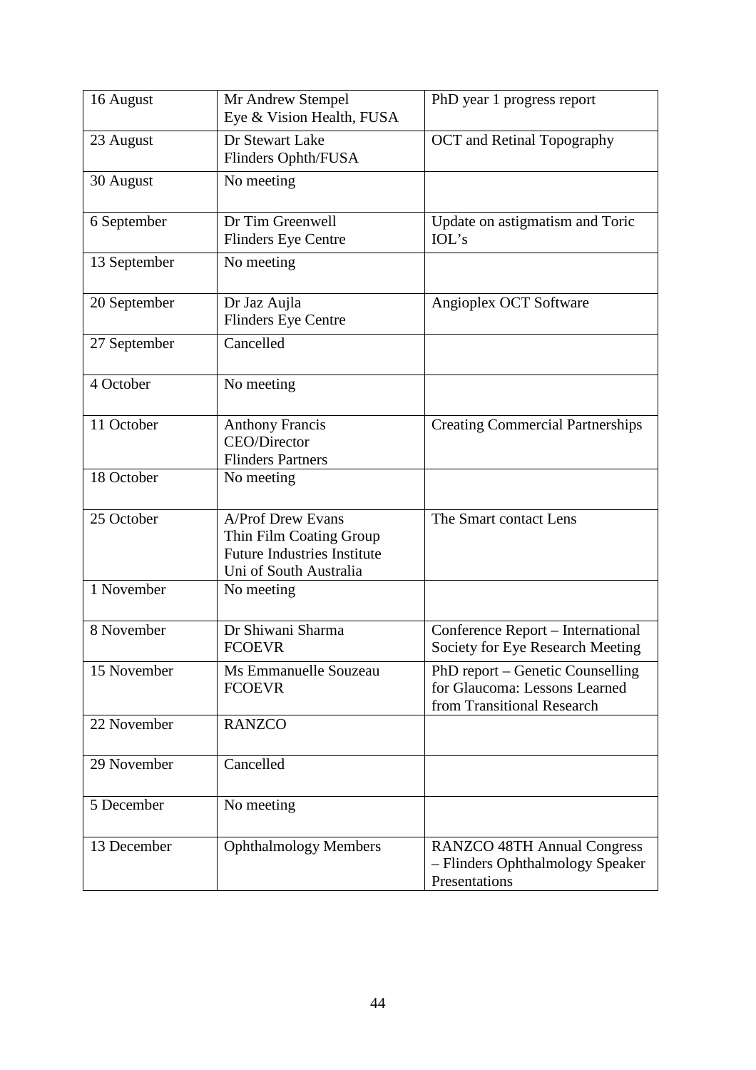| | | |
|---|---|---|
| 16 August | Mr Andrew Stempel<br>Eye & Vision Health, FUSA | PhD year 1 progress report |
| 23 August | Dr Stewart Lake<br>Flinders Ophth/FUSA | OCT and Retinal Topography |
| 30 August | No meeting | |
| 6 September | Dr Tim Greenwell<br>Flinders Eye Centre | Update on astigmatism and Toric IOL's |
| 13 September | No meeting | |
| 20 September | Dr Jaz Aujla<br>Flinders Eye Centre | Angioplex OCT Software |
| 27 September | Cancelled | |
| 4 October | No meeting | |
| 11 October | Anthony Francis<br>CEO/Director<br>Flinders Partners | Creating Commercial Partnerships |
| 18 October | No meeting | |
| 25 October | A/Prof Drew Evans<br>Thin Film Coating Group<br>Future Industries Institute<br>Uni of South Australia | The Smart contact Lens |
| 1 November | No meeting | |
| 8 November | Dr Shiwani Sharma<br>FCOEVR | Conference Report – International Society for Eye Research Meeting |
| 15 November | Ms Emmanuelle Souzeau<br>FCOEVR | PhD report – Genetic Counselling for Glaucoma: Lessons Learned from Transitional Research |
| 22 November | RANZCO | |
| 29 November | Cancelled | |
| 5 December | No meeting | |
| 13 December | Ophthalmology Members | RANZCO 48TH Annual Congress – Flinders Ophthalmology Speaker Presentations |